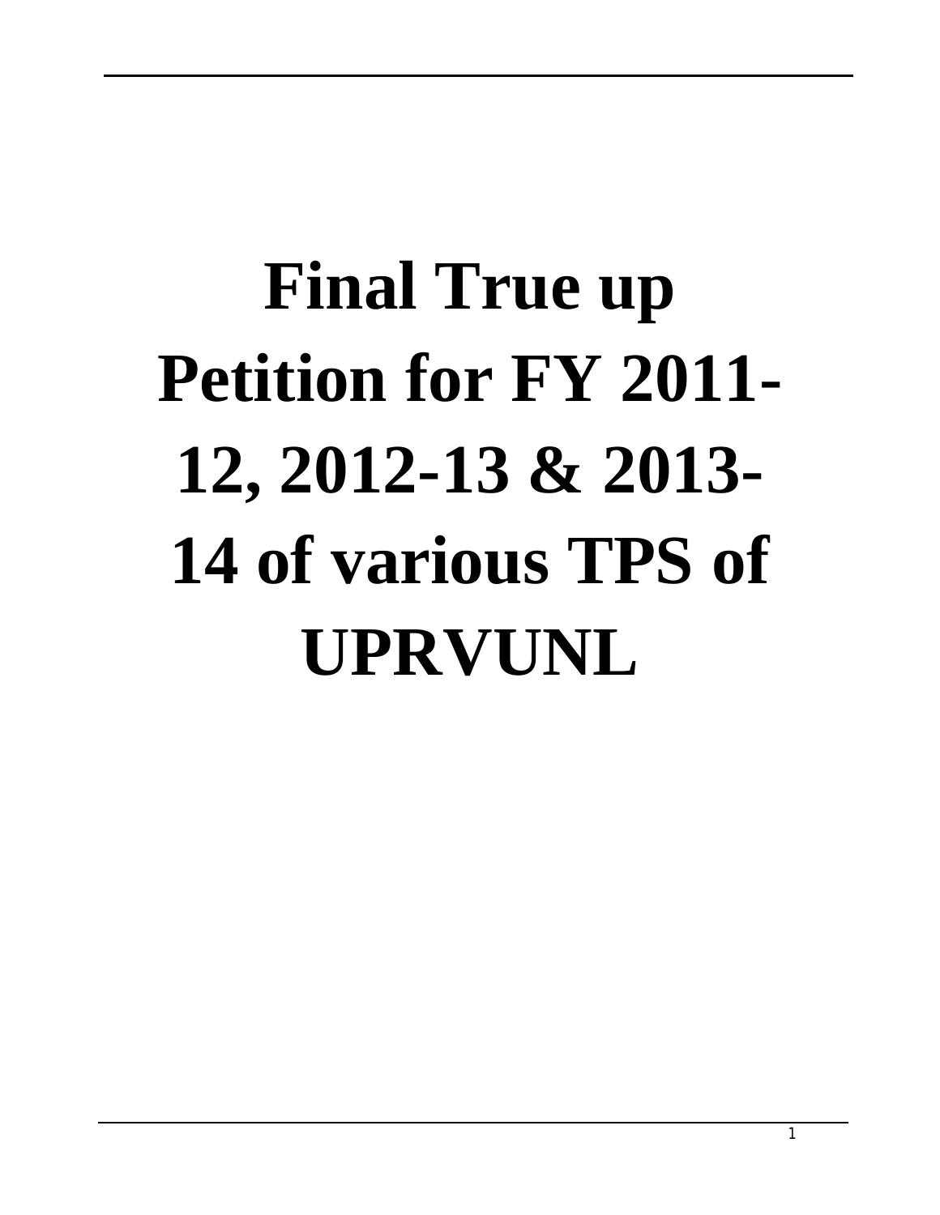# Final True up Petition for FY 2011-12, 2012-13 & 2013-14 of various TPS of UPRVUNL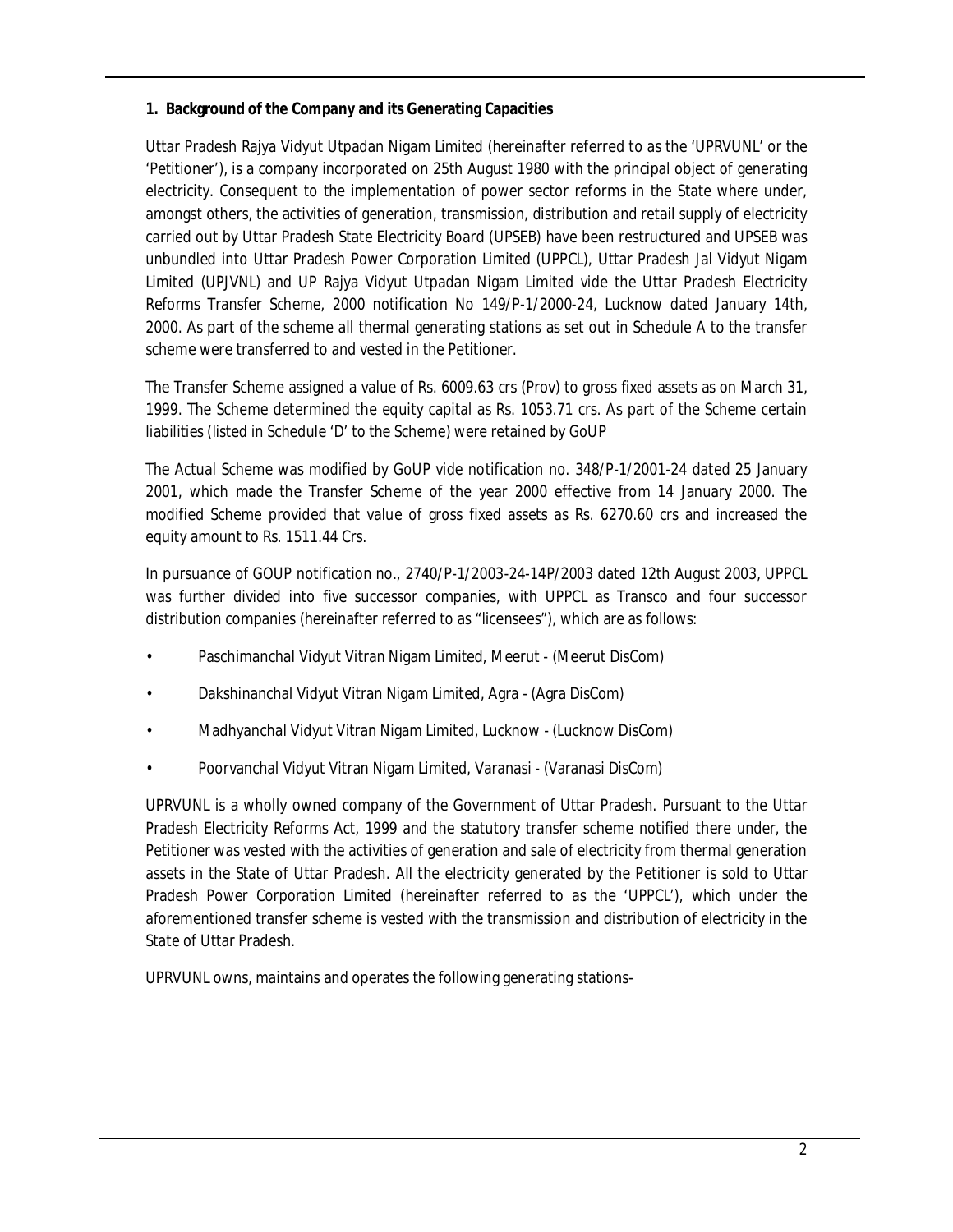## 1. Background of the Company and its Generating Capacities

Uttar Pradesh Rajya Vidyut Utpadan Nigam Limited (hereinafter referred to as the 'UPRVUNL' or the 'Petitioner'), is a company incorporated on 25th August 1980 with the principal object of generating electricity. Consequent to the implementation of power sector reforms in the State where under, amongst others, the activities of generation, transmission, distribution and retail supply of electricity carried out by Uttar Pradesh State Electricity Board (UPSEB) have been restructured and UPSEB was unbundled into Uttar Pradesh Power Corporation Limited (UPPCL), Uttar Pradesh Jal Vidyut Nigam Limited (UPJVNL) and UP Rajya Vidyut Utpadan Nigam Limited vide the Uttar Pradesh Electricity Reforms Transfer Scheme, 2000 notification No 149/P-1/2000-24, Lucknow dated January 14th, 2000. As part of the scheme all thermal generating stations as set out in Schedule A to the transfer scheme were transferred to and vested in the Petitioner.

The Transfer Scheme assigned a value of Rs. 6009.63 crs (Prov) to gross fixed assets as on March 31, 1999. The Scheme determined the equity capital as Rs. 1053.71 crs. As part of the Scheme certain liabilities (listed in Schedule 'D' to the Scheme) were retained by GoUP

The Actual Scheme was modified by GoUP vide notification no. 348/P-1/2001-24 dated 25 January 2001, which made the Transfer Scheme of the year 2000 effective from 14 January 2000. The modified Scheme provided that value of gross fixed assets as Rs. 6270.60 crs and increased the equity amount to Rs. 1511.44 Crs.

In pursuance of GOUP notification no., 2740/P-1/2003-24-14P/2003 dated 12th August 2003, UPPCL was further divided into five successor companies, with UPPCL as Transco and four successor distribution companies (hereinafter referred to as "licensees"), which are as follows:

- Paschimanchal Vidyut Vitran Nigam Limited, Meerut - (Meerut DisCom)
- Dakshinanchal Vidyut Vitran Nigam Limited, Agra - (Agra DisCom)
- Madhyanchal Vidyut Vitran Nigam Limited, Lucknow - (Lucknow DisCom)
- Poorvanchal Vidyut Vitran Nigam Limited, Varanasi - (Varanasi DisCom)

UPRVUNL is a wholly owned company of the Government of Uttar Pradesh. Pursuant to the Uttar Pradesh Electricity Reforms Act, 1999 and the statutory transfer scheme notified there under, the Petitioner was vested with the activities of generation and sale of electricity from thermal generation assets in the State of Uttar Pradesh. All the electricity generated by the Petitioner is sold to Uttar Pradesh Power Corporation Limited (hereinafter referred to as the 'UPPCL'), which under the aforementioned transfer scheme is vested with the transmission and distribution of electricity in the State of Uttar Pradesh.

UPRVUNL owns, maintains and operates the following generating stations-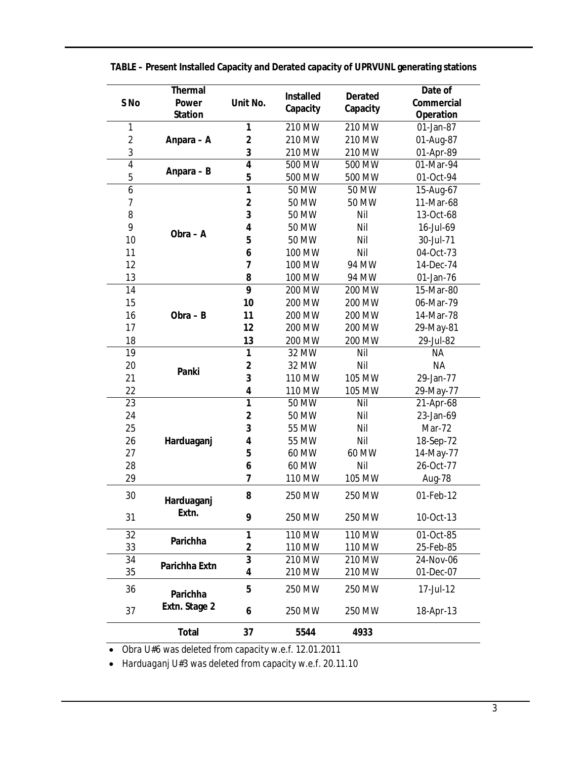**TABLE – Present Installed Capacity and Derated capacity of UPRVUNL generating stations**

| S No | Thermal Power Station | Unit No. | Installed Capacity | Derated Capacity | Date of Commercial Operation |
|---|---|---|---|---|---|
| 1 | Anpara – A | 1 | 210 MW | 210 MW | 01-Jan-87 |
| 2 | | 2 | 210 MW | 210 MW | 01-Aug-87 |
| 3 | | 3 | 210 MW | 210 MW | 01-Apr-89 |
| 4 | Anpara – B | 4 | 500 MW | 500 MW | 01-Mar-94 |
| 5 | | 5 | 500 MW | 500 MW | 01-Oct-94 |
| 6 | Obra – A | 1 | 50 MW | 50 MW | 15-Aug-67 |
| 7 | | 2 | 50 MW | 50 MW | 11-Mar-68 |
| 8 | | 3 | 50 MW | Nil | 13-Oct-68 |
| 9 | | 4 | 50 MW | Nil | 16-Jul-69 |
| 10 | | 5 | 50 MW | Nil | 30-Jul-71 |
| 11 | | 6 | 100 MW | Nil | 04-Oct-73 |
| 12 | | 7 | 100 MW | 94 MW | 14-Dec-74 |
| 13 | | 8 | 100 MW | 94 MW | 01-Jan-76 |
| 14 | Obra – B | 9 | 200 MW | 200 MW | 15-Mar-80 |
| 15 | | 10 | 200 MW | 200 MW | 06-Mar-79 |
| 16 | | 11 | 200 MW | 200 MW | 14-Mar-78 |
| 17 | | 12 | 200 MW | 200 MW | 29-May-81 |
| 18 | | 13 | 200 MW | 200 MW | 29-Jul-82 |
| 19 | Panki | 1 | 32 MW | Nil | NA |
| 20 | | 2 | 32 MW | Nil | NA |
| 21 | | 3 | 110 MW | 105 MW | 29-Jan-77 |
| 22 | | 4 | 110 MW | 105 MW | 29-May-77 |
| 23 | Harduaganj | 1 | 50 MW | Nil | 21-Apr-68 |
| 24 | | 2 | 50 MW | Nil | 23-Jan-69 |
| 25 | | 3 | 55 MW | Nil | Mar-72 |
| 26 | | 4 | 55 MW | Nil | 18-Sep-72 |
| 27 | | 5 | 60 MW | 60 MW | 14-May-77 |
| 28 | | 6 | 60 MW | Nil | 26-Oct-77 |
| 29 | | 7 | 110 MW | 105 MW | Aug-78 |
| 30 | Harduaganj Extn. | 8 | 250 MW | 250 MW | 01-Feb-12 |
| 31 | | 9 | 250 MW | 250 MW | 10-Oct-13 |
| 32 | Parichha | 1 | 110 MW | 110 MW | 01-Oct-85 |
| 33 | | 2 | 110 MW | 110 MW | 25-Feb-85 |
| 34 | Parichha Extn | 3 | 210 MW | 210 MW | 24-Nov-06 |
| 35 | | 4 | 210 MW | 210 MW | 01-Dec-07 |
| 36 | Parichha Extn. Stage 2 | 5 | 250 MW | 250 MW | 17-Jul-12 |
| 37 | | 6 | 250 MW | 250 MW | 18-Apr-13 |
| | **Total** | **37** | **5544** | **4933** | |

- Obra U#6 was deleted from capacity w.e.f. 12.01.2011
- Harduaganj U#3 was deleted from capacity w.e.f. 20.11.10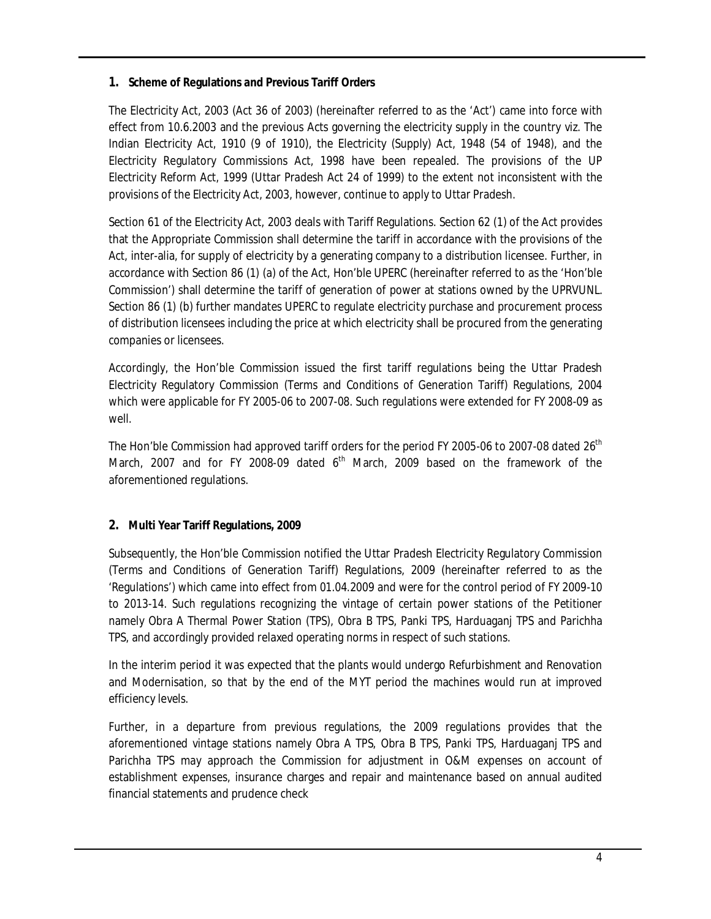## 1. Scheme of Regulations and Previous Tariff Orders

The Electricity Act, 2003 (Act 36 of 2003) (hereinafter referred to as the 'Act') came into force with effect from 10.6.2003 and the previous Acts governing the electricity supply in the country viz. The Indian Electricity Act, 1910 (9 of 1910), the Electricity (Supply) Act, 1948 (54 of 1948), and the Electricity Regulatory Commissions Act, 1998 have been repealed. The provisions of the UP Electricity Reform Act, 1999 (Uttar Pradesh Act 24 of 1999) to the extent not inconsistent with the provisions of the Electricity Act, 2003, however, continue to apply to Uttar Pradesh.

Section 61 of the Electricity Act, 2003 deals with Tariff Regulations. Section 62 (1) of the Act provides that the Appropriate Commission shall determine the tariff in accordance with the provisions of the Act, inter-alia, for supply of electricity by a generating company to a distribution licensee. Further, in accordance with Section 86 (1) (a) of the Act, Hon'ble UPERC (hereinafter referred to as the 'Hon'ble Commission') shall determine the tariff of generation of power at stations owned by the UPRVUNL. Section 86 (1) (b) further mandates UPERC to regulate electricity purchase and procurement process of distribution licensees including the price at which electricity shall be procured from the generating companies or licensees.

Accordingly, the Hon'ble Commission issued the first tariff regulations being the Uttar Pradesh Electricity Regulatory Commission (Terms and Conditions of Generation Tariff) Regulations, 2004 which were applicable for FY 2005-06 to 2007-08. Such regulations were extended for FY 2008-09 as well.

The Hon'ble Commission had approved tariff orders for the period FY 2005-06 to 2007-08 dated 26th March, 2007 and for FY 2008-09 dated 6th March, 2009 based on the framework of the aforementioned regulations.

## 2. Multi Year Tariff Regulations, 2009

Subsequently, the Hon'ble Commission notified the Uttar Pradesh Electricity Regulatory Commission (Terms and Conditions of Generation Tariff) Regulations, 2009 (hereinafter referred to as the 'Regulations') which came into effect from 01.04.2009 and were for the control period of FY 2009-10 to 2013-14. Such regulations recognizing the vintage of certain power stations of the Petitioner namely Obra A Thermal Power Station (TPS), Obra B TPS, Panki TPS, Harduaganj TPS and Parichha TPS, and accordingly provided relaxed operating norms in respect of such stations.

In the interim period it was expected that the plants would undergo Refurbishment and Renovation and Modernisation, so that by the end of the MYT period the machines would run at improved efficiency levels.

Further, in a departure from previous regulations, the 2009 regulations provides that the aforementioned vintage stations namely Obra A TPS, Obra B TPS, Panki TPS, Harduaganj TPS and Parichha TPS may approach the Commission for adjustment in O&M expenses on account of establishment expenses, insurance charges and repair and maintenance based on annual audited financial statements and prudence check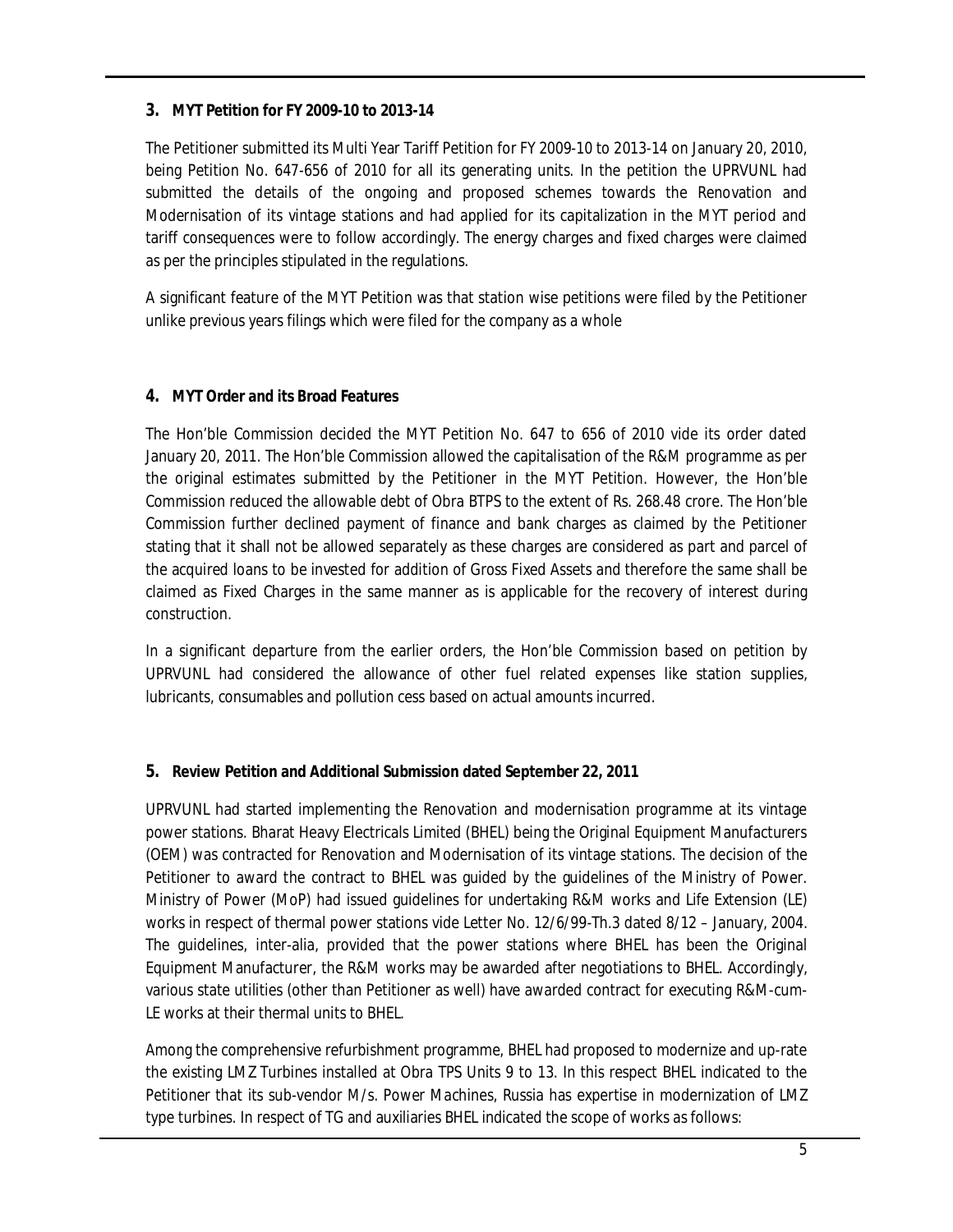## 3. MYT Petition for FY 2009-10 to 2013-14

The Petitioner submitted its Multi Year Tariff Petition for FY 2009-10 to 2013-14 on January 20, 2010, being Petition No. 647-656 of 2010 for all its generating units. In the petition the UPRVUNL had submitted the details of the ongoing and proposed schemes towards the Renovation and Modernisation of its vintage stations and had applied for its capitalization in the MYT period and tariff consequences were to follow accordingly. The energy charges and fixed charges were claimed as per the principles stipulated in the regulations.

A significant feature of the MYT Petition was that station wise petitions were filed by the Petitioner unlike previous years filings which were filed for the company as a whole

## 4. MYT Order and its Broad Features

The Hon'ble Commission decided the MYT Petition No. 647 to 656 of 2010 vide its order dated January 20, 2011. The Hon'ble Commission allowed the capitalisation of the R&M programme as per the original estimates submitted by the Petitioner in the MYT Petition. However, the Hon'ble Commission reduced the allowable debt of Obra BTPS to the extent of Rs. 268.48 crore. The Hon'ble Commission further declined payment of finance and bank charges as claimed by the Petitioner stating that it shall not be allowed separately as these charges are considered as part and parcel of the acquired loans to be invested for addition of Gross Fixed Assets and therefore the same shall be claimed as Fixed Charges in the same manner as is applicable for the recovery of interest during construction.

In a significant departure from the earlier orders, the Hon'ble Commission based on petition by UPRVUNL had considered the allowance of other fuel related expenses like station supplies, lubricants, consumables and pollution cess based on actual amounts incurred.

## 5. Review Petition and Additional Submission dated September 22, 2011

UPRVUNL had started implementing the Renovation and modernisation programme at its vintage power stations. Bharat Heavy Electricals Limited (BHEL) being the Original Equipment Manufacturers (OEM) was contracted for Renovation and Modernisation of its vintage stations. The decision of the Petitioner to award the contract to BHEL was guided by the guidelines of the Ministry of Power. Ministry of Power (MoP) had issued guidelines for undertaking R&M works and Life Extension (LE) works in respect of thermal power stations vide Letter No. 12/6/99-Th.3 dated 8/12 – January, 2004. The guidelines, inter-alia, provided that the power stations where BHEL has been the Original Equipment Manufacturer, the R&M works may be awarded after negotiations to BHEL. Accordingly, various state utilities (other than Petitioner as well) have awarded contract for executing R&M-cum-LE works at their thermal units to BHEL.

Among the comprehensive refurbishment programme, BHEL had proposed to modernize and up-rate the existing LMZ Turbines installed at Obra TPS Units 9 to 13. In this respect BHEL indicated to the Petitioner that its sub-vendor M/s. Power Machines, Russia has expertise in modernization of LMZ type turbines. In respect of TG and auxiliaries BHEL indicated the scope of works as follows: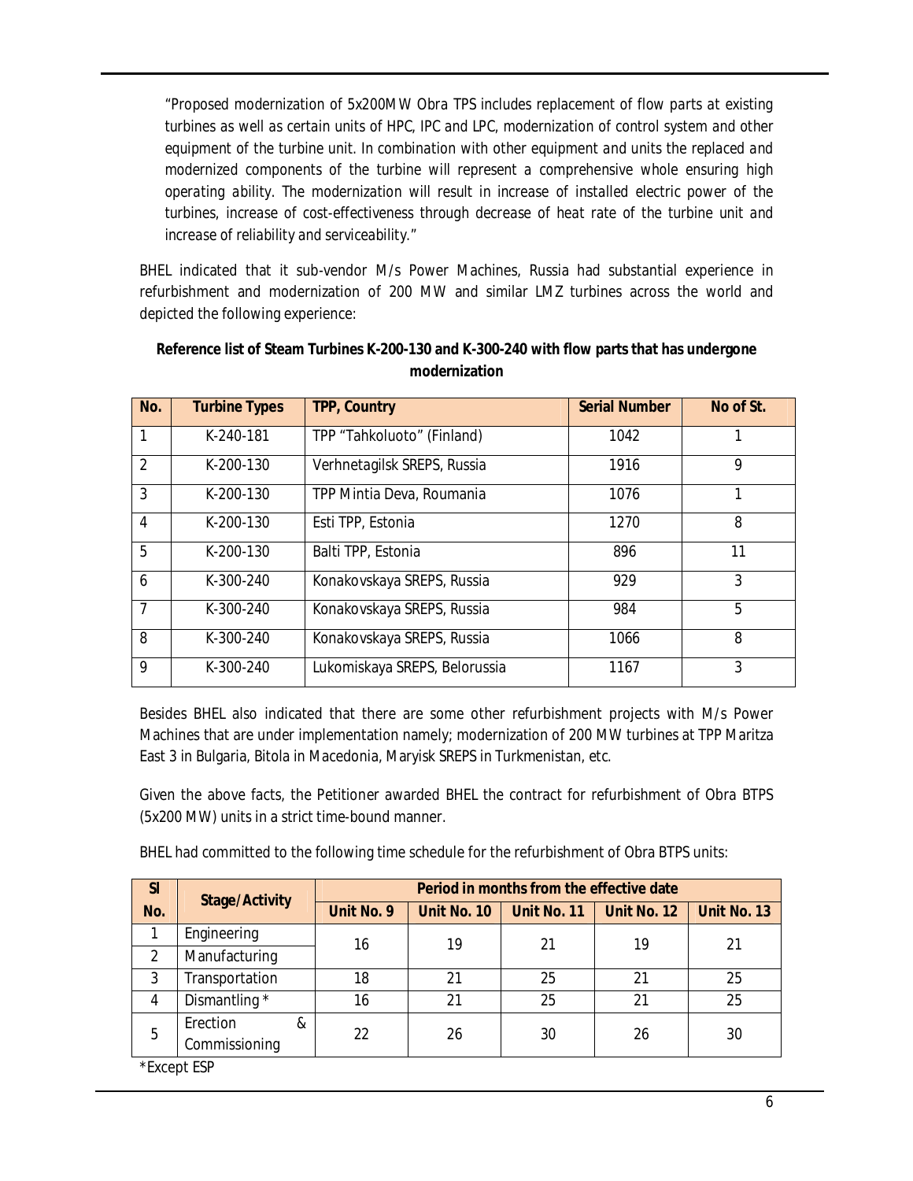"Proposed modernization of 5x200MW Obra TPS includes replacement of flow parts at existing turbines as well as certain units of HPC, IPC and LPC, modernization of control system and other equipment of the turbine unit. In combination with other equipment and units the replaced and modernized components of the turbine will represent a comprehensive whole ensuring high operating ability. The modernization will result in increase of installed electric power of the turbines, increase of cost-effectiveness through decrease of heat rate of the turbine unit and increase of reliability and serviceability."

BHEL indicated that it sub-vendor M/s Power Machines, Russia had substantial experience in refurbishment and modernization of 200 MW and similar LMZ turbines across the world and depicted the following experience:

**Reference list of Steam Turbines K-200-130 and K-300-240 with flow parts that has undergone modernization**

| No. | Turbine Types | TPP, Country | Serial Number | No of St. |
|---|---|---|---|---|
| 1 | K-240-181 | TPP "Tahkoluoto" (Finland) | 1042 | 1 |
| 2 | K-200-130 | Verhnetagilsk SREPS, Russia | 1916 | 9 |
| 3 | K-200-130 | TPP Mintia Deva, Roumania | 1076 | 1 |
| 4 | K-200-130 | Esti TPP, Estonia | 1270 | 8 |
| 5 | K-200-130 | Balti TPP, Estonia | 896 | 11 |
| 6 | K-300-240 | Konakovskaya SREPS, Russia | 929 | 3 |
| 7 | K-300-240 | Konakovskaya SREPS, Russia | 984 | 5 |
| 8 | K-300-240 | Konakovskaya SREPS, Russia | 1066 | 8 |
| 9 | K-300-240 | Lukomiskaya SREPS, Belorussia | 1167 | 3 |

Besides BHEL also indicated that there are some other refurbishment projects with M/s Power Machines that are under implementation namely; modernization of 200 MW turbines at TPP Maritza East 3 in Bulgaria, Bitola in Macedonia, Maryisk SREPS in Turkmenistan, etc.

Given the above facts, the Petitioner awarded BHEL the contract for refurbishment of Obra BTPS (5x200 MW) units in a strict time-bound manner.

BHEL had committed to the following time schedule for the refurbishment of Obra BTPS units:

| Sl No. | Stage/Activity | Period in months from the effective date | | | | |
|---|---|---|---|---|---|---|
| | | Unit No. 9 | Unit No. 10 | Unit No. 11 | Unit No. 12 | Unit No. 13 |
| 1 | Engineering | 16 | 19 | 21 | 19 | 21 |
| 2 | Manufacturing | | | | | |
| 3 | Transportation | 18 | 21 | 25 | 21 | 25 |
| 4 | Dismantling * | 16 | 21 | 25 | 21 | 25 |
| 5 | Erection & Commissioning | 22 | 26 | 30 | 26 | 30 |

*Except ESP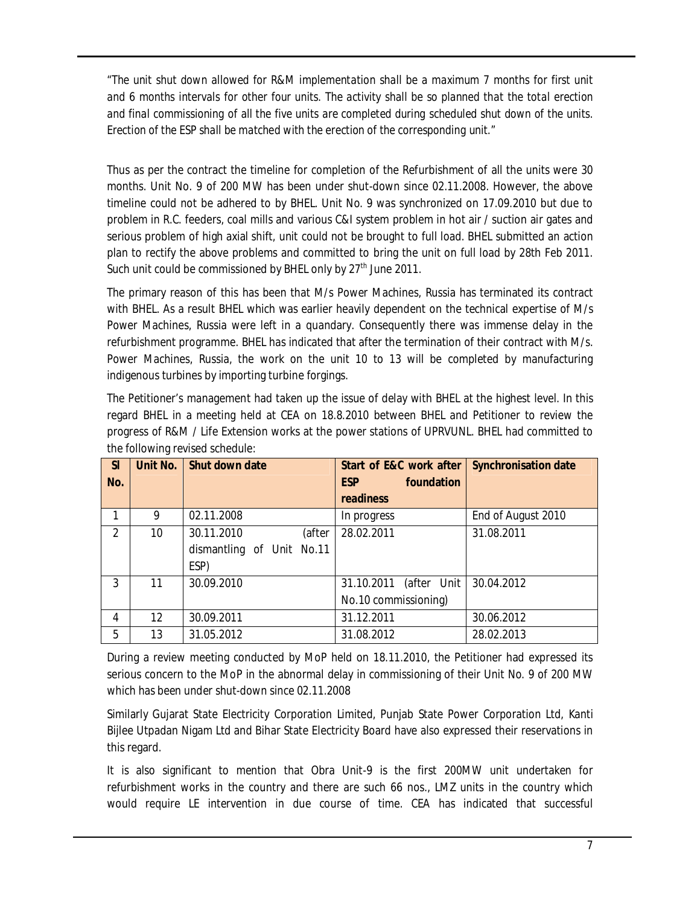"The unit shut down allowed for R&M implementation shall be a maximum 7 months for first unit and 6 months intervals for other four units. The activity shall be so planned that the total erection and final commissioning of all the five units are completed during scheduled shut down of the units. Erection of the ESP shall be matched with the erection of the corresponding unit."

Thus as per the contract the timeline for completion of the Refurbishment of all the units were 30 months. Unit No. 9 of 200 MW has been under shut-down since 02.11.2008. However, the above timeline could not be adhered to by BHEL. Unit No. 9 was synchronized on 17.09.2010 but due to problem in R.C. feeders, coal mills and various C&I system problem in hot air / suction air gates and serious problem of high axial shift, unit could not be brought to full load. BHEL submitted an action plan to rectify the above problems and committed to bring the unit on full load by 28th Feb 2011. Such unit could be commissioned by BHEL only by 27th June 2011.

The primary reason of this has been that M/s Power Machines, Russia has terminated its contract with BHEL. As a result BHEL which was earlier heavily dependent on the technical expertise of M/s Power Machines, Russia were left in a quandary. Consequently there was immense delay in the refurbishment programme. BHEL has indicated that after the termination of their contract with M/s. Power Machines, Russia, the work on the unit 10 to 13 will be completed by manufacturing indigenous turbines by importing turbine forgings.

The Petitioner's management had taken up the issue of delay with BHEL at the highest level. In this regard BHEL in a meeting held at CEA on 18.8.2010 between BHEL and Petitioner to review the progress of R&M / Life Extension works at the power stations of UPRVUNL. BHEL had committed to the following revised schedule:

| Sl No. | Unit No. | Shut down date | Start of E&C work after ESP foundation readiness | Synchronisation date |
|---|---|---|---|---|
| 1 | 9 | 02.11.2008 | In progress | End of August 2010 |
| 2 | 10 | 30.11.2010 (after dismantling of Unit No.11 ESP) | 28.02.2011 | 31.08.2011 |
| 3 | 11 | 30.09.2010 | 31.10.2011 (after Unit No.10 commissioning) | 30.04.2012 |
| 4 | 12 | 30.09.2011 | 31.12.2011 | 30.06.2012 |
| 5 | 13 | 31.05.2012 | 31.08.2012 | 28.02.2013 |

During a review meeting conducted by MoP held on 18.11.2010, the Petitioner had expressed its serious concern to the MoP in the abnormal delay in commissioning of their Unit No. 9 of 200 MW which has been under shut-down since 02.11.2008

Similarly Gujarat State Electricity Corporation Limited, Punjab State Power Corporation Ltd, Kanti Bijlee Utpadan Nigam Ltd and Bihar State Electricity Board have also expressed their reservations in this regard.

It is also significant to mention that Obra Unit-9 is the first 200MW unit undertaken for refurbishment works in the country and there are such 66 nos., LMZ units in the country which would require LE intervention in due course of time. CEA has indicated that successful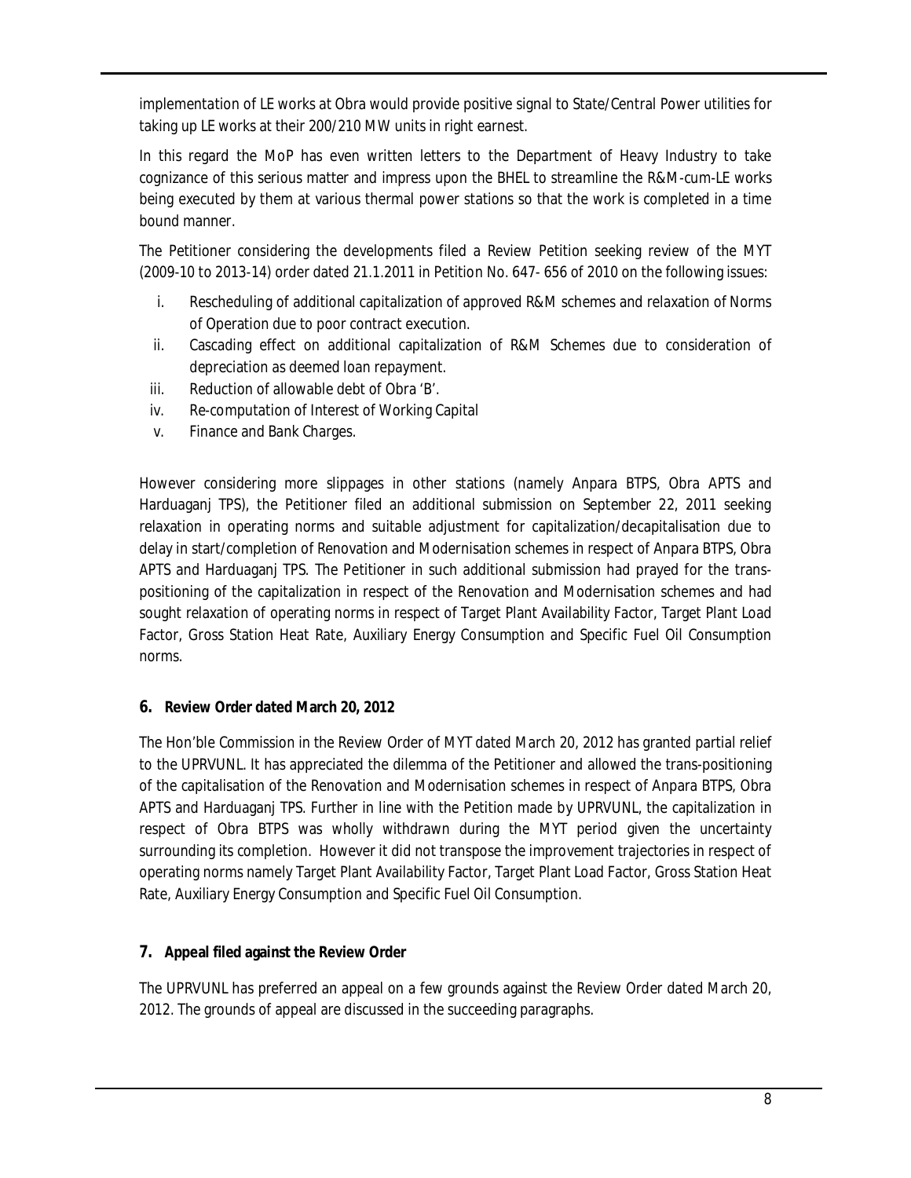implementation of LE works at Obra would provide positive signal to State/Central Power utilities for taking up LE works at their 200/210 MW units in right earnest.

In this regard the MoP has even written letters to the Department of Heavy Industry to take cognizance of this serious matter and impress upon the BHEL to streamline the R&M-cum-LE works being executed by them at various thermal power stations so that the work is completed in a time bound manner.

The Petitioner considering the developments filed a Review Petition seeking review of the MYT (2009-10 to 2013-14) order dated 21.1.2011 in Petition No. 647- 656 of 2010 on the following issues:

i. Rescheduling of additional capitalization of approved R&M schemes and relaxation of Norms of Operation due to poor contract execution.
ii. Cascading effect on additional capitalization of R&M Schemes due to consideration of depreciation as deemed loan repayment.
iii. Reduction of allowable debt of Obra 'B'.
iv. Re-computation of Interest of Working Capital
v. Finance and Bank Charges.

However considering more slippages in other stations (namely Anpara BTPS, Obra APTS and Harduaganj TPS), the Petitioner filed an additional submission on September 22, 2011 seeking relaxation in operating norms and suitable adjustment for capitalization/decapitalisation due to delay in start/completion of Renovation and Modernisation schemes in respect of Anpara BTPS, Obra APTS and Harduaganj TPS. The Petitioner in such additional submission had prayed for the trans-positioning of the capitalization in respect of the Renovation and Modernisation schemes and had sought relaxation of operating norms in respect of Target Plant Availability Factor, Target Plant Load Factor, Gross Station Heat Rate, Auxiliary Energy Consumption and Specific Fuel Oil Consumption norms.

## 6. Review Order dated March 20, 2012

The Hon'ble Commission in the Review Order of MYT dated March 20, 2012 has granted partial relief to the UPRVUNL. It has appreciated the dilemma of the Petitioner and allowed the trans-positioning of the capitalisation of the Renovation and Modernisation schemes in respect of Anpara BTPS, Obra APTS and Harduaganj TPS. Further in line with the Petition made by UPRVUNL, the capitalization in respect of Obra BTPS was wholly withdrawn during the MYT period given the uncertainty surrounding its completion. However it did not transpose the improvement trajectories in respect of operating norms namely Target Plant Availability Factor, Target Plant Load Factor, Gross Station Heat Rate, Auxiliary Energy Consumption and Specific Fuel Oil Consumption.

## 7. Appeal filed against the Review Order

The UPRVUNL has preferred an appeal on a few grounds against the Review Order dated March 20, 2012. The grounds of appeal are discussed in the succeeding paragraphs.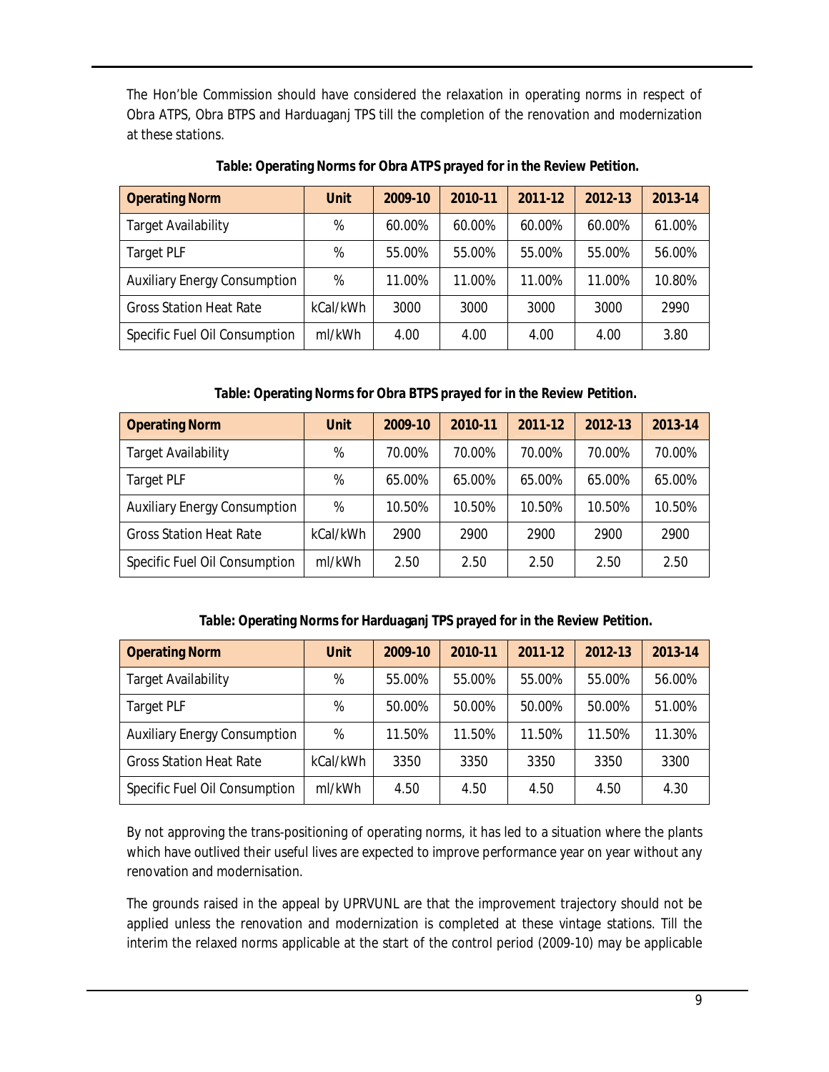The Hon'ble Commission should have considered the relaxation in operating norms in respect of Obra ATPS, Obra BTPS and Harduaganj TPS till the completion of the renovation and modernization at these stations.

**Table: Operating Norms for Obra ATPS prayed for in the Review Petition.**

| Operating Norm | Unit | 2009-10 | 2010-11 | 2011-12 | 2012-13 | 2013-14 |
|---|---|---|---|---|---|---|
| Target Availability | % | 60.00% | 60.00% | 60.00% | 60.00% | 61.00% |
| Target PLF | % | 55.00% | 55.00% | 55.00% | 55.00% | 56.00% |
| Auxiliary Energy Consumption | % | 11.00% | 11.00% | 11.00% | 11.00% | 10.80% |
| Gross Station Heat Rate | kCal/kWh | 3000 | 3000 | 3000 | 3000 | 2990 |
| Specific Fuel Oil Consumption | ml/kWh | 4.00 | 4.00 | 4.00 | 4.00 | 3.80 |

**Table: Operating Norms for Obra BTPS prayed for in the Review Petition.**

| Operating Norm | Unit | 2009-10 | 2010-11 | 2011-12 | 2012-13 | 2013-14 |
|---|---|---|---|---|---|---|
| Target Availability | % | 70.00% | 70.00% | 70.00% | 70.00% | 70.00% |
| Target PLF | % | 65.00% | 65.00% | 65.00% | 65.00% | 65.00% |
| Auxiliary Energy Consumption | % | 10.50% | 10.50% | 10.50% | 10.50% | 10.50% |
| Gross Station Heat Rate | kCal/kWh | 2900 | 2900 | 2900 | 2900 | 2900 |
| Specific Fuel Oil Consumption | ml/kWh | 2.50 | 2.50 | 2.50 | 2.50 | 2.50 |

**Table: Operating Norms for Harduaganj TPS prayed for in the Review Petition.**

| Operating Norm | Unit | 2009-10 | 2010-11 | 2011-12 | 2012-13 | 2013-14 |
|---|---|---|---|---|---|---|
| Target Availability | % | 55.00% | 55.00% | 55.00% | 55.00% | 56.00% |
| Target PLF | % | 50.00% | 50.00% | 50.00% | 50.00% | 51.00% |
| Auxiliary Energy Consumption | % | 11.50% | 11.50% | 11.50% | 11.50% | 11.30% |
| Gross Station Heat Rate | kCal/kWh | 3350 | 3350 | 3350 | 3350 | 3300 |
| Specific Fuel Oil Consumption | ml/kWh | 4.50 | 4.50 | 4.50 | 4.50 | 4.30 |

By not approving the trans-positioning of operating norms, it has led to a situation where the plants which have outlived their useful lives are expected to improve performance year on year without any renovation and modernisation.

The grounds raised in the appeal by UPRVUNL are that the improvement trajectory should not be applied unless the renovation and modernization is completed at these vintage stations. Till the interim the relaxed norms applicable at the start of the control period (2009-10) may be applicable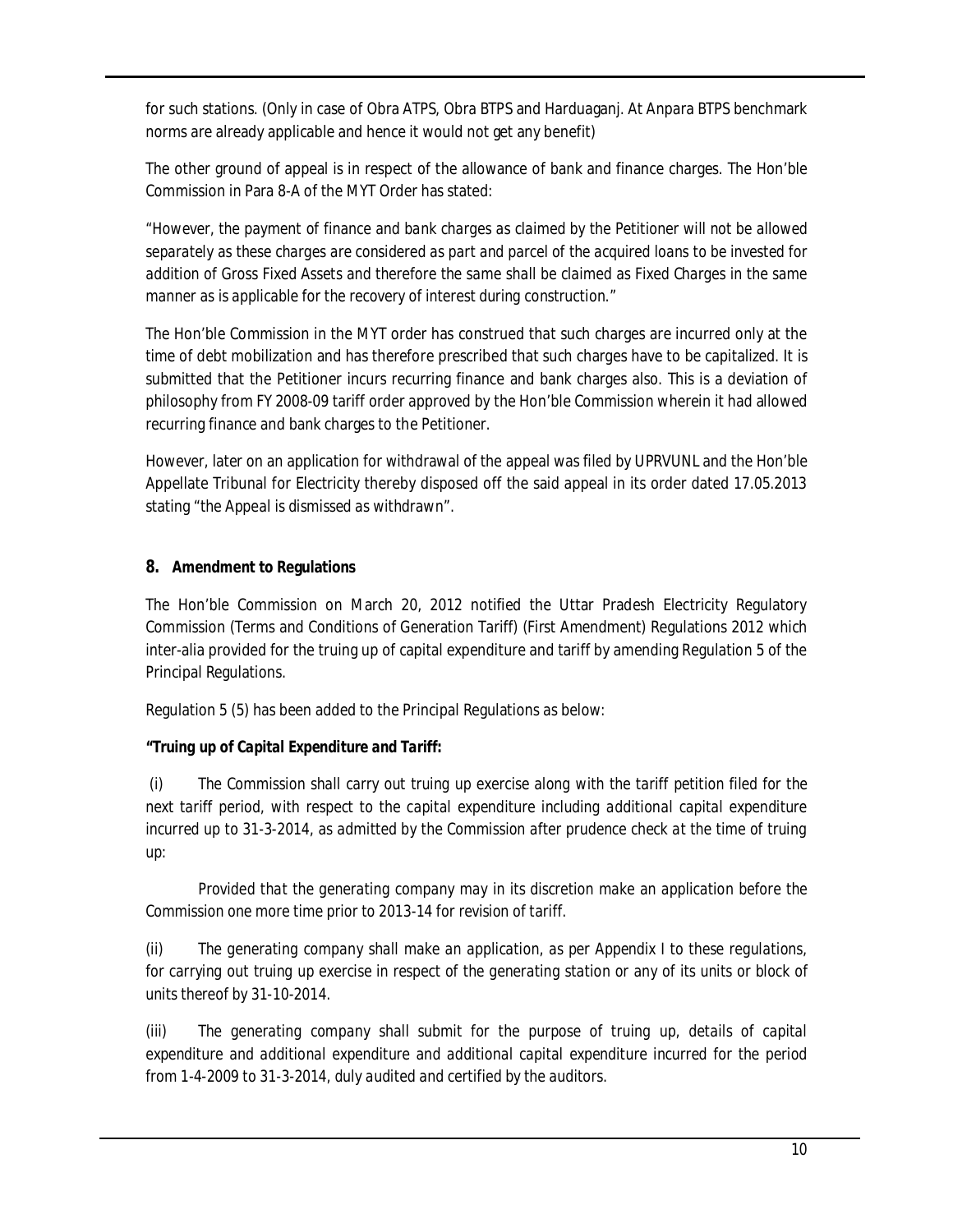for such stations. (Only in case of Obra ATPS, Obra BTPS and Harduaganj. At Anpara BTPS benchmark norms are already applicable and hence it would not get any benefit)

The other ground of appeal is in respect of the allowance of bank and finance charges. The Hon'ble Commission in Para 8-A of the MYT Order has stated:

*"However, the payment of finance and bank charges as claimed by the Petitioner will not be allowed separately as these charges are considered as part and parcel of the acquired loans to be invested for addition of Gross Fixed Assets and therefore the same shall be claimed as Fixed Charges in the same manner as is applicable for the recovery of interest during construction."*

The Hon'ble Commission in the MYT order has construed that such charges are incurred only at the time of debt mobilization and has therefore prescribed that such charges have to be capitalized. It is submitted that the Petitioner incurs recurring finance and bank charges also. This is a deviation of philosophy from FY 2008-09 tariff order approved by the Hon'ble Commission wherein it had allowed recurring finance and bank charges to the Petitioner.

However, later on an application for withdrawal of the appeal was filed by UPRVUNL and the Hon'ble Appellate Tribunal for Electricity thereby disposed off the said appeal in its order dated 17.05.2013 stating "the Appeal is dismissed as withdrawn".

## 8. Amendment to Regulations

The Hon'ble Commission on March 20, 2012 notified the Uttar Pradesh Electricity Regulatory Commission (Terms and Conditions of Generation Tariff) (First Amendment) Regulations 2012 which inter-alia provided for the truing up of capital expenditure and tariff by amending Regulation 5 of the Principal Regulations.

Regulation 5 (5) has been added to the Principal Regulations as below:

***"Truing up of Capital Expenditure and Tariff:***

*(i) The Commission shall carry out truing up exercise along with the tariff petition filed for the next tariff period, with respect to the capital expenditure including additional capital expenditure incurred up to 31-3-2014, as admitted by the Commission after prudence check at the time of truing up:*

*Provided that the generating company may in its discretion make an application before the Commission one more time prior to 2013-14 for revision of tariff.*

*(ii) The generating company shall make an application, as per Appendix I to these regulations, for carrying out truing up exercise in respect of the generating station or any of its units or block of units thereof by 31-10-2014.*

*(iii) The generating company shall submit for the purpose of truing up, details of capital expenditure and additional expenditure and additional capital expenditure incurred for the period from 1-4-2009 to 31-3-2014, duly audited and certified by the auditors.*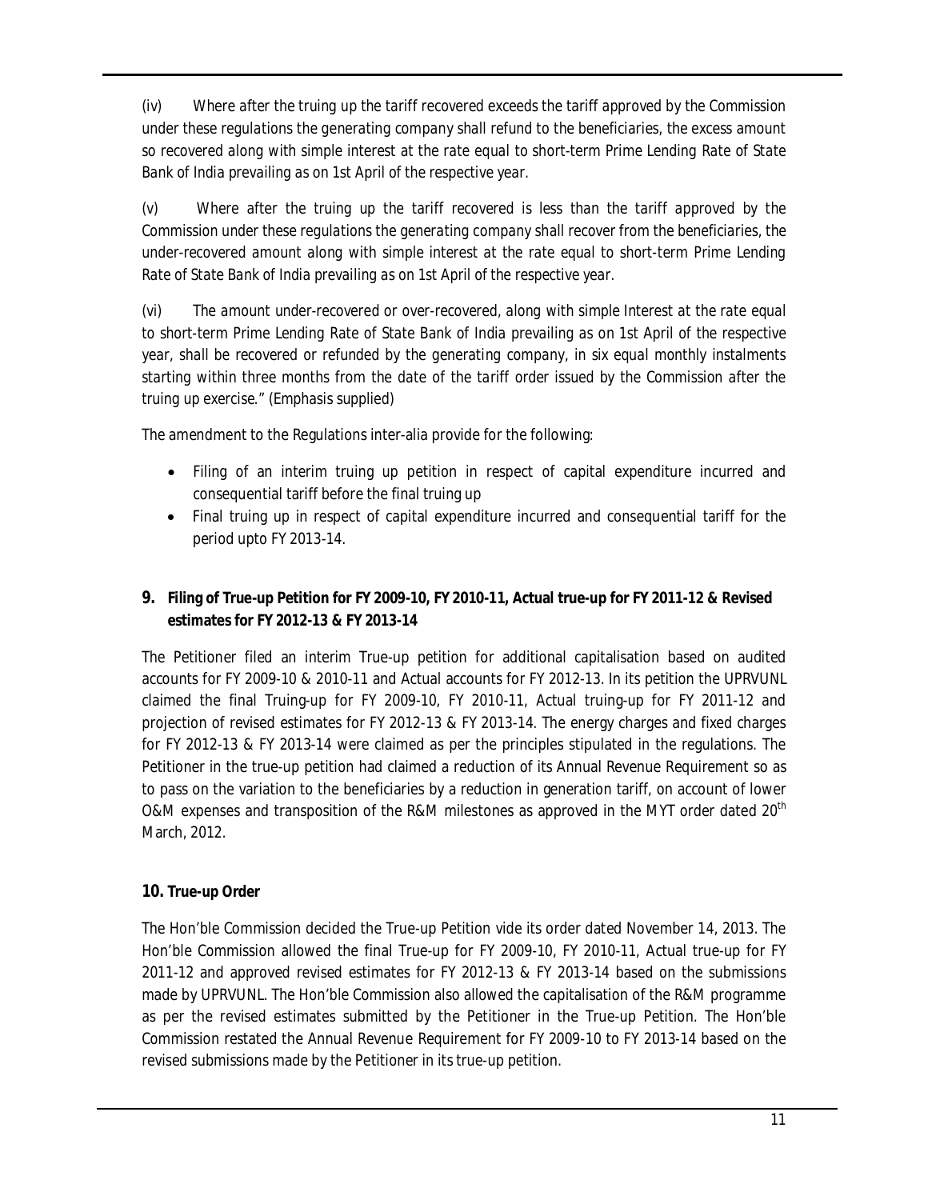*(iv) Where after the truing up the tariff recovered exceeds the tariff approved by the Commission under these regulations the generating company shall refund to the beneficiaries, the excess amount so recovered along with simple interest at the rate equal to short-term Prime Lending Rate of State Bank of India prevailing as on 1st April of the respective year.*

*(v) Where after the truing up the tariff recovered is less than the tariff approved by the Commission under these regulations the generating company shall recover from the beneficiaries, the under-recovered amount along with simple interest at the rate equal to short-term Prime Lending Rate of State Bank of India prevailing as on 1st April of the respective year.*

*(vi) The amount under-recovered or over-recovered, along with simple Interest at the rate equal to short-term Prime Lending Rate of State Bank of India prevailing as on 1st April of the respective year, shall be recovered or refunded by the generating company, in six equal monthly instalments starting within three months from the date of the tariff order issued by the Commission after the truing up exercise." (Emphasis supplied)*

The amendment to the Regulations inter-alia provide for the following:

- Filing of an interim truing up petition in respect of capital expenditure incurred and consequential tariff before the final truing up
- Final truing up in respect of capital expenditure incurred and consequential tariff for the period upto FY 2013-14.

## 9. Filing of True-up Petition for FY 2009-10, FY 2010-11, Actual true-up for FY 2011-12 & Revised estimates for FY 2012-13 & FY 2013-14

The Petitioner filed an interim True-up petition for additional capitalisation based on audited accounts for FY 2009-10 & 2010-11 and Actual accounts for FY 2012-13. In its petition the UPRVUNL claimed the final Truing-up for FY 2009-10, FY 2010-11, Actual truing-up for FY 2011-12 and projection of revised estimates for FY 2012-13 & FY 2013-14. The energy charges and fixed charges for FY 2012-13 & FY 2013-14 were claimed as per the principles stipulated in the regulations. The Petitioner in the true-up petition had claimed a reduction of its Annual Revenue Requirement so as to pass on the variation to the beneficiaries by a reduction in generation tariff, on account of lower O&M expenses and transposition of the R&M milestones as approved in the MYT order dated 20th March, 2012.

## 10. True-up Order

The Hon'ble Commission decided the True-up Petition vide its order dated November 14, 2013. The Hon'ble Commission allowed the final True-up for FY 2009-10, FY 2010-11, Actual true-up for FY 2011-12 and approved revised estimates for FY 2012-13 & FY 2013-14 based on the submissions made by UPRVUNL. The Hon'ble Commission also allowed the capitalisation of the R&M programme as per the revised estimates submitted by the Petitioner in the True-up Petition. The Hon'ble Commission restated the Annual Revenue Requirement for FY 2009-10 to FY 2013-14 based on the revised submissions made by the Petitioner in its true-up petition.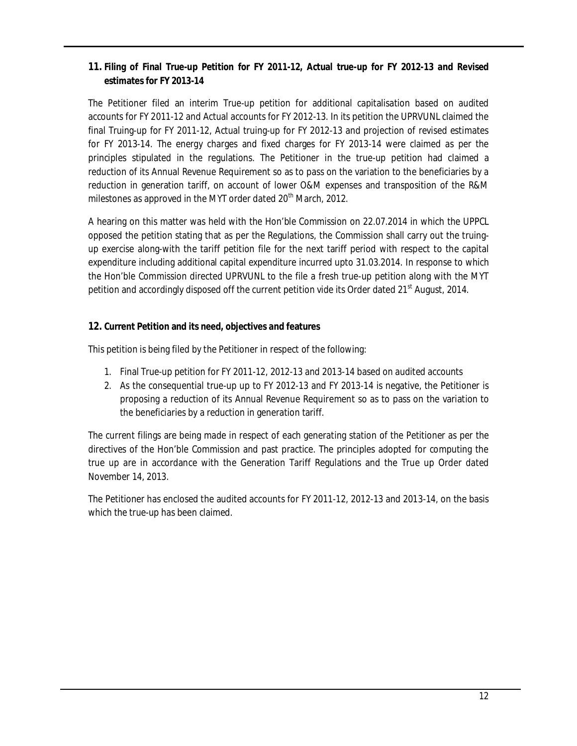## 11. Filing of Final True-up Petition for FY 2011-12, Actual true-up for FY 2012-13 and Revised estimates for FY 2013-14

The Petitioner filed an interim True-up petition for additional capitalisation based on audited accounts for FY 2011-12 and Actual accounts for FY 2012-13. In its petition the UPRVUNL claimed the final Truing-up for FY 2011-12, Actual truing-up for FY 2012-13 and projection of revised estimates for FY 2013-14. The energy charges and fixed charges for FY 2013-14 were claimed as per the principles stipulated in the regulations. The Petitioner in the true-up petition had claimed a reduction of its Annual Revenue Requirement so as to pass on the variation to the beneficiaries by a reduction in generation tariff, on account of lower O&M expenses and transposition of the R&M milestones as approved in the MYT order dated 20th March, 2012.

A hearing on this matter was held with the Hon'ble Commission on 22.07.2014 in which the UPPCL opposed the petition stating that as per the Regulations, the Commission shall carry out the truing-up exercise along-with the tariff petition file for the next tariff period with respect to the capital expenditure including additional capital expenditure incurred upto 31.03.2014. In response to which the Hon'ble Commission directed UPRVUNL to the file a fresh true-up petition along with the MYT petition and accordingly disposed off the current petition vide its Order dated 21st August, 2014.

## 12. Current Petition and its need, objectives and features

This petition is being filed by the Petitioner in respect of the following:

1. Final True-up petition for FY 2011-12, 2012-13 and 2013-14 based on audited accounts
2. As the consequential true-up up to FY 2012-13 and FY 2013-14 is negative, the Petitioner is proposing a reduction of its Annual Revenue Requirement so as to pass on the variation to the beneficiaries by a reduction in generation tariff.

The current filings are being made in respect of each generating station of the Petitioner as per the directives of the Hon'ble Commission and past practice. The principles adopted for computing the true up are in accordance with the Generation Tariff Regulations and the True up Order dated November 14, 2013.

The Petitioner has enclosed the audited accounts for FY 2011-12, 2012-13 and 2013-14, on the basis which the true-up has been claimed.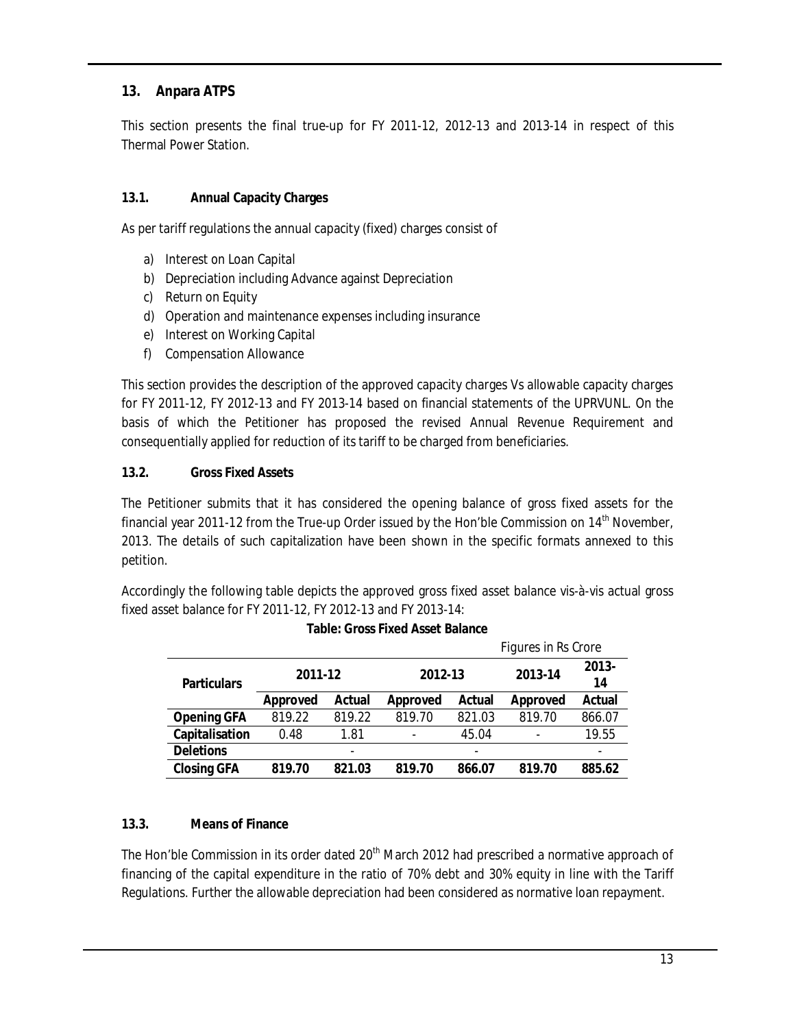## 13. Anpara ATPS

This section presents the final true-up for FY 2011-12, 2012-13 and 2013-14 in respect of this Thermal Power Station.

### 13.1. Annual Capacity Charges

As per tariff regulations the annual capacity (fixed) charges consist of

a) Interest on Loan Capital
b) Depreciation including Advance against Depreciation
c) Return on Equity
d) Operation and maintenance expenses including insurance
e) Interest on Working Capital
f) Compensation Allowance

This section provides the description of the approved capacity charges Vs allowable capacity charges for FY 2011-12, FY 2012-13 and FY 2013-14 based on financial statements of the UPRVUNL. On the basis of which the Petitioner has proposed the revised Annual Revenue Requirement and consequentially applied for reduction of its tariff to be charged from beneficiaries.

### 13.2. Gross Fixed Assets

The Petitioner submits that it has considered the opening balance of gross fixed assets for the financial year 2011-12 from the True-up Order issued by the Hon'ble Commission on 14th November, 2013. The details of such capitalization have been shown in the specific formats annexed to this petition.

Accordingly the following table depicts the approved gross fixed asset balance vis-à-vis actual gross fixed asset balance for FY 2011-12, FY 2012-13 and FY 2013-14:

**Table: Gross Fixed Asset Balance**

Figures in Rs Crore

| Particulars | 2011-12 | | 2012-13 | | 2013-14 | 2013-14 |
|---|---|---|---|---|---|---|
| | **Approved** | **Actual** | **Approved** | **Actual** | **Approved** | **Actual** |
| **Opening GFA** | 819.22 | 819.22 | 819.70 | 821.03 | 819.70 | 866.07 |
| **Capitalisation** | 0.48 | 1.81 | - | 45.04 | - | 19.55 |
| **Deletions** | | - | | - | | - |
| **Closing GFA** | **819.70** | **821.03** | **819.70** | **866.07** | **819.70** | **885.62** |

### 13.3. Means of Finance

The Hon'ble Commission in its order dated 20th March 2012 had prescribed a normative approach of financing of the capital expenditure in the ratio of 70% debt and 30% equity in line with the Tariff Regulations. Further the allowable depreciation had been considered as normative loan repayment.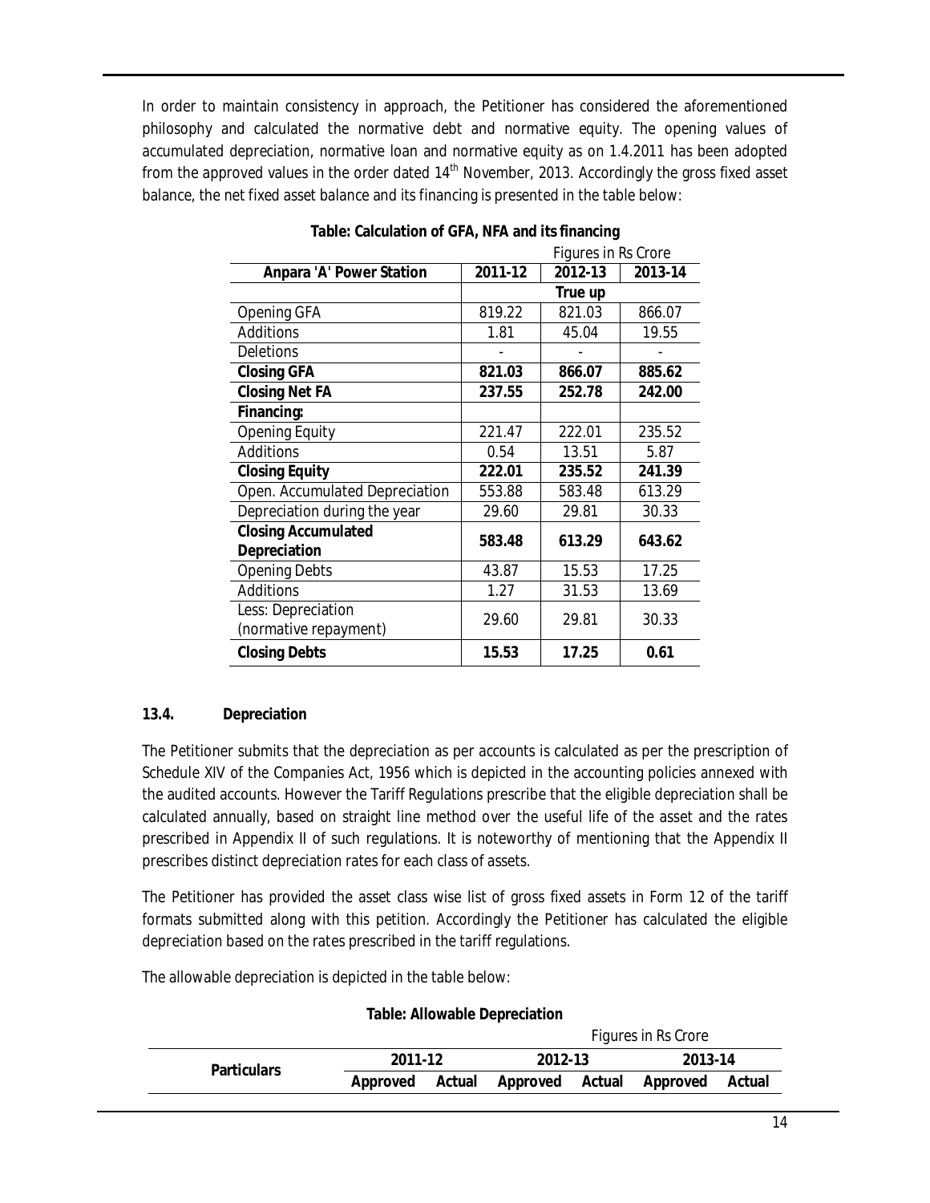In order to maintain consistency in approach, the Petitioner has considered the aforementioned philosophy and calculated the normative debt and normative equity. The opening values of accumulated depreciation, normative loan and normative equity as on 1.4.2011 has been adopted from the approved values in the order dated 14th November, 2013. Accordingly the gross fixed asset balance, the net fixed asset balance and its financing is presented in the table below:

**Table: Calculation of GFA, NFA and its financing**

Figures in Rs Crore

| Anpara 'A' Power Station | 2011-12 | 2012-13 | 2013-14 |
|---|---|---|---|
| | True up | | |
| Opening GFA | 819.22 | 821.03 | 866.07 |
| Additions | 1.81 | 45.04 | 19.55 |
| Deletions | - | - | - |
| **Closing GFA** | **821.03** | **866.07** | **885.62** |
| **Closing Net FA** | **237.55** | **252.78** | **242.00** |
| **Financing:** | | | |
| Opening Equity | 221.47 | 222.01 | 235.52 |
| Additions | 0.54 | 13.51 | 5.87 |
| **Closing Equity** | **222.01** | **235.52** | **241.39** |
| Open. Accumulated Depreciation | 553.88 | 583.48 | 613.29 |
| Depreciation during the year | 29.60 | 29.81 | 30.33 |
| **Closing Accumulated Depreciation** | **583.48** | **613.29** | **643.62** |
| Opening Debts | 43.87 | 15.53 | 17.25 |
| Additions | 1.27 | 31.53 | 13.69 |
| Less: Depreciation (normative repayment) | 29.60 | 29.81 | 30.33 |
| **Closing Debts** | **15.53** | **17.25** | **0.61** |

### 13.4. Depreciation

The Petitioner submits that the depreciation as per accounts is calculated as per the prescription of Schedule XIV of the Companies Act, 1956 which is depicted in the accounting policies annexed with the audited accounts. However the Tariff Regulations prescribe that the eligible depreciation shall be calculated annually, based on straight line method over the useful life of the asset and the rates prescribed in Appendix II of such regulations. It is noteworthy of mentioning that the Appendix II prescribes distinct depreciation rates for each class of assets.

The Petitioner has provided the asset class wise list of gross fixed assets in Form 12 of the tariff formats submitted along with this petition. Accordingly the Petitioner has calculated the eligible depreciation based on the rates prescribed in the tariff regulations.

The allowable depreciation is depicted in the table below:

**Table: Allowable Depreciation**

Figures in Rs Crore

| Particulars | 2011-12 | | 2012-13 | | 2013-14 | |
|---|---|---|---|---|---|---|
| | Approved | Actual | Approved | Actual | Approved | Actual |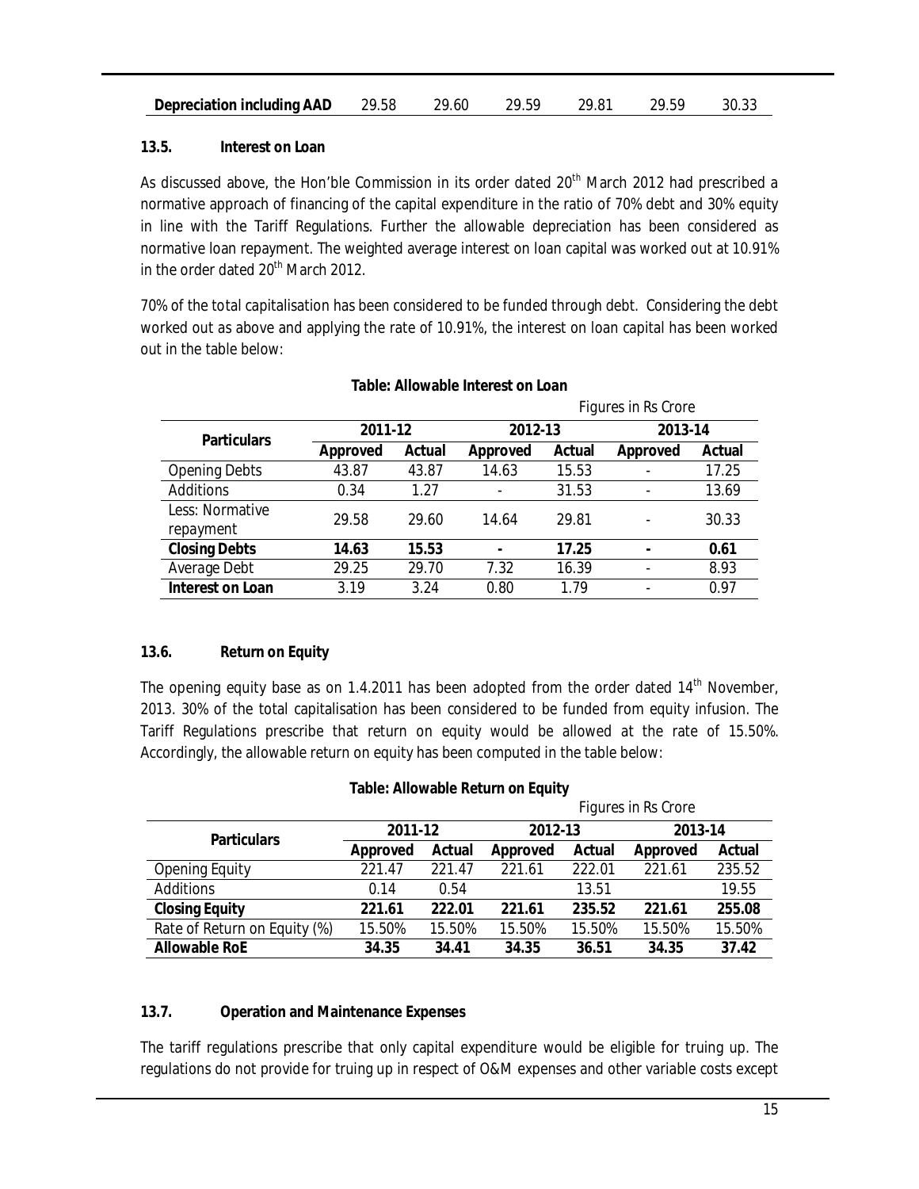| Depreciation including AAD | 29.58 | 29.60 | 29.59 | 29.81 | 29.59 | 30.33 |
|---|---|---|---|---|---|---|

### 13.5. Interest on Loan

As discussed above, the Hon'ble Commission in its order dated 20th March 2012 had prescribed a normative approach of financing of the capital expenditure in the ratio of 70% debt and 30% equity in line with the Tariff Regulations. Further the allowable depreciation has been considered as normative loan repayment. The weighted average interest on loan capital was worked out at 10.91% in the order dated 20th March 2012.

70% of the total capitalisation has been considered to be funded through debt. Considering the debt worked out as above and applying the rate of 10.91%, the interest on loan capital has been worked out in the table below:

**Table: Allowable Interest on Loan**

Figures in Rs Crore

| Particulars | 2011-12 | | 2012-13 | | 2013-14 | |
|---|---|---|---|---|---|---|
| | Approved | Actual | Approved | Actual | Approved | Actual |
| Opening Debts | 43.87 | 43.87 | 14.63 | 15.53 | - | 17.25 |
| Additions | 0.34 | 1.27 | - | 31.53 | - | 13.69 |
| Less: Normative repayment | 29.58 | 29.60 | 14.64 | 29.81 | - | 30.33 |
| **Closing Debts** | **14.63** | **15.53** | **-** | **17.25** | **-** | **0.61** |
| Average Debt | 29.25 | 29.70 | 7.32 | 16.39 | - | 8.93 |
| **Interest on Loan** | 3.19 | 3.24 | 0.80 | 1.79 | - | 0.97 |

### 13.6. Return on Equity

The opening equity base as on 1.4.2011 has been adopted from the order dated 14th November, 2013. 30% of the total capitalisation has been considered to be funded from equity infusion. The Tariff Regulations prescribe that return on equity would be allowed at the rate of 15.50%. Accordingly, the allowable return on equity has been computed in the table below:

**Table: Allowable Return on Equity**

Figures in Rs Crore

| Particulars | 2011-12 | | 2012-13 | | 2013-14 | |
|---|---|---|---|---|---|---|
| | Approved | Actual | Approved | Actual | Approved | Actual |
| Opening Equity | 221.47 | 221.47 | 221.61 | 222.01 | 221.61 | 235.52 |
| Additions | 0.14 | 0.54 | | 13.51 | | 19.55 |
| **Closing Equity** | **221.61** | **222.01** | **221.61** | **235.52** | **221.61** | **255.08** |
| Rate of Return on Equity (%) | 15.50% | 15.50% | 15.50% | 15.50% | 15.50% | 15.50% |
| **Allowable RoE** | **34.35** | **34.41** | **34.35** | **36.51** | **34.35** | **37.42** |

### 13.7. Operation and Maintenance Expenses

The tariff regulations prescribe that only capital expenditure would be eligible for truing up. The regulations do not provide for truing up in respect of O&M expenses and other variable costs except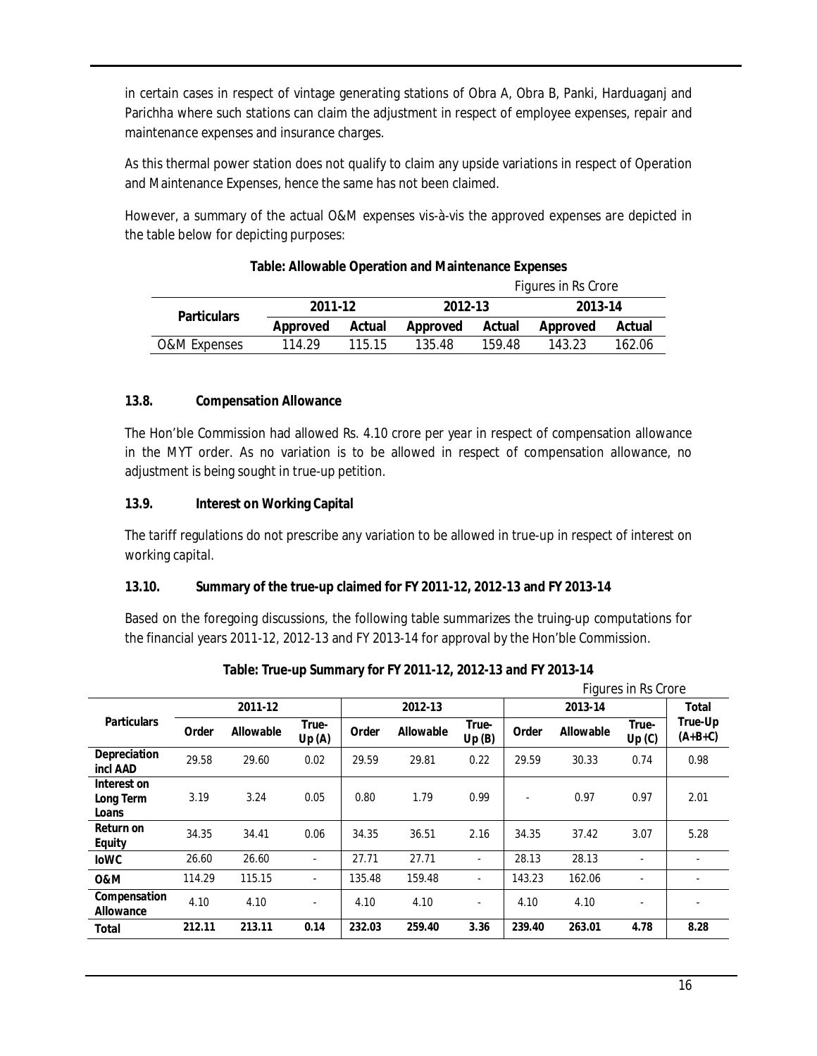in certain cases in respect of vintage generating stations of Obra A, Obra B, Panki, Harduaganj and Parichha where such stations can claim the adjustment in respect of employee expenses, repair and maintenance expenses and insurance charges.

As this thermal power station does not qualify to claim any upside variations in respect of Operation and Maintenance Expenses, hence the same has not been claimed.

However, a summary of the actual O&M expenses vis-à-vis the approved expenses are depicted in the table below for depicting purposes:

**Table: Allowable Operation and Maintenance Expenses**

Figures in Rs Crore

| Particulars | 2011-12 | | 2012-13 | | 2013-14 | |
|---|---|---|---|---|---|---|
| | Approved | Actual | Approved | Actual | Approved | Actual |
| O&M Expenses | 114.29 | 115.15 | 135.48 | 159.48 | 143.23 | 162.06 |

**13.8. Compensation Allowance**

The Hon'ble Commission had allowed Rs. 4.10 crore per year in respect of compensation allowance in the MYT order. As no variation is to be allowed in respect of compensation allowance, no adjustment is being sought in true-up petition.

**13.9. Interest on Working Capital**

The tariff regulations do not prescribe any variation to be allowed in true-up in respect of interest on working capital.

**13.10. Summary of the true-up claimed for FY 2011-12, 2012-13 and FY 2013-14**

Based on the foregoing discussions, the following table summarizes the truing-up computations for the financial years 2011-12, 2012-13 and FY 2013-14 for approval by the Hon'ble Commission.

**Table: True-up Summary for FY 2011-12, 2012-13 and FY 2013-14**

Figures in Rs Crore

| Particulars | 2011-12 | | | 2012-13 | | | 2013-14 | | | Total |
|---|---|---|---|---|---|---|---|---|---|---|
| | Order | Allowable | True-Up (A) | Order | Allowable | True-Up (B) | Order | Allowable | True-Up (C) | True-Up (A+B+C) |
| Depreciation incl AAD | 29.58 | 29.60 | 0.02 | 29.59 | 29.81 | 0.22 | 29.59 | 30.33 | 0.74 | 0.98 |
| Interest on Long Term Loans | 3.19 | 3.24 | 0.05 | 0.80 | 1.79 | 0.99 | - | 0.97 | 0.97 | 2.01 |
| Return on Equity | 34.35 | 34.41 | 0.06 | 34.35 | 36.51 | 2.16 | 34.35 | 37.42 | 3.07 | 5.28 |
| IoWC | 26.60 | 26.60 | - | 27.71 | 27.71 | - | 28.13 | 28.13 | - | - |
| O&M | 114.29 | 115.15 | - | 135.48 | 159.48 | - | 143.23 | 162.06 | - | - |
| Compensation Allowance | 4.10 | 4.10 | - | 4.10 | 4.10 | - | 4.10 | 4.10 | - | - |
| **Total** | **212.11** | **213.11** | **0.14** | **232.03** | **259.40** | **3.36** | **239.40** | **263.01** | **4.78** | **8.28** |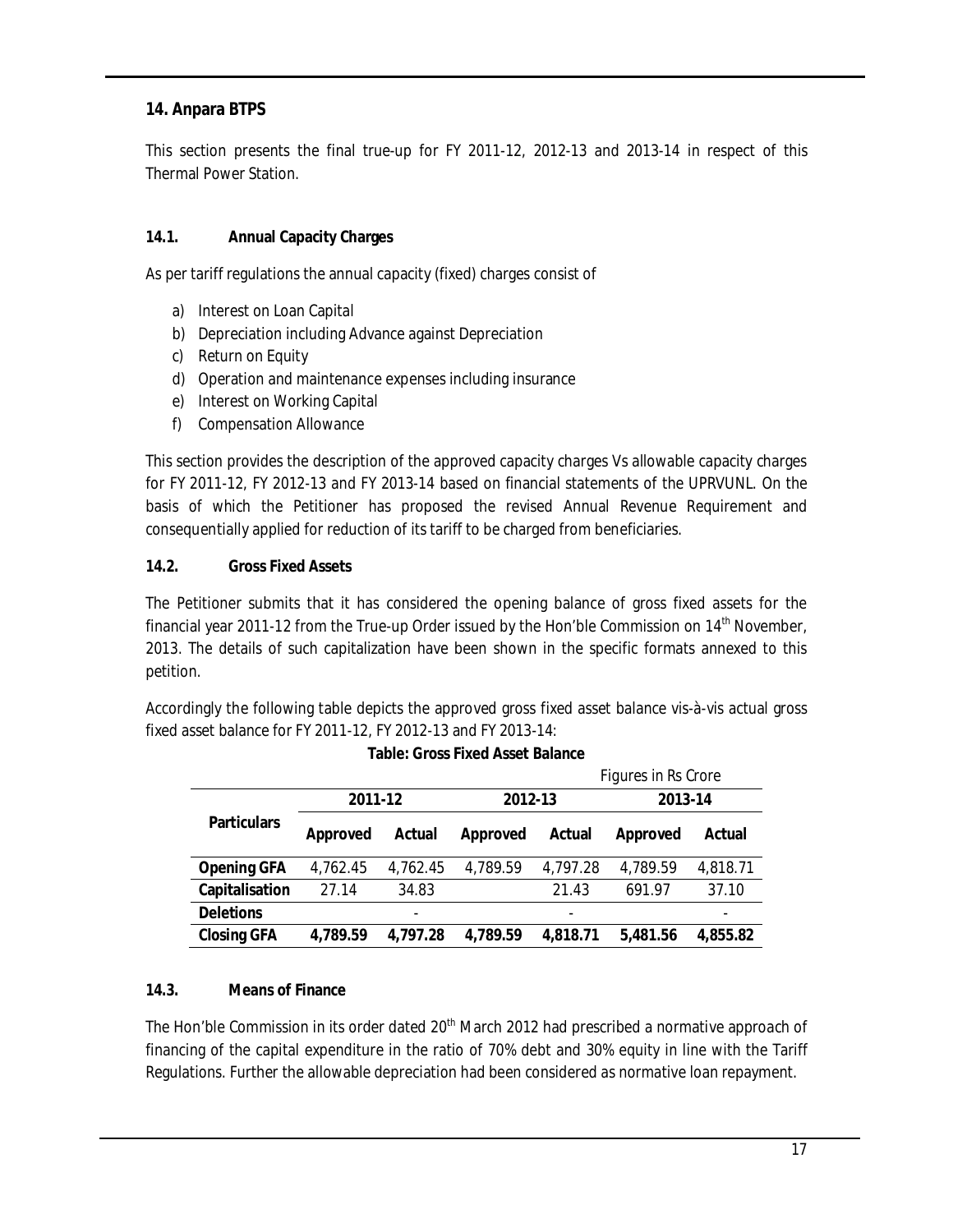## 14. Anpara BTPS

This section presents the final true-up for FY 2011-12, 2012-13 and 2013-14 in respect of this Thermal Power Station.

### 14.1. Annual Capacity Charges

As per tariff regulations the annual capacity (fixed) charges consist of

a) Interest on Loan Capital
b) Depreciation including Advance against Depreciation
c) Return on Equity
d) Operation and maintenance expenses including insurance
e) Interest on Working Capital
f) Compensation Allowance

This section provides the description of the approved capacity charges Vs allowable capacity charges for FY 2011-12, FY 2012-13 and FY 2013-14 based on financial statements of the UPRVUNL. On the basis of which the Petitioner has proposed the revised Annual Revenue Requirement and consequentially applied for reduction of its tariff to be charged from beneficiaries.

### 14.2. Gross Fixed Assets

The Petitioner submits that it has considered the opening balance of gross fixed assets for the financial year 2011-12 from the True-up Order issued by the Hon'ble Commission on 14th November, 2013. The details of such capitalization have been shown in the specific formats annexed to this petition.

Accordingly the following table depicts the approved gross fixed asset balance vis-à-vis actual gross fixed asset balance for FY 2011-12, FY 2012-13 and FY 2013-14:

**Table: Gross Fixed Asset Balance**

*Figures in Rs Crore*

| Particulars | 2011-12 | | 2012-13 | | 2013-14 | |
|---|---|---|---|---|---|---|
| | Approved | Actual | Approved | Actual | Approved | Actual |
| **Opening GFA** | 4,762.45 | 4,762.45 | 4,789.59 | 4,797.28 | 4,789.59 | 4,818.71 |
| **Capitalisation** | 27.14 | 34.83 | | 21.43 | 691.97 | 37.10 |
| **Deletions** | | - | | - | | - |
| **Closing GFA** | **4,789.59** | **4,797.28** | **4,789.59** | **4,818.71** | **5,481.56** | **4,855.82** |

### 14.3. Means of Finance

The Hon'ble Commission in its order dated 20th March 2012 had prescribed a normative approach of financing of the capital expenditure in the ratio of 70% debt and 30% equity in line with the Tariff Regulations. Further the allowable depreciation had been considered as normative loan repayment.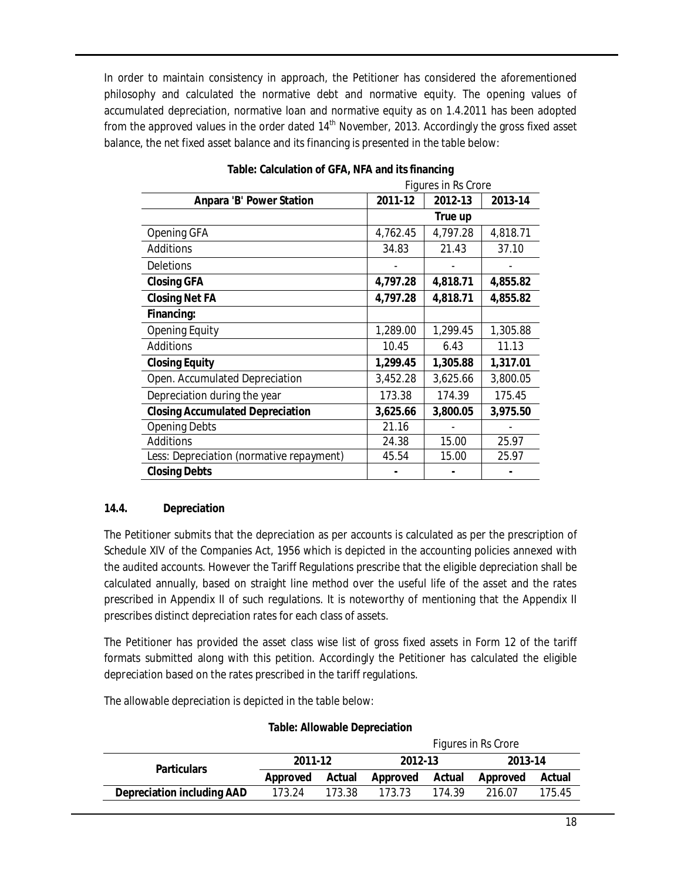In order to maintain consistency in approach, the Petitioner has considered the aforementioned philosophy and calculated the normative debt and normative equity. The opening values of accumulated depreciation, normative loan and normative equity as on 1.4.2011 has been adopted from the approved values in the order dated 14th November, 2013. Accordingly the gross fixed asset balance, the net fixed asset balance and its financing is presented in the table below:

**Table: Calculation of GFA, NFA and its financing**

Figures in Rs Crore

| Anpara 'B' Power Station | 2011-12 | 2012-13 | 2013-14 |
|---|---|---|---|
| | True up | | |
| Opening GFA | 4,762.45 | 4,797.28 | 4,818.71 |
| Additions | 34.83 | 21.43 | 37.10 |
| Deletions | - | - | - |
| **Closing GFA** | **4,797.28** | **4,818.71** | **4,855.82** |
| **Closing Net FA** | **4,797.28** | **4,818.71** | **4,855.82** |
| **Financing:** | | | |
| Opening Equity | 1,289.00 | 1,299.45 | 1,305.88 |
| Additions | 10.45 | 6.43 | 11.13 |
| **Closing Equity** | **1,299.45** | **1,305.88** | **1,317.01** |
| Open. Accumulated Depreciation | 3,452.28 | 3,625.66 | 3,800.05 |
| Depreciation during the year | 173.38 | 174.39 | 175.45 |
| **Closing Accumulated Depreciation** | **3,625.66** | **3,800.05** | **3,975.50** |
| Opening Debts | 21.16 | - | - |
| Additions | 24.38 | 15.00 | 25.97 |
| Less: Depreciation (normative repayment) | 45.54 | 15.00 | 25.97 |
| **Closing Debts** | **-** | **-** | **-** |

### 14.4. Depreciation

The Petitioner submits that the depreciation as per accounts is calculated as per the prescription of Schedule XIV of the Companies Act, 1956 which is depicted in the accounting policies annexed with the audited accounts. However the Tariff Regulations prescribe that the eligible depreciation shall be calculated annually, based on straight line method over the useful life of the asset and the rates prescribed in Appendix II of such regulations. It is noteworthy of mentioning that the Appendix II prescribes distinct depreciation rates for each class of assets.

The Petitioner has provided the asset class wise list of gross fixed assets in Form 12 of the tariff formats submitted along with this petition. Accordingly the Petitioner has calculated the eligible depreciation based on the rates prescribed in the tariff regulations.

The allowable depreciation is depicted in the table below:

**Table: Allowable Depreciation**

Figures in Rs Crore

| Particulars | 2011-12 | | 2012-13 | | 2013-14 | |
|---|---|---|---|---|---|---|
| | Approved | Actual | Approved | Actual | Approved | Actual |
| **Depreciation including AAD** | 173.24 | 173.38 | 173.73 | 174.39 | 216.07 | 175.45 |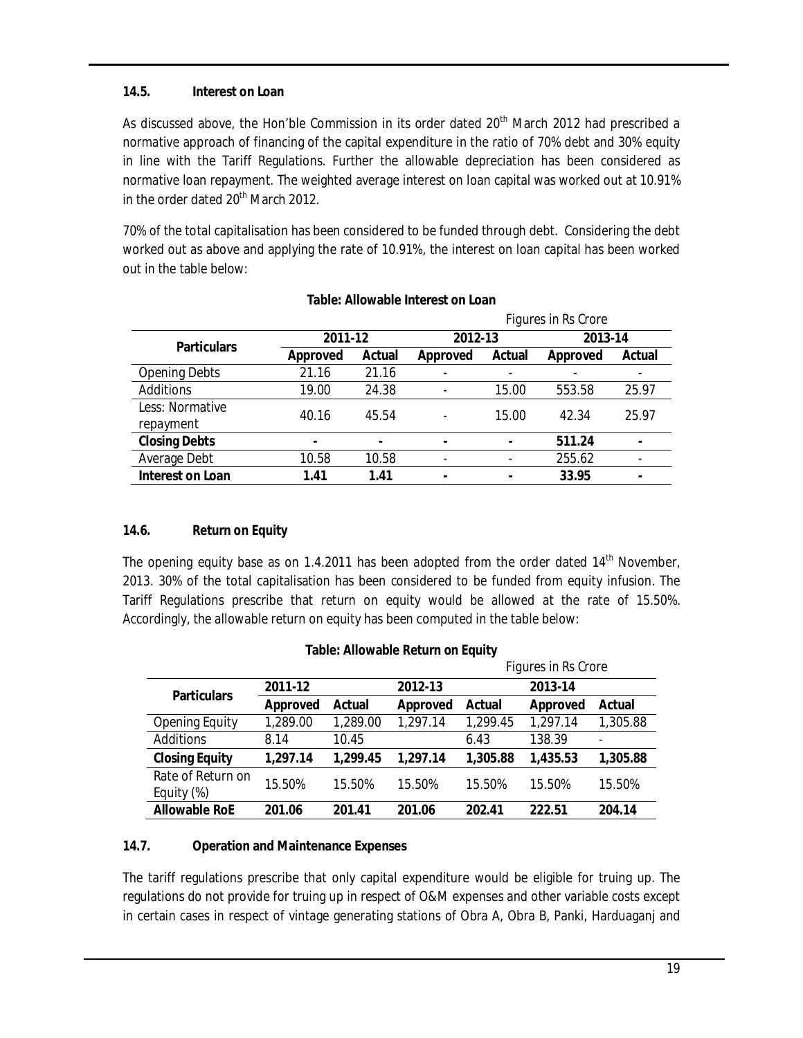### 14.5. Interest on Loan

As discussed above, the Hon'ble Commission in its order dated 20th March 2012 had prescribed a normative approach of financing of the capital expenditure in the ratio of 70% debt and 30% equity in line with the Tariff Regulations. Further the allowable depreciation has been considered as normative loan repayment. The weighted average interest on loan capital was worked out at 10.91% in the order dated 20th March 2012.

70% of the total capitalisation has been considered to be funded through debt. Considering the debt worked out as above and applying the rate of 10.91%, the interest on loan capital has been worked out in the table below:

**Table: Allowable Interest on Loan**

Figures in Rs Crore

| Particulars | 2011-12 | | 2012-13 | | 2013-14 | |
|---|---|---|---|---|---|---|
| | **Approved** | **Actual** | **Approved** | **Actual** | **Approved** | **Actual** |
| Opening Debts | 21.16 | 21.16 | - | - | - | - |
| Additions | 19.00 | 24.38 | - | 15.00 | 553.58 | 25.97 |
| Less: Normative repayment | 40.16 | 45.54 | - | 15.00 | 42.34 | 25.97 |
| **Closing Debts** | **-** | **-** | **-** | **-** | **511.24** | **-** |
| Average Debt | 10.58 | 10.58 | - | - | 255.62 | - |
| **Interest on Loan** | **1.41** | **1.41** | **-** | **-** | **33.95** | **-** |

### 14.6. Return on Equity

The opening equity base as on 1.4.2011 has been adopted from the order dated 14th November, 2013. 30% of the total capitalisation has been considered to be funded from equity infusion. The Tariff Regulations prescribe that return on equity would be allowed at the rate of 15.50%. Accordingly, the allowable return on equity has been computed in the table below:

**Table: Allowable Return on Equity**

Figures in Rs Crore

| Particulars | 2011-12 | | 2012-13 | | 2013-14 | |
|---|---|---|---|---|---|---|
| | **Approved** | **Actual** | **Approved** | **Actual** | **Approved** | **Actual** |
| Opening Equity | 1,289.00 | 1,289.00 | 1,297.14 | 1,299.45 | 1,297.14 | 1,305.88 |
| Additions | 8.14 | 10.45 | | 6.43 | 138.39 | - |
| **Closing Equity** | **1,297.14** | **1,299.45** | **1,297.14** | **1,305.88** | **1,435.53** | **1,305.88** |
| Rate of Return on Equity (%) | 15.50% | 15.50% | 15.50% | 15.50% | 15.50% | 15.50% |
| **Allowable RoE** | **201.06** | **201.41** | **201.06** | **202.41** | **222.51** | **204.14** |

### 14.7. Operation and Maintenance Expenses

The tariff regulations prescribe that only capital expenditure would be eligible for truing up. The regulations do not provide for truing up in respect of O&M expenses and other variable costs except in certain cases in respect of vintage generating stations of Obra A, Obra B, Panki, Harduaganj and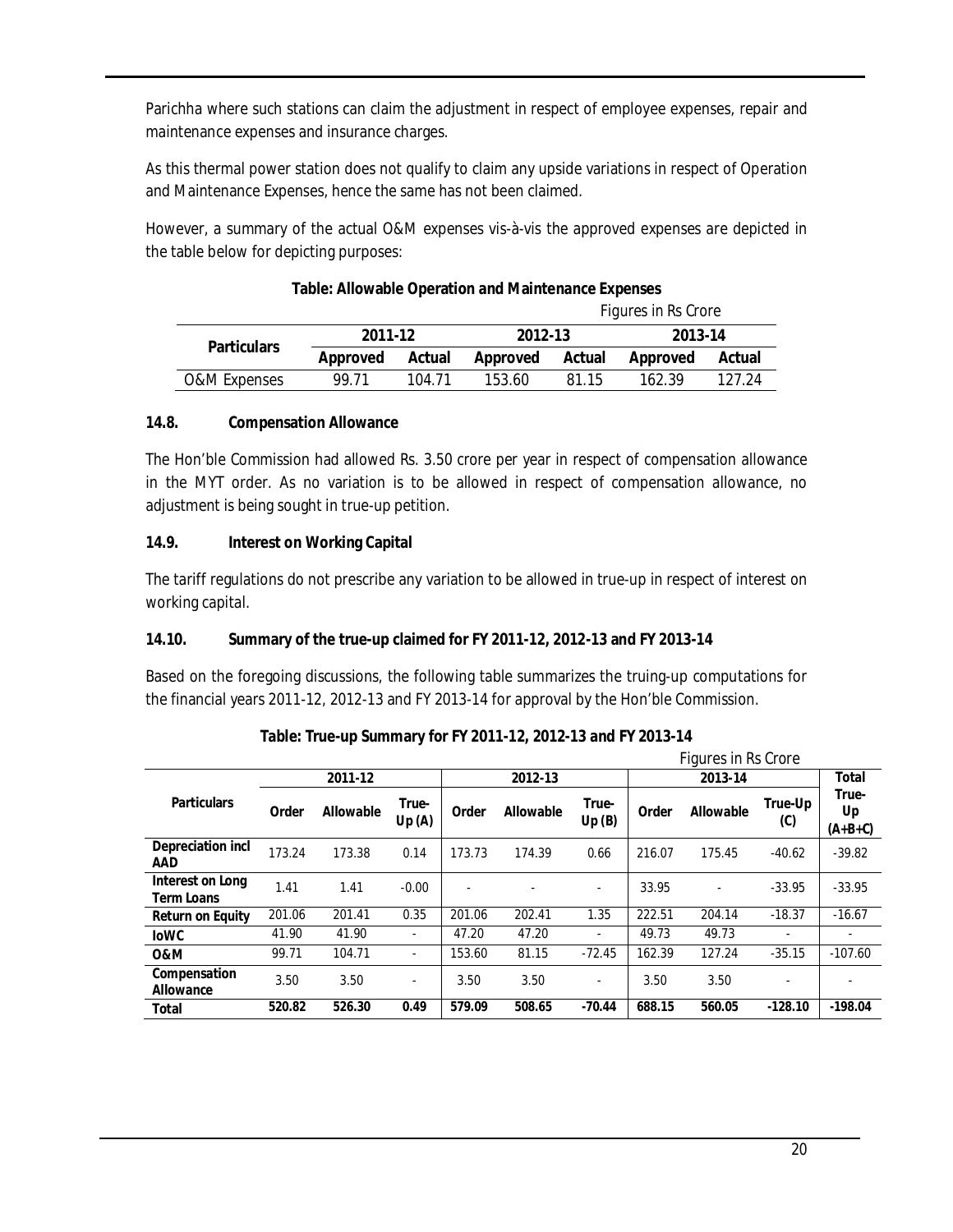Parichha where such stations can claim the adjustment in respect of employee expenses, repair and maintenance expenses and insurance charges.

As this thermal power station does not qualify to claim any upside variations in respect of Operation and Maintenance Expenses, hence the same has not been claimed.

However, a summary of the actual O&M expenses vis-à-vis the approved expenses are depicted in the table below for depicting purposes:

**Table: Allowable Operation and Maintenance Expenses**

Figures in Rs Crore

| Particulars | 2011-12 | | 2012-13 | | 2013-14 | |
|---|---|---|---|---|---|---|
| | Approved | Actual | Approved | Actual | Approved | Actual |
| O&M Expenses | 99.71 | 104.71 | 153.60 | 81.15 | 162.39 | 127.24 |

**14.8. Compensation Allowance**

The Hon'ble Commission had allowed Rs. 3.50 crore per year in respect of compensation allowance in the MYT order. As no variation is to be allowed in respect of compensation allowance, no adjustment is being sought in true-up petition.

**14.9. Interest on Working Capital**

The tariff regulations do not prescribe any variation to be allowed in true-up in respect of interest on working capital.

**14.10. Summary of the true-up claimed for FY 2011-12, 2012-13 and FY 2013-14**

Based on the foregoing discussions, the following table summarizes the truing-up computations for the financial years 2011-12, 2012-13 and FY 2013-14 for approval by the Hon'ble Commission.

**Table: True-up Summary for FY 2011-12, 2012-13 and FY 2013-14**

Figures in Rs Crore

| Particulars | 2011-12 | | | 2012-13 | | | 2013-14 | | | Total |
|---|---|---|---|---|---|---|---|---|---|---|
| | Order | Allowable | True-Up (A) | Order | Allowable | True-Up (B) | Order | Allowable | True-Up (C) | True-Up (A+B+C) |
| **Depreciation incl AAD** | 173.24 | 173.38 | 0.14 | 173.73 | 174.39 | 0.66 | 216.07 | 175.45 | -40.62 | -39.82 |
| **Interest on Long Term Loans** | 1.41 | 1.41 | -0.00 | - | - | - | 33.95 | - | -33.95 | -33.95 |
| **Return on Equity** | 201.06 | 201.41 | 0.35 | 201.06 | 202.41 | 1.35 | 222.51 | 204.14 | -18.37 | -16.67 |
| **IoWC** | 41.90 | 41.90 | - | 47.20 | 47.20 | - | 49.73 | 49.73 | - | - |
| **O&M** | 99.71 | 104.71 | - | 153.60 | 81.15 | -72.45 | 162.39 | 127.24 | -35.15 | -107.60 |
| **Compensation Allowance** | 3.50 | 3.50 | - | 3.50 | 3.50 | - | 3.50 | 3.50 | - | - |
| **Total** | **520.82** | **526.30** | **0.49** | **579.09** | **508.65** | **-70.44** | **688.15** | **560.05** | **-128.10** | **-198.04** |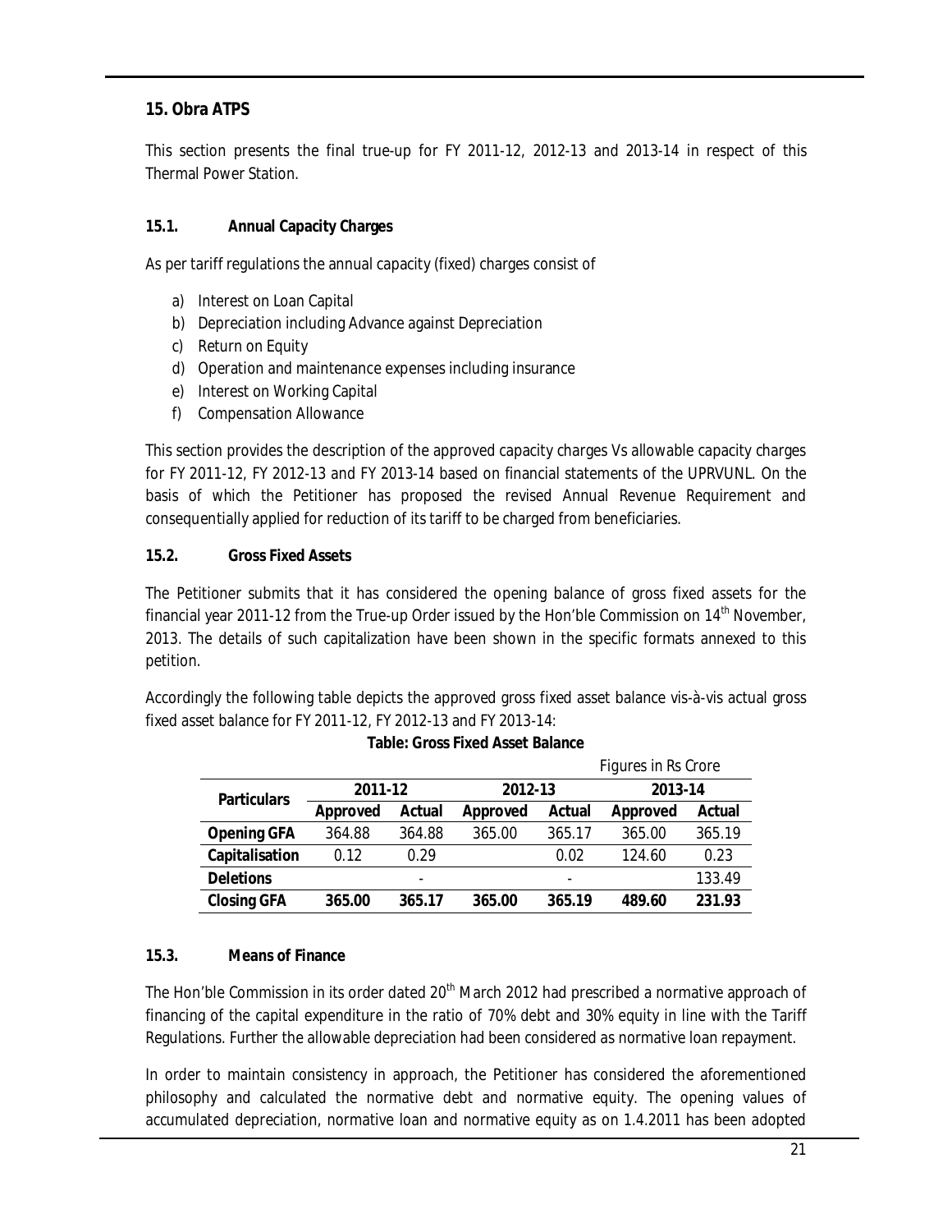## 15. Obra ATPS

This section presents the final true-up for FY 2011-12, 2012-13 and 2013-14 in respect of this Thermal Power Station.

### 15.1. Annual Capacity Charges

As per tariff regulations the annual capacity (fixed) charges consist of

a) Interest on Loan Capital
b) Depreciation including Advance against Depreciation
c) Return on Equity
d) Operation and maintenance expenses including insurance
e) Interest on Working Capital
f) Compensation Allowance

This section provides the description of the approved capacity charges Vs allowable capacity charges for FY 2011-12, FY 2012-13 and FY 2013-14 based on financial statements of the UPRVUNL. On the basis of which the Petitioner has proposed the revised Annual Revenue Requirement and consequentially applied for reduction of its tariff to be charged from beneficiaries.

### 15.2. Gross Fixed Assets

The Petitioner submits that it has considered the opening balance of gross fixed assets for the financial year 2011-12 from the True-up Order issued by the Hon'ble Commission on 14th November, 2013. The details of such capitalization have been shown in the specific formats annexed to this petition.

Accordingly the following table depicts the approved gross fixed asset balance vis-à-vis actual gross fixed asset balance for FY 2011-12, FY 2012-13 and FY 2013-14:

**Table: Gross Fixed Asset Balance**

Figures in Rs Crore

| Particulars | 2011-12 | | 2012-13 | | 2013-14 | |
|---|---|---|---|---|---|---|
| | Approved | Actual | Approved | Actual | Approved | Actual |
| **Opening GFA** | 364.88 | 364.88 | 365.00 | 365.17 | 365.00 | 365.19 |
| **Capitalisation** | 0.12 | 0.29 | | 0.02 | 124.60 | 0.23 |
| **Deletions** | | - | | - | | 133.49 |
| **Closing GFA** | **365.00** | **365.17** | **365.00** | **365.19** | **489.60** | **231.93** |

### 15.3. Means of Finance

The Hon'ble Commission in its order dated 20th March 2012 had prescribed a normative approach of financing of the capital expenditure in the ratio of 70% debt and 30% equity in line with the Tariff Regulations. Further the allowable depreciation had been considered as normative loan repayment.

In order to maintain consistency in approach, the Petitioner has considered the aforementioned philosophy and calculated the normative debt and normative equity. The opening values of accumulated depreciation, normative loan and normative equity as on 1.4.2011 has been adopted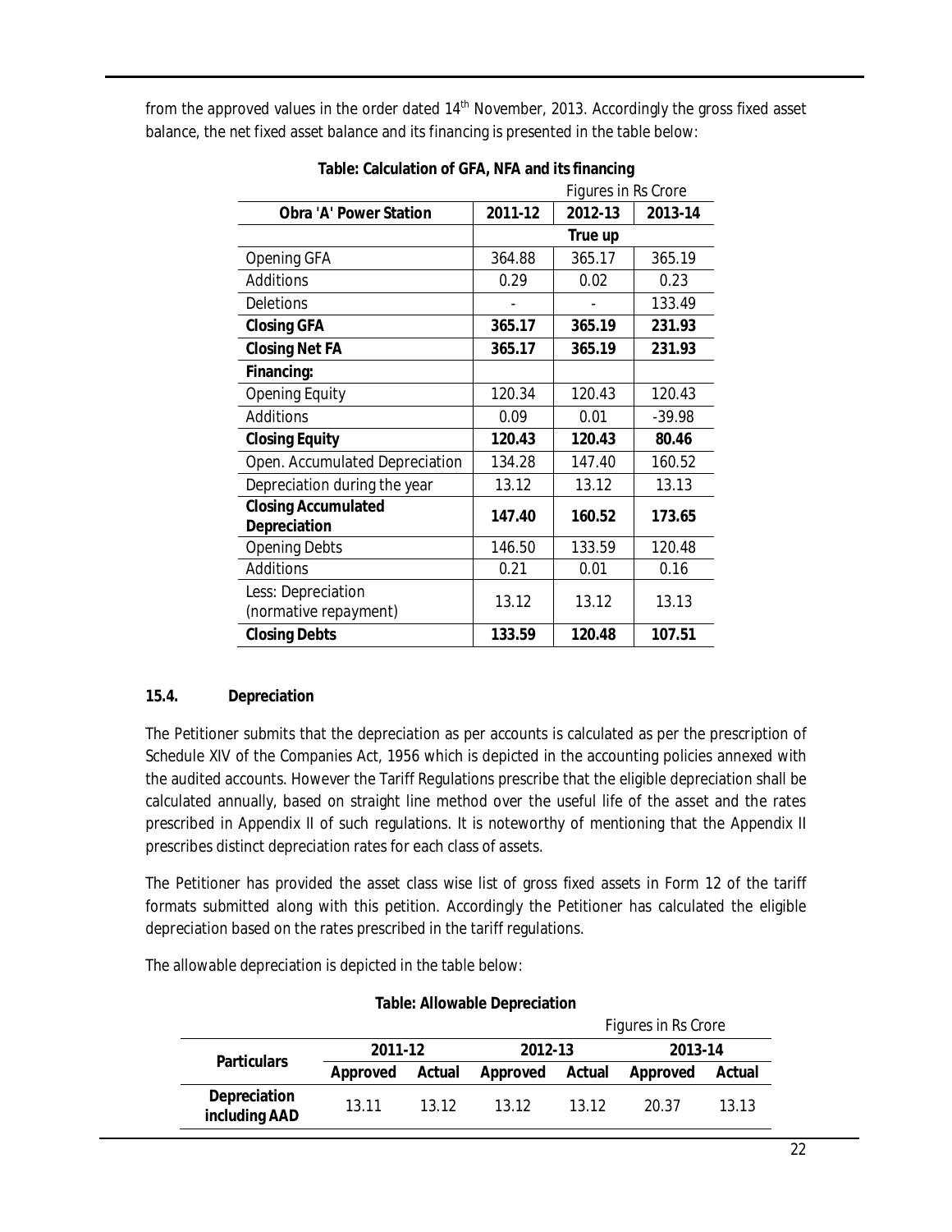from the approved values in the order dated 14th November, 2013. Accordingly the gross fixed asset balance, the net fixed asset balance and its financing is presented in the table below:

**Table: Calculation of GFA, NFA and its financing**

Figures in Rs Crore

| Obra 'A' Power Station | 2011-12 | 2012-13 | 2013-14 |
|---|---|---|---|
| | | True up | |
| Opening GFA | 364.88 | 365.17 | 365.19 |
| Additions | 0.29 | 0.02 | 0.23 |
| Deletions | - | - | 133.49 |
| **Closing GFA** | **365.17** | **365.19** | **231.93** |
| **Closing Net FA** | **365.17** | **365.19** | **231.93** |
| **Financing:** | | | |
| Opening Equity | 120.34 | 120.43 | 120.43 |
| Additions | 0.09 | 0.01 | -39.98 |
| **Closing Equity** | **120.43** | **120.43** | **80.46** |
| Open. Accumulated Depreciation | 134.28 | 147.40 | 160.52 |
| Depreciation during the year | 13.12 | 13.12 | 13.13 |
| **Closing Accumulated Depreciation** | **147.40** | **160.52** | **173.65** |
| Opening Debts | 146.50 | 133.59 | 120.48 |
| Additions | 0.21 | 0.01 | 0.16 |
| Less: Depreciation (normative repayment) | 13.12 | 13.12 | 13.13 |
| **Closing Debts** | **133.59** | **120.48** | **107.51** |

### 15.4. Depreciation

The Petitioner submits that the depreciation as per accounts is calculated as per the prescription of Schedule XIV of the Companies Act, 1956 which is depicted in the accounting policies annexed with the audited accounts. However the Tariff Regulations prescribe that the eligible depreciation shall be calculated annually, based on straight line method over the useful life of the asset and the rates prescribed in Appendix II of such regulations. It is noteworthy of mentioning that the Appendix II prescribes distinct depreciation rates for each class of assets.

The Petitioner has provided the asset class wise list of gross fixed assets in Form 12 of the tariff formats submitted along with this petition. Accordingly the Petitioner has calculated the eligible depreciation based on the rates prescribed in the tariff regulations.

The allowable depreciation is depicted in the table below:

**Table: Allowable Depreciation**

Figures in Rs Crore

| Particulars | 2011-12 | | 2012-13 | | 2013-14 | |
|---|---|---|---|---|---|---|
| | Approved | Actual | Approved | Actual | Approved | Actual |
| **Depreciation including AAD** | 13.11 | 13.12 | 13.12 | 13.12 | 20.37 | 13.13 |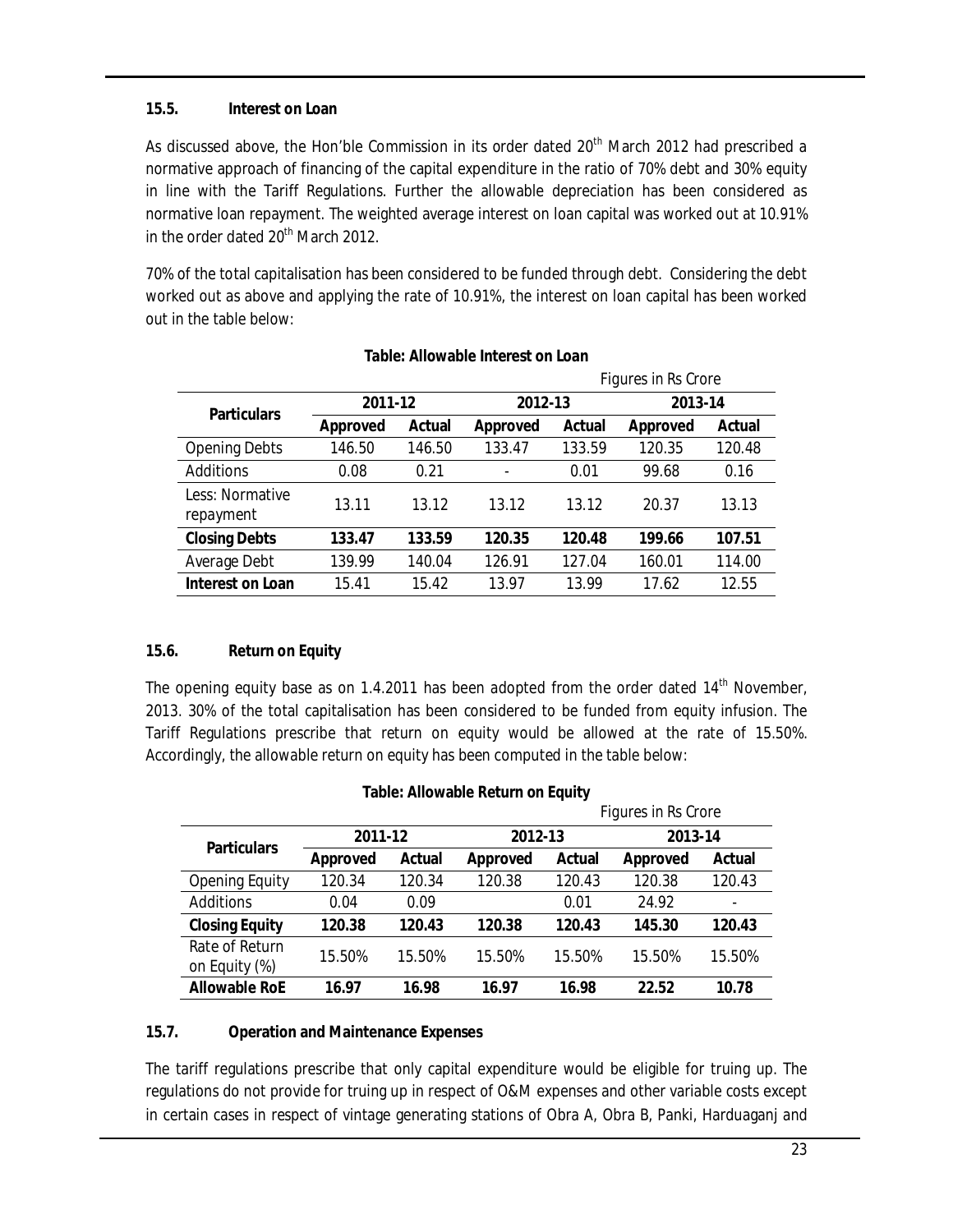### 15.5. Interest on Loan

As discussed above, the Hon'ble Commission in its order dated 20th March 2012 had prescribed a normative approach of financing of the capital expenditure in the ratio of 70% debt and 30% equity in line with the Tariff Regulations. Further the allowable depreciation has been considered as normative loan repayment. The weighted average interest on loan capital was worked out at 10.91% in the order dated 20th March 2012.

70% of the total capitalisation has been considered to be funded through debt. Considering the debt worked out as above and applying the rate of 10.91%, the interest on loan capital has been worked out in the table below:

**Table: Allowable Interest on Loan**

Figures in Rs Crore

| Particulars | 2011-12 | | 2012-13 | | 2013-14 | |
|---|---|---|---|---|---|---|
| | Approved | Actual | Approved | Actual | Approved | Actual |
| Opening Debts | 146.50 | 146.50 | 133.47 | 133.59 | 120.35 | 120.48 |
| Additions | 0.08 | 0.21 | - | 0.01 | 99.68 | 0.16 |
| Less: Normative repayment | 13.11 | 13.12 | 13.12 | 13.12 | 20.37 | 13.13 |
| **Closing Debts** | **133.47** | **133.59** | **120.35** | **120.48** | **199.66** | **107.51** |
| Average Debt | 139.99 | 140.04 | 126.91 | 127.04 | 160.01 | 114.00 |
| **Interest on Loan** | 15.41 | 15.42 | 13.97 | 13.99 | 17.62 | 12.55 |

### 15.6. Return on Equity

The opening equity base as on 1.4.2011 has been adopted from the order dated 14th November, 2013. 30% of the total capitalisation has been considered to be funded from equity infusion. The Tariff Regulations prescribe that return on equity would be allowed at the rate of 15.50%. Accordingly, the allowable return on equity has been computed in the table below:

**Table: Allowable Return on Equity**

Figures in Rs Crore

| Particulars | 2011-12 | | 2012-13 | | 2013-14 | |
|---|---|---|---|---|---|---|
| | Approved | Actual | Approved | Actual | Approved | Actual |
| Opening Equity | 120.34 | 120.34 | 120.38 | 120.43 | 120.38 | 120.43 |
| Additions | 0.04 | 0.09 | | 0.01 | 24.92 | - |
| **Closing Equity** | **120.38** | **120.43** | **120.38** | **120.43** | **145.30** | **120.43** |
| Rate of Return on Equity (%) | 15.50% | 15.50% | 15.50% | 15.50% | 15.50% | 15.50% |
| **Allowable RoE** | **16.97** | **16.98** | **16.97** | **16.98** | **22.52** | **10.78** |

### 15.7. Operation and Maintenance Expenses

The tariff regulations prescribe that only capital expenditure would be eligible for truing up. The regulations do not provide for truing up in respect of O&M expenses and other variable costs except in certain cases in respect of vintage generating stations of Obra A, Obra B, Panki, Harduaganj and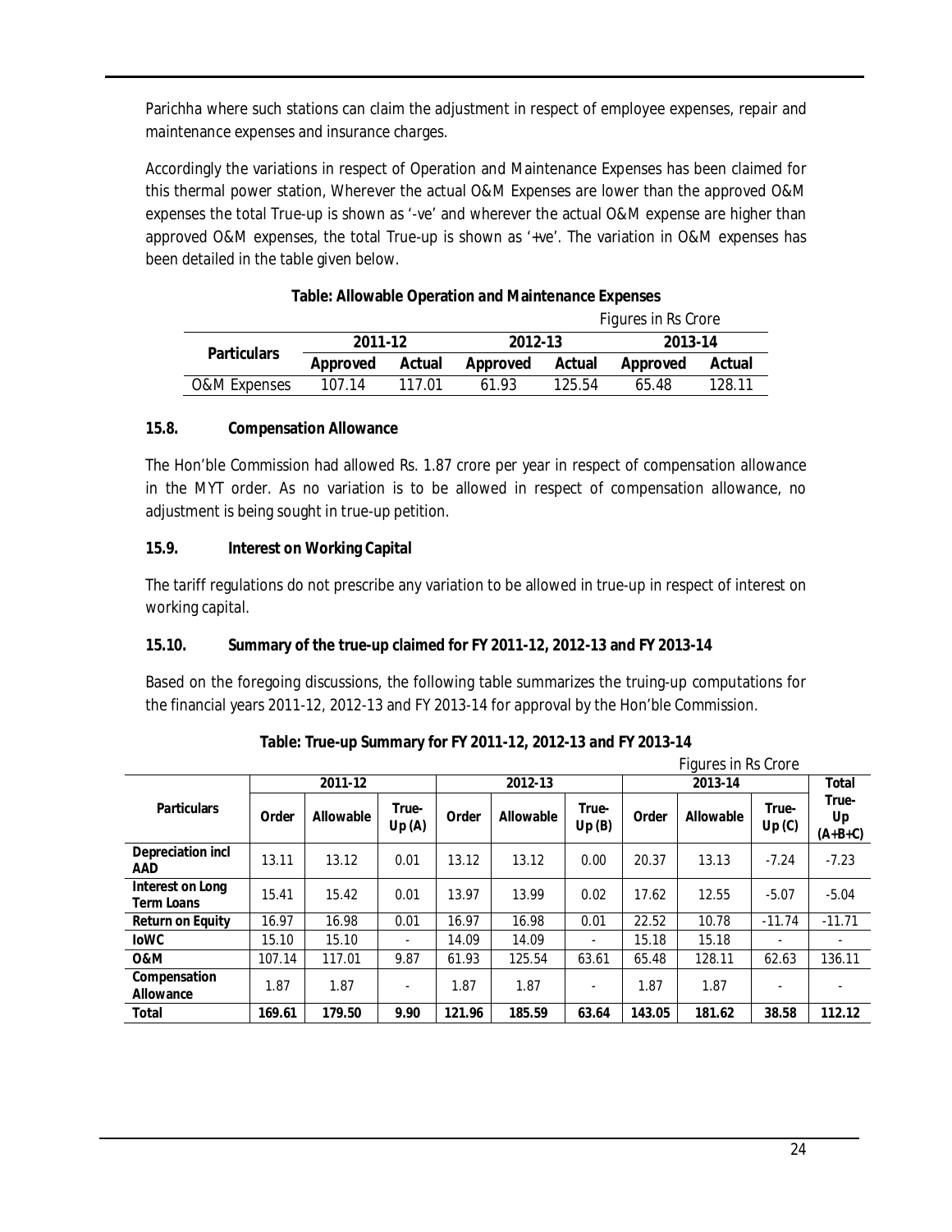Parichha where such stations can claim the adjustment in respect of employee expenses, repair and maintenance expenses and insurance charges.

Accordingly the variations in respect of Operation and Maintenance Expenses has been claimed for this thermal power station, Wherever the actual O&M Expenses are lower than the approved O&M expenses the total True-up is shown as '-ve' and wherever the actual O&M expense are higher than approved O&M expenses, the total True-up is shown as '+ve'. The variation in O&M expenses has been detailed in the table given below.

**Table: Allowable Operation and Maintenance Expenses**

Figures in Rs Crore

| Particulars | 2011-12 | | 2012-13 | | 2013-14 | |
|---|---|---|---|---|---|---|
| | Approved | Actual | Approved | Actual | Approved | Actual |
| O&M Expenses | 107.14 | 117.01 | 61.93 | 125.54 | 65.48 | 128.11 |

### 15.8. Compensation Allowance

The Hon'ble Commission had allowed Rs. 1.87 crore per year in respect of compensation allowance in the MYT order. As no variation is to be allowed in respect of compensation allowance, no adjustment is being sought in true-up petition.

### 15.9. Interest on Working Capital

The tariff regulations do not prescribe any variation to be allowed in true-up in respect of interest on working capital.

### 15.10. Summary of the true-up claimed for FY 2011-12, 2012-13 and FY 2013-14

Based on the foregoing discussions, the following table summarizes the truing-up computations for the financial years 2011-12, 2012-13 and FY 2013-14 for approval by the Hon'ble Commission.

**Table: True-up Summary for FY 2011-12, 2012-13 and FY 2013-14**

Figures in Rs Crore

| Particulars | 2011-12 | | | 2012-13 | | | 2013-14 | | | Total |
|---|---|---|---|---|---|---|---|---|---|---|
| | Order | Allowable | True-Up (A) | Order | Allowable | True-Up (B) | Order | Allowable | True-Up (C) | True-Up (A+B+C) |
| Depreciation incl AAD | 13.11 | 13.12 | 0.01 | 13.12 | 13.12 | 0.00 | 20.37 | 13.13 | -7.24 | -7.23 |
| Interest on Long Term Loans | 15.41 | 15.42 | 0.01 | 13.97 | 13.99 | 0.02 | 17.62 | 12.55 | -5.07 | -5.04 |
| Return on Equity | 16.97 | 16.98 | 0.01 | 16.97 | 16.98 | 0.01 | 22.52 | 10.78 | -11.74 | -11.71 |
| IoWC | 15.10 | 15.10 | - | 14.09 | 14.09 | - | 15.18 | 15.18 | - | - |
| O&M | 107.14 | 117.01 | 9.87 | 61.93 | 125.54 | 63.61 | 65.48 | 128.11 | 62.63 | 136.11 |
| Compensation Allowance | 1.87 | 1.87 | - | 1.87 | 1.87 | - | 1.87 | 1.87 | - | - |
| **Total** | **169.61** | **179.50** | **9.90** | **121.96** | **185.59** | **63.64** | **143.05** | **181.62** | **38.58** | **112.12** |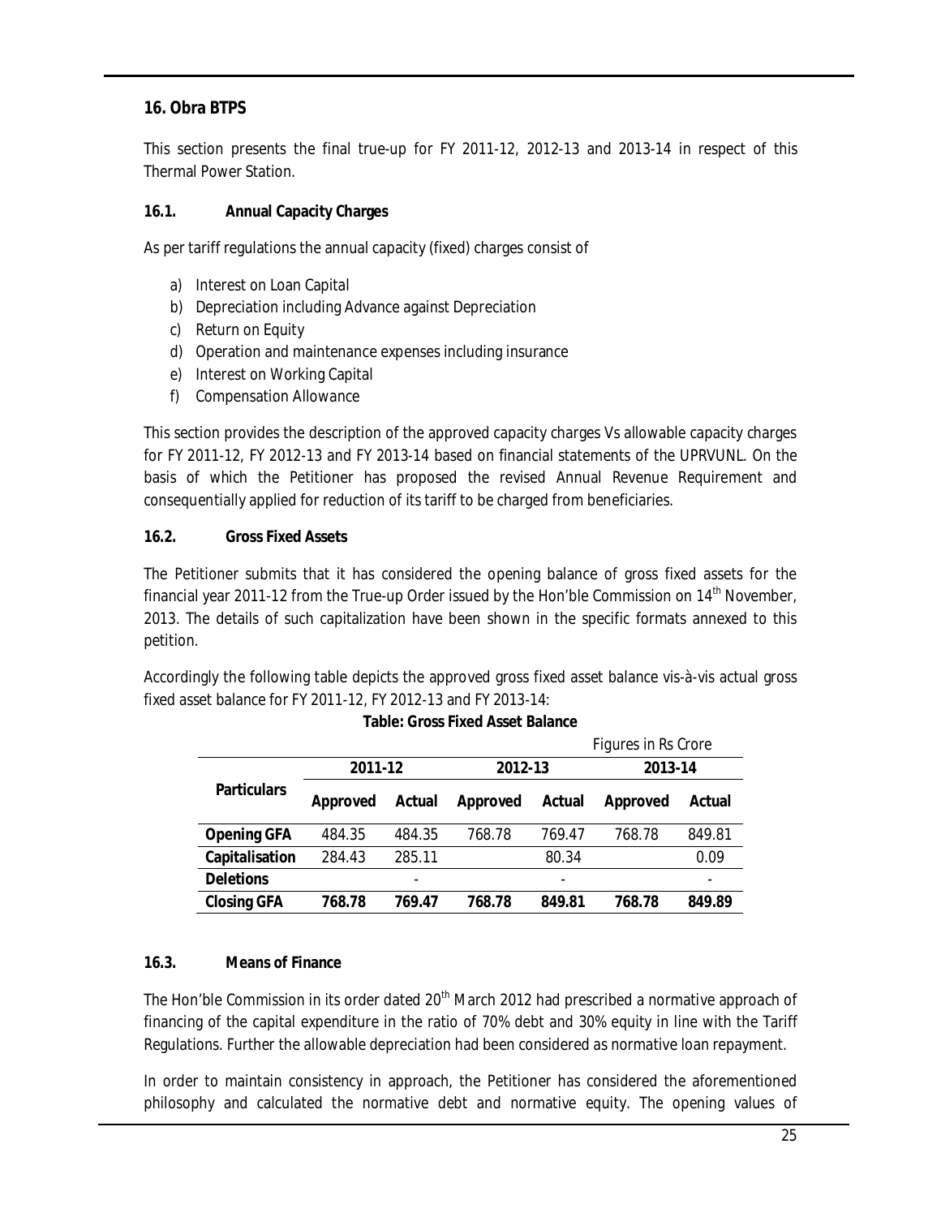## 16. Obra BTPS

This section presents the final true-up for FY 2011-12, 2012-13 and 2013-14 in respect of this Thermal Power Station.

### 16.1. Annual Capacity Charges

As per tariff regulations the annual capacity (fixed) charges consist of

a) Interest on Loan Capital
b) Depreciation including Advance against Depreciation
c) Return on Equity
d) Operation and maintenance expenses including insurance
e) Interest on Working Capital
f) Compensation Allowance

This section provides the description of the approved capacity charges Vs allowable capacity charges for FY 2011-12, FY 2012-13 and FY 2013-14 based on financial statements of the UPRVUNL. On the basis of which the Petitioner has proposed the revised Annual Revenue Requirement and consequentially applied for reduction of its tariff to be charged from beneficiaries.

### 16.2. Gross Fixed Assets

The Petitioner submits that it has considered the opening balance of gross fixed assets for the financial year 2011-12 from the True-up Order issued by the Hon'ble Commission on 14th November, 2013. The details of such capitalization have been shown in the specific formats annexed to this petition.

Accordingly the following table depicts the approved gross fixed asset balance vis-à-vis actual gross fixed asset balance for FY 2011-12, FY 2012-13 and FY 2013-14:

**Table: Gross Fixed Asset Balance**

Figures in Rs Crore

| Particulars | 2011-12 | | 2012-13 | | 2013-14 | |
|---|---|---|---|---|---|---|
| | Approved | Actual | Approved | Actual | Approved | Actual |
| **Opening GFA** | 484.35 | 484.35 | 768.78 | 769.47 | 768.78 | 849.81 |
| **Capitalisation** | 284.43 | 285.11 | | 80.34 | | 0.09 |
| **Deletions** | | - | | - | | - |
| **Closing GFA** | **768.78** | **769.47** | **768.78** | **849.81** | **768.78** | **849.89** |

### 16.3. Means of Finance

The Hon'ble Commission in its order dated 20th March 2012 had prescribed a normative approach of financing of the capital expenditure in the ratio of 70% debt and 30% equity in line with the Tariff Regulations. Further the allowable depreciation had been considered as normative loan repayment.

In order to maintain consistency in approach, the Petitioner has considered the aforementioned philosophy and calculated the normative debt and normative equity. The opening values of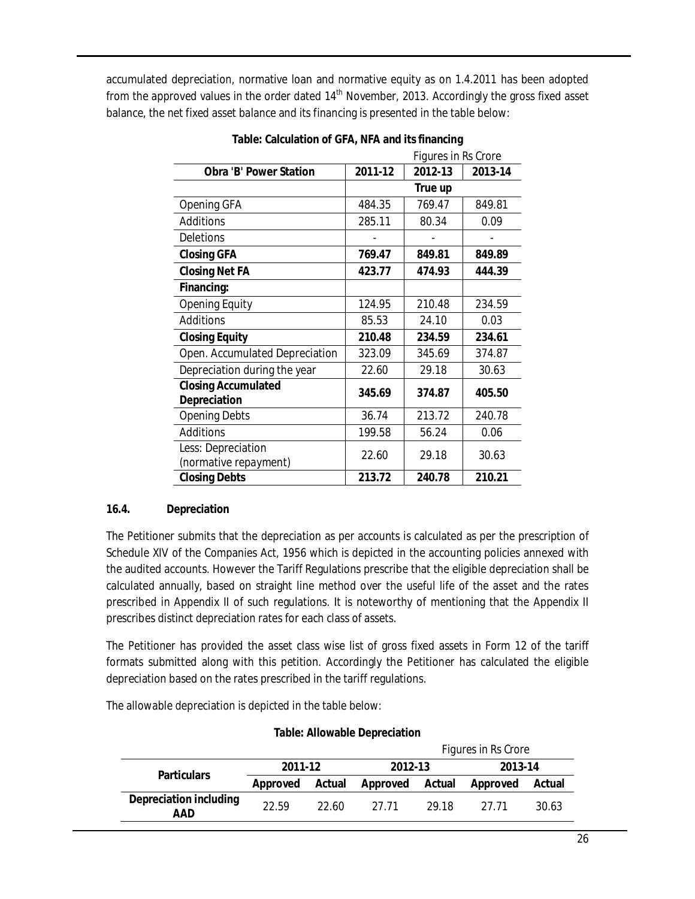accumulated depreciation, normative loan and normative equity as on 1.4.2011 has been adopted from the approved values in the order dated 14th November, 2013. Accordingly the gross fixed asset balance, the net fixed asset balance and its financing is presented in the table below:

**Table: Calculation of GFA, NFA and its financing**

Figures in Rs Crore

| Obra 'B' Power Station | 2011-12 | 2012-13 | 2013-14 |
|---|---|---|---|
| | | True up | |
| Opening GFA | 484.35 | 769.47 | 849.81 |
| Additions | 285.11 | 80.34 | 0.09 |
| Deletions | - | - | - |
| **Closing GFA** | **769.47** | **849.81** | **849.89** |
| **Closing Net FA** | **423.77** | **474.93** | **444.39** |
| **Financing:** | | | |
| Opening Equity | 124.95 | 210.48 | 234.59 |
| Additions | 85.53 | 24.10 | 0.03 |
| **Closing Equity** | **210.48** | **234.59** | **234.61** |
| Open. Accumulated Depreciation | 323.09 | 345.69 | 374.87 |
| Depreciation during the year | 22.60 | 29.18 | 30.63 |
| **Closing Accumulated Depreciation** | **345.69** | **374.87** | **405.50** |
| Opening Debts | 36.74 | 213.72 | 240.78 |
| Additions | 199.58 | 56.24 | 0.06 |
| Less: Depreciation (normative repayment) | 22.60 | 29.18 | 30.63 |
| **Closing Debts** | **213.72** | **240.78** | **210.21** |

## 16.4. Depreciation

The Petitioner submits that the depreciation as per accounts is calculated as per the prescription of Schedule XIV of the Companies Act, 1956 which is depicted in the accounting policies annexed with the audited accounts. However the Tariff Regulations prescribe that the eligible depreciation shall be calculated annually, based on straight line method over the useful life of the asset and the rates prescribed in Appendix II of such regulations. It is noteworthy of mentioning that the Appendix II prescribes distinct depreciation rates for each class of assets.

The Petitioner has provided the asset class wise list of gross fixed assets in Form 12 of the tariff formats submitted along with this petition. Accordingly the Petitioner has calculated the eligible depreciation based on the rates prescribed in the tariff regulations.

The allowable depreciation is depicted in the table below:

**Table: Allowable Depreciation**

Figures in Rs Crore

| Particulars | 2011-12 | | 2012-13 | | 2013-14 | |
|---|---|---|---|---|---|---|
| | Approved | Actual | Approved | Actual | Approved | Actual |
| **Depreciation including AAD** | 22.59 | 22.60 | 27.71 | 29.18 | 27.71 | 30.63 |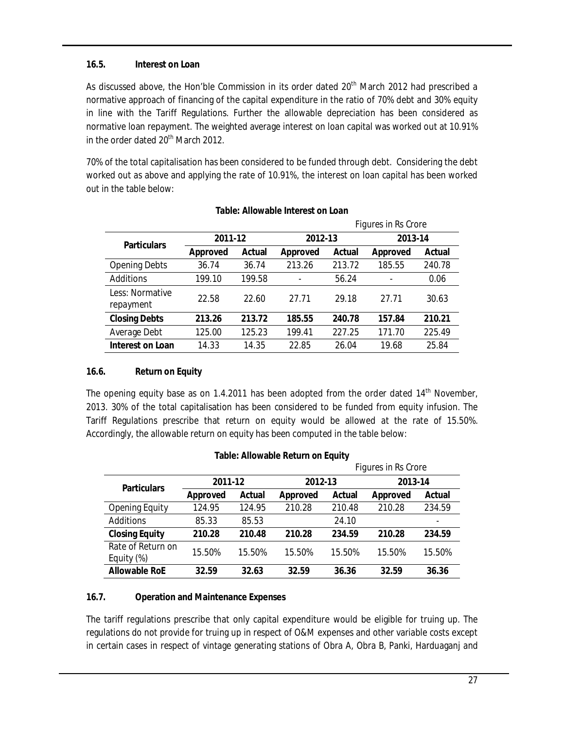### 16.5. Interest on Loan

As discussed above, the Hon'ble Commission in its order dated 20th March 2012 had prescribed a normative approach of financing of the capital expenditure in the ratio of 70% debt and 30% equity in line with the Tariff Regulations. Further the allowable depreciation has been considered as normative loan repayment. The weighted average interest on loan capital was worked out at 10.91% in the order dated 20th March 2012.

70% of the total capitalisation has been considered to be funded through debt. Considering the debt worked out as above and applying the rate of 10.91%, the interest on loan capital has been worked out in the table below:

**Table: Allowable Interest on Loan**

Figures in Rs Crore

| Particulars | 2011-12 | | 2012-13 | | 2013-14 | |
|---|---|---|---|---|---|---|
| | Approved | Actual | Approved | Actual | Approved | Actual |
| Opening Debts | 36.74 | 36.74 | 213.26 | 213.72 | 185.55 | 240.78 |
| Additions | 199.10 | 199.58 | - | 56.24 | - | 0.06 |
| Less: Normative repayment | 22.58 | 22.60 | 27.71 | 29.18 | 27.71 | 30.63 |
| **Closing Debts** | **213.26** | **213.72** | **185.55** | **240.78** | **157.84** | **210.21** |
| Average Debt | 125.00 | 125.23 | 199.41 | 227.25 | 171.70 | 225.49 |
| **Interest on Loan** | 14.33 | 14.35 | 22.85 | 26.04 | 19.68 | 25.84 |

### 16.6. Return on Equity

The opening equity base as on 1.4.2011 has been adopted from the order dated 14th November, 2013. 30% of the total capitalisation has been considered to be funded from equity infusion. The Tariff Regulations prescribe that return on equity would be allowed at the rate of 15.50%. Accordingly, the allowable return on equity has been computed in the table below:

**Table: Allowable Return on Equity**

Figures in Rs Crore

| Particulars | 2011-12 | | 2012-13 | | 2013-14 | |
|---|---|---|---|---|---|---|
| | Approved | Actual | Approved | Actual | Approved | Actual |
| Opening Equity | 124.95 | 124.95 | 210.28 | 210.48 | 210.28 | 234.59 |
| Additions | 85.33 | 85.53 | | 24.10 | | - |
| **Closing Equity** | **210.28** | **210.48** | **210.28** | **234.59** | **210.28** | **234.59** |
| Rate of Return on Equity (%) | 15.50% | 15.50% | 15.50% | 15.50% | 15.50% | 15.50% |
| **Allowable RoE** | **32.59** | **32.63** | **32.59** | **36.36** | **32.59** | **36.36** |

### 16.7. Operation and Maintenance Expenses

The tariff regulations prescribe that only capital expenditure would be eligible for truing up. The regulations do not provide for truing up in respect of O&M expenses and other variable costs except in certain cases in respect of vintage generating stations of Obra A, Obra B, Panki, Harduaganj and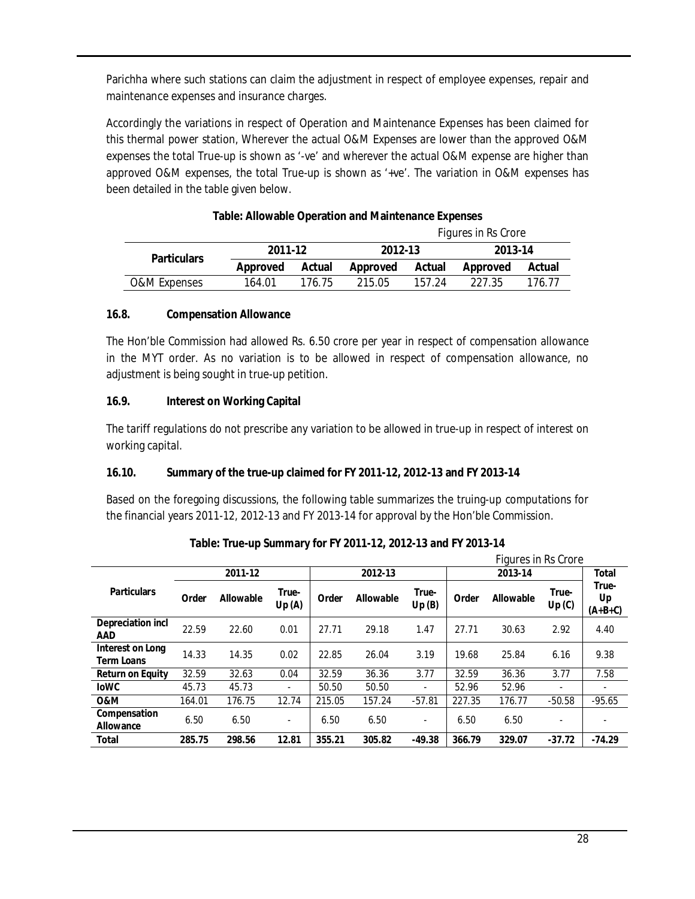Parichha where such stations can claim the adjustment in respect of employee expenses, repair and maintenance expenses and insurance charges.

Accordingly the variations in respect of Operation and Maintenance Expenses has been claimed for this thermal power station, Wherever the actual O&M Expenses are lower than the approved O&M expenses the total True-up is shown as '-ve' and wherever the actual O&M expense are higher than approved O&M expenses, the total True-up is shown as '+ve'. The variation in O&M expenses has been detailed in the table given below.

**Table: Allowable Operation and Maintenance Expenses**

Figures in Rs Crore

| Particulars | 2011-12 | | 2012-13 | | 2013-14 | |
|---|---|---|---|---|---|---|
| | Approved | Actual | Approved | Actual | Approved | Actual |
| O&M Expenses | 164.01 | 176.75 | 215.05 | 157.24 | 227.35 | 176.77 |

### 16.8. Compensation Allowance

The Hon'ble Commission had allowed Rs. 6.50 crore per year in respect of compensation allowance in the MYT order. As no variation is to be allowed in respect of compensation allowance, no adjustment is being sought in true-up petition.

### 16.9. Interest on Working Capital

The tariff regulations do not prescribe any variation to be allowed in true-up in respect of interest on working capital.

### 16.10. Summary of the true-up claimed for FY 2011-12, 2012-13 and FY 2013-14

Based on the foregoing discussions, the following table summarizes the truing-up computations for the financial years 2011-12, 2012-13 and FY 2013-14 for approval by the Hon'ble Commission.

**Table: True-up Summary for FY 2011-12, 2012-13 and FY 2013-14**

Figures in Rs Crore

| Particulars | 2011-12 | | | 2012-13 | | | 2013-14 | | | Total |
|---|---|---|---|---|---|---|---|---|---|---|
| | Order | Allowable | True-Up (A) | Order | Allowable | True-Up (B) | Order | Allowable | True-Up (C) | True-Up (A+B+C) |
| **Depreciation incl AAD** | 22.59 | 22.60 | 0.01 | 27.71 | 29.18 | 1.47 | 27.71 | 30.63 | 2.92 | 4.40 |
| **Interest on Long Term Loans** | 14.33 | 14.35 | 0.02 | 22.85 | 26.04 | 3.19 | 19.68 | 25.84 | 6.16 | 9.38 |
| **Return on Equity** | 32.59 | 32.63 | 0.04 | 32.59 | 36.36 | 3.77 | 32.59 | 36.36 | 3.77 | 7.58 |
| **IoWC** | 45.73 | 45.73 | - | 50.50 | 50.50 | - | 52.96 | 52.96 | - | - |
| **O&M** | 164.01 | 176.75 | 12.74 | 215.05 | 157.24 | -57.81 | 227.35 | 176.77 | -50.58 | -95.65 |
| **Compensation Allowance** | 6.50 | 6.50 | - | 6.50 | 6.50 | - | 6.50 | 6.50 | - | - |
| **Total** | **285.75** | **298.56** | **12.81** | **355.21** | **305.82** | **-49.38** | **366.79** | **329.07** | **-37.72** | **-74.29** |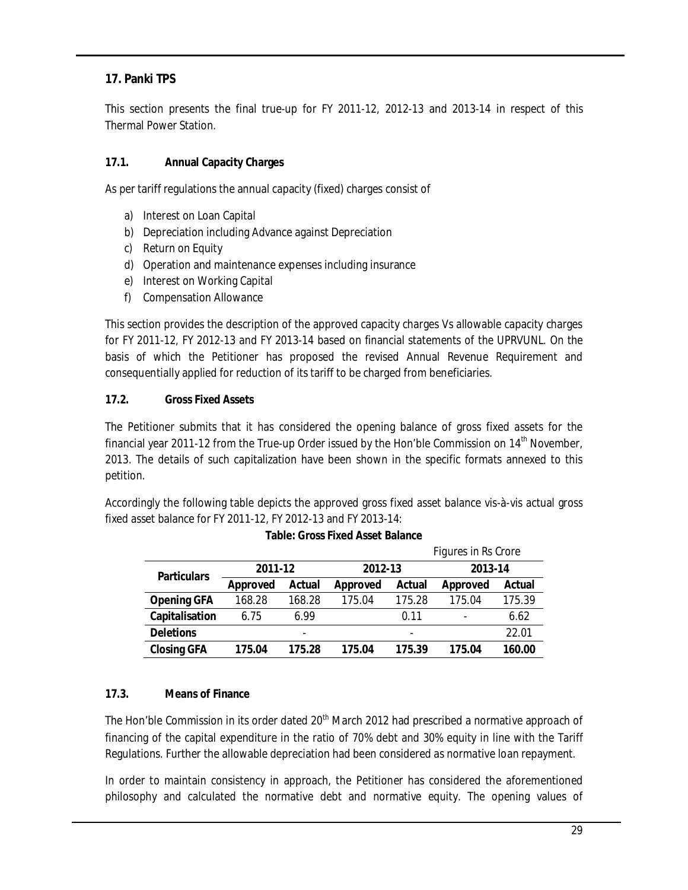## 17. Panki TPS

This section presents the final true-up for FY 2011-12, 2012-13 and 2013-14 in respect of this Thermal Power Station.

### 17.1. Annual Capacity Charges

As per tariff regulations the annual capacity (fixed) charges consist of

a) Interest on Loan Capital
b) Depreciation including Advance against Depreciation
c) Return on Equity
d) Operation and maintenance expenses including insurance
e) Interest on Working Capital
f) Compensation Allowance

This section provides the description of the approved capacity charges Vs allowable capacity charges for FY 2011-12, FY 2012-13 and FY 2013-14 based on financial statements of the UPRVUNL. On the basis of which the Petitioner has proposed the revised Annual Revenue Requirement and consequentially applied for reduction of its tariff to be charged from beneficiaries.

### 17.2. Gross Fixed Assets

The Petitioner submits that it has considered the opening balance of gross fixed assets for the financial year 2011-12 from the True-up Order issued by the Hon'ble Commission on 14th November, 2013. The details of such capitalization have been shown in the specific formats annexed to this petition.

Accordingly the following table depicts the approved gross fixed asset balance vis-à-vis actual gross fixed asset balance for FY 2011-12, FY 2012-13 and FY 2013-14:

**Table: Gross Fixed Asset Balance**

Figures in Rs Crore

| Particulars | 2011-12 | | 2012-13 | | 2013-14 | |
|---|---|---|---|---|---|---|
| | Approved | Actual | Approved | Actual | Approved | Actual |
| **Opening GFA** | 168.28 | 168.28 | 175.04 | 175.28 | 175.04 | 175.39 |
| **Capitalisation** | 6.75 | 6.99 | | 0.11 | - | 6.62 |
| **Deletions** | | - | | - | | 22.01 |
| **Closing GFA** | **175.04** | **175.28** | **175.04** | **175.39** | **175.04** | **160.00** |

### 17.3. Means of Finance

The Hon'ble Commission in its order dated 20th March 2012 had prescribed a normative approach of financing of the capital expenditure in the ratio of 70% debt and 30% equity in line with the Tariff Regulations. Further the allowable depreciation had been considered as normative loan repayment.

In order to maintain consistency in approach, the Petitioner has considered the aforementioned philosophy and calculated the normative debt and normative equity. The opening values of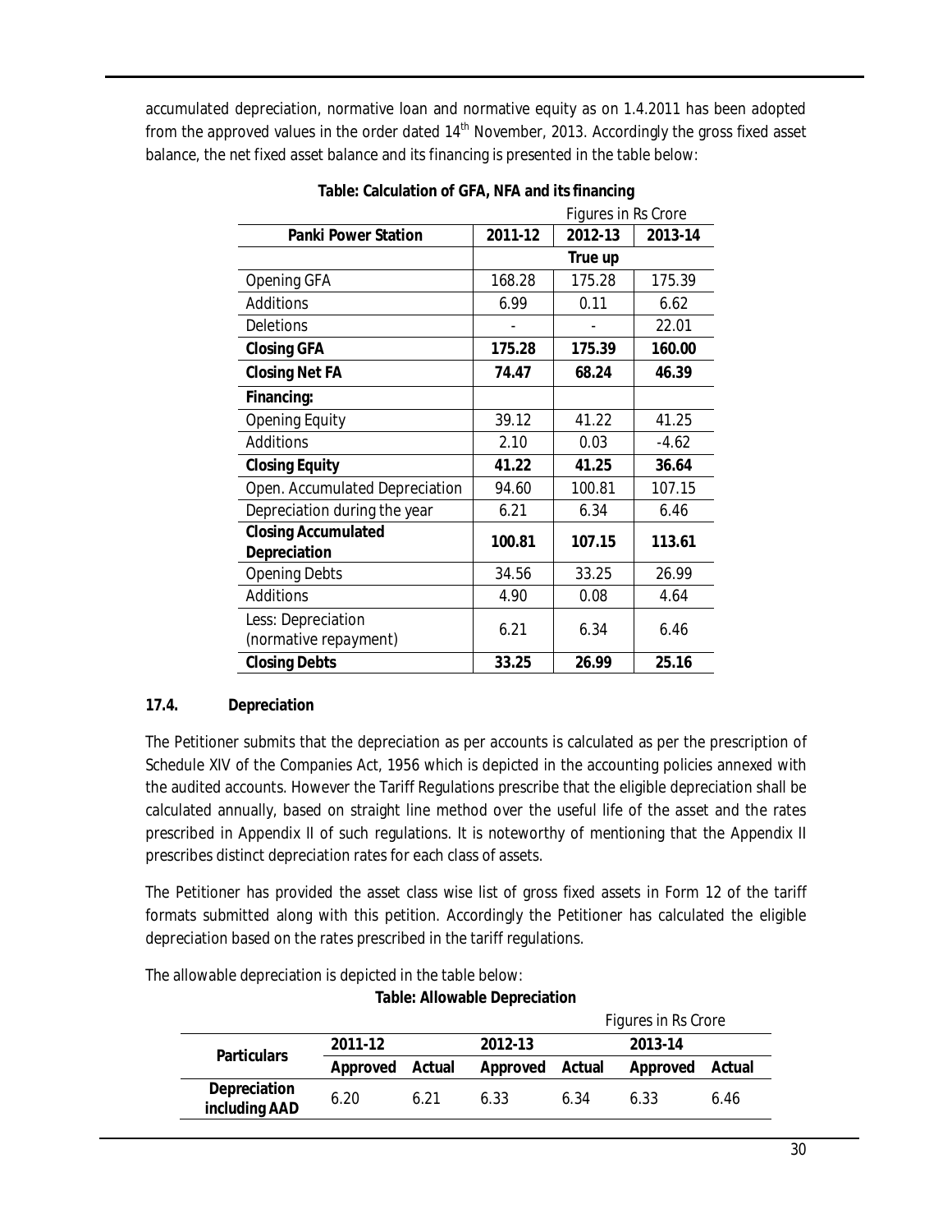accumulated depreciation, normative loan and normative equity as on 1.4.2011 has been adopted from the approved values in the order dated 14th November, 2013. Accordingly the gross fixed asset balance, the net fixed asset balance and its financing is presented in the table below:

**Table: Calculation of GFA, NFA and its financing**

Figures in Rs Crore

| Panki Power Station | 2011-12 | 2012-13 | 2013-14 |
|---|---|---|---|
| | | True up | |
| Opening GFA | 168.28 | 175.28 | 175.39 |
| Additions | 6.99 | 0.11 | 6.62 |
| Deletions | - | - | 22.01 |
| **Closing GFA** | **175.28** | **175.39** | **160.00** |
| **Closing Net FA** | **74.47** | **68.24** | **46.39** |
| **Financing:** | | | |
| Opening Equity | 39.12 | 41.22 | 41.25 |
| Additions | 2.10 | 0.03 | -4.62 |
| **Closing Equity** | **41.22** | **41.25** | **36.64** |
| Open. Accumulated Depreciation | 94.60 | 100.81 | 107.15 |
| Depreciation during the year | 6.21 | 6.34 | 6.46 |
| **Closing Accumulated Depreciation** | **100.81** | **107.15** | **113.61** |
| Opening Debts | 34.56 | 33.25 | 26.99 |
| Additions | 4.90 | 0.08 | 4.64 |
| Less: Depreciation (normative repayment) | 6.21 | 6.34 | 6.46 |
| **Closing Debts** | **33.25** | **26.99** | **25.16** |

### 17.4. Depreciation

The Petitioner submits that the depreciation as per accounts is calculated as per the prescription of Schedule XIV of the Companies Act, 1956 which is depicted in the accounting policies annexed with the audited accounts. However the Tariff Regulations prescribe that the eligible depreciation shall be calculated annually, based on straight line method over the useful life of the asset and the rates prescribed in Appendix II of such regulations. It is noteworthy of mentioning that the Appendix II prescribes distinct depreciation rates for each class of assets.

The Petitioner has provided the asset class wise list of gross fixed assets in Form 12 of the tariff formats submitted along with this petition. Accordingly the Petitioner has calculated the eligible depreciation based on the rates prescribed in the tariff regulations.

The allowable depreciation is depicted in the table below:

**Table: Allowable Depreciation**

Figures in Rs Crore

| Particulars | 2011-12 | | 2012-13 | | 2013-14 | |
|---|---|---|---|---|---|---|
| | Approved | Actual | Approved | Actual | Approved | Actual |
| **Depreciation including AAD** | 6.20 | 6.21 | 6.33 | 6.34 | 6.33 | 6.46 |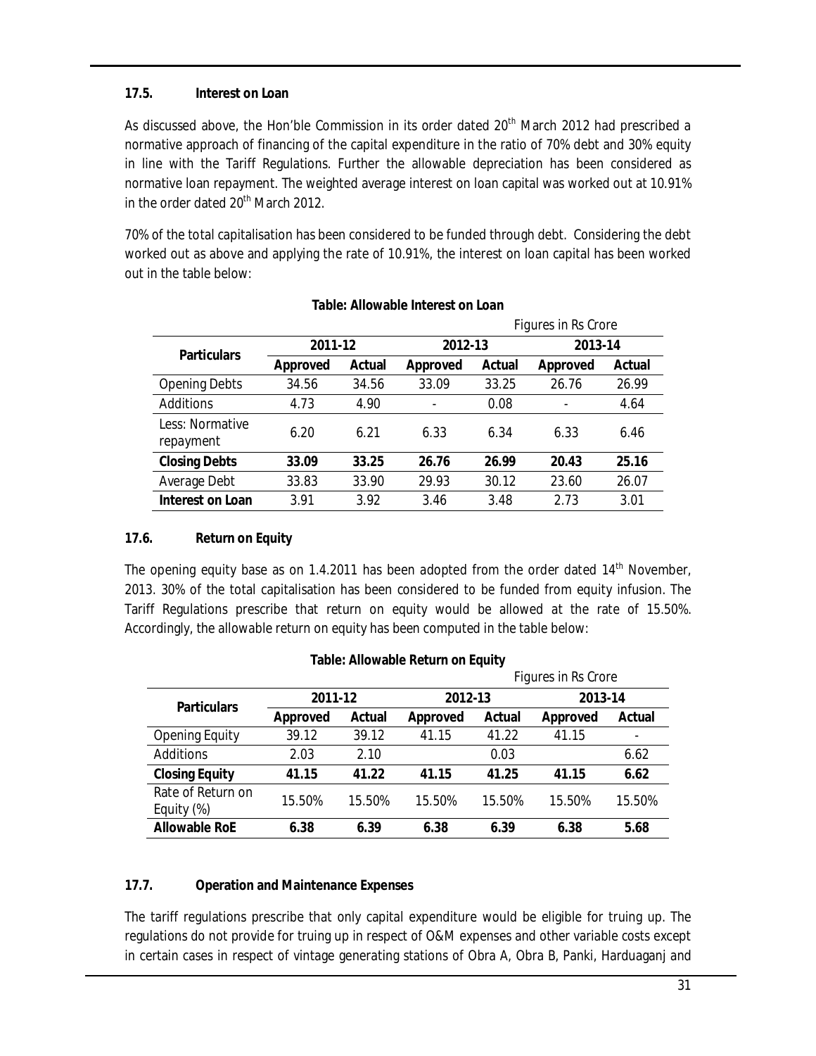### 17.5. Interest on Loan

As discussed above, the Hon'ble Commission in its order dated 20th March 2012 had prescribed a normative approach of financing of the capital expenditure in the ratio of 70% debt and 30% equity in line with the Tariff Regulations. Further the allowable depreciation has been considered as normative loan repayment. The weighted average interest on loan capital was worked out at 10.91% in the order dated 20th March 2012.

70% of the total capitalisation has been considered to be funded through debt. Considering the debt worked out as above and applying the rate of 10.91%, the interest on loan capital has been worked out in the table below:

**Table: Allowable Interest on Loan**

Figures in Rs Crore

| Particulars | 2011-12 | | 2012-13 | | 2013-14 | |
|---|---|---|---|---|---|---|
| | Approved | Actual | Approved | Actual | Approved | Actual |
| Opening Debts | 34.56 | 34.56 | 33.09 | 33.25 | 26.76 | 26.99 |
| Additions | 4.73 | 4.90 | - | 0.08 | - | 4.64 |
| Less: Normative repayment | 6.20 | 6.21 | 6.33 | 6.34 | 6.33 | 6.46 |
| **Closing Debts** | **33.09** | **33.25** | **26.76** | **26.99** | **20.43** | **25.16** |
| Average Debt | 33.83 | 33.90 | 29.93 | 30.12 | 23.60 | 26.07 |
| **Interest on Loan** | 3.91 | 3.92 | 3.46 | 3.48 | 2.73 | 3.01 |

### 17.6. Return on Equity

The opening equity base as on 1.4.2011 has been adopted from the order dated 14th November, 2013. 30% of the total capitalisation has been considered to be funded from equity infusion. The Tariff Regulations prescribe that return on equity would be allowed at the rate of 15.50%. Accordingly, the allowable return on equity has been computed in the table below:

**Table: Allowable Return on Equity**

Figures in Rs Crore

| Particulars | 2011-12 | | 2012-13 | | 2013-14 | |
|---|---|---|---|---|---|---|
| | Approved | Actual | Approved | Actual | Approved | Actual |
| Opening Equity | 39.12 | 39.12 | 41.15 | 41.22 | 41.15 | - |
| Additions | 2.03 | 2.10 | | 0.03 | | 6.62 |
| **Closing Equity** | **41.15** | **41.22** | **41.15** | **41.25** | **41.15** | **6.62** |
| Rate of Return on Equity (%) | 15.50% | 15.50% | 15.50% | 15.50% | 15.50% | 15.50% |
| **Allowable RoE** | **6.38** | **6.39** | **6.38** | **6.39** | **6.38** | **5.68** |

### 17.7. Operation and Maintenance Expenses

The tariff regulations prescribe that only capital expenditure would be eligible for truing up. The regulations do not provide for truing up in respect of O&M expenses and other variable costs except in certain cases in respect of vintage generating stations of Obra A, Obra B, Panki, Harduaganj and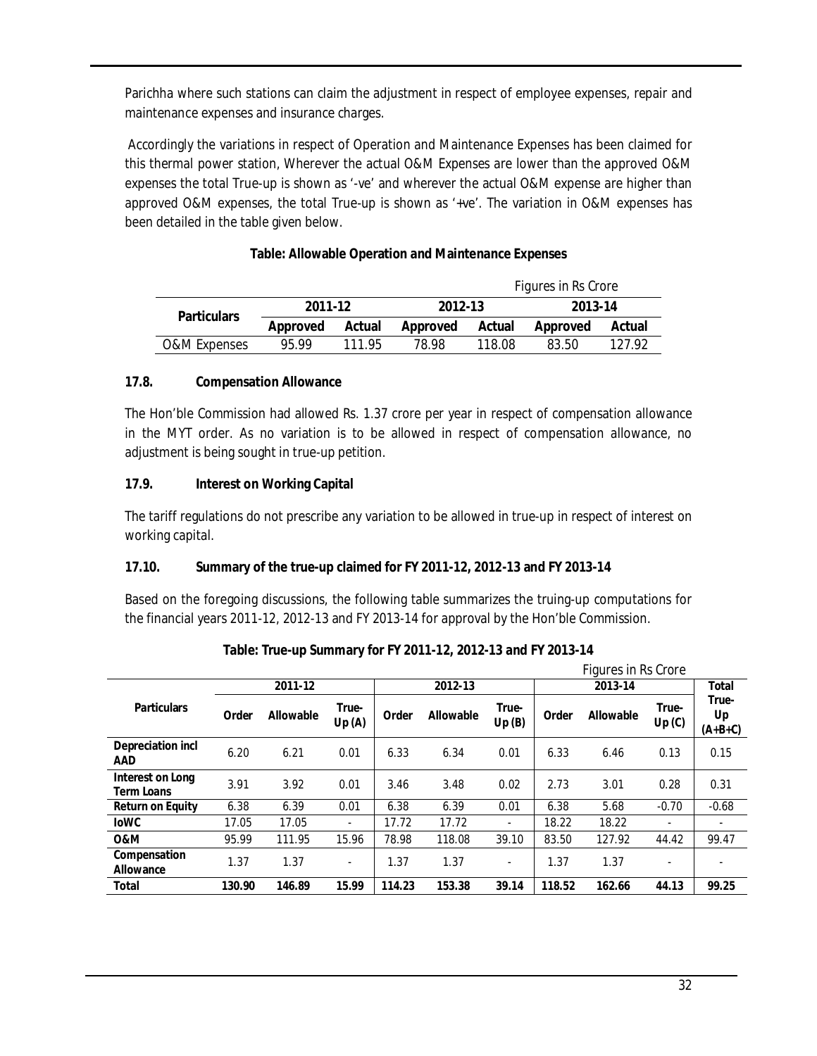Parichha where such stations can claim the adjustment in respect of employee expenses, repair and maintenance expenses and insurance charges.

Accordingly the variations in respect of Operation and Maintenance Expenses has been claimed for this thermal power station, Wherever the actual O&M Expenses are lower than the approved O&M expenses the total True-up is shown as '-ve' and wherever the actual O&M expense are higher than approved O&M expenses, the total True-up is shown as '+ve'. The variation in O&M expenses has been detailed in the table given below.

**Table: Allowable Operation and Maintenance Expenses**

Figures in Rs Crore

| Particulars | 2011-12 | | 2012-13 | | 2013-14 | |
|---|---|---|---|---|---|---|
| | Approved | Actual | Approved | Actual | Approved | Actual |
| O&M Expenses | 95.99 | 111.95 | 78.98 | 118.08 | 83.50 | 127.92 |

**17.8. Compensation Allowance**

The Hon'ble Commission had allowed Rs. 1.37 crore per year in respect of compensation allowance in the MYT order. As no variation is to be allowed in respect of compensation allowance, no adjustment is being sought in true-up petition.

**17.9. Interest on Working Capital**

The tariff regulations do not prescribe any variation to be allowed in true-up in respect of interest on working capital.

**17.10. Summary of the true-up claimed for FY 2011-12, 2012-13 and FY 2013-14**

Based on the foregoing discussions, the following table summarizes the truing-up computations for the financial years 2011-12, 2012-13 and FY 2013-14 for approval by the Hon'ble Commission.

**Table: True-up Summary for FY 2011-12, 2012-13 and FY 2013-14**

Figures in Rs Crore

| Particulars | 2011-12 | | | 2012-13 | | | 2013-14 | | | Total |
|---|---|---|---|---|---|---|---|---|---|---|
| | Order | Allowable | True-Up (A) | Order | Allowable | True-Up (B) | Order | Allowable | True-Up (C) | True-Up (A+B+C) |
| **Depreciation incl AAD** | 6.20 | 6.21 | 0.01 | 6.33 | 6.34 | 0.01 | 6.33 | 6.46 | 0.13 | 0.15 |
| **Interest on Long Term Loans** | 3.91 | 3.92 | 0.01 | 3.46 | 3.48 | 0.02 | 2.73 | 3.01 | 0.28 | 0.31 |
| **Return on Equity** | 6.38 | 6.39 | 0.01 | 6.38 | 6.39 | 0.01 | 6.38 | 5.68 | -0.70 | -0.68 |
| **IoWC** | 17.05 | 17.05 | - | 17.72 | 17.72 | - | 18.22 | 18.22 | - | - |
| **O&M** | 95.99 | 111.95 | 15.96 | 78.98 | 118.08 | 39.10 | 83.50 | 127.92 | 44.42 | 99.47 |
| **Compensation Allowance** | 1.37 | 1.37 | - | 1.37 | 1.37 | - | 1.37 | 1.37 | - | - |
| **Total** | **130.90** | **146.89** | **15.99** | **114.23** | **153.38** | **39.14** | **118.52** | **162.66** | **44.13** | **99.25** |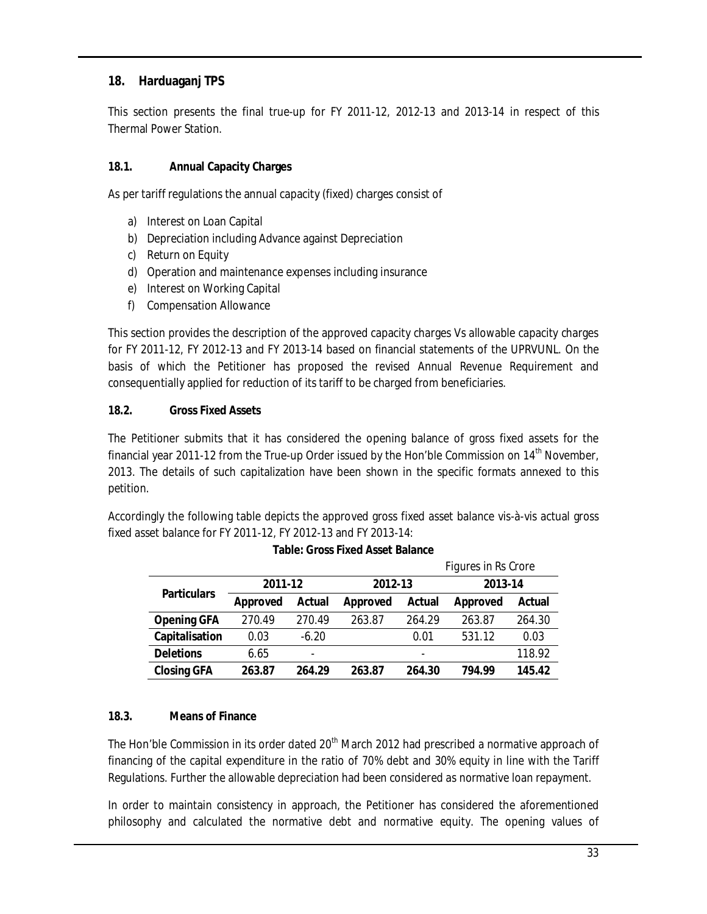## 18. Harduaganj TPS

This section presents the final true-up for FY 2011-12, 2012-13 and 2013-14 in respect of this Thermal Power Station.

### 18.1. Annual Capacity Charges

As per tariff regulations the annual capacity (fixed) charges consist of

a) Interest on Loan Capital
b) Depreciation including Advance against Depreciation
c) Return on Equity
d) Operation and maintenance expenses including insurance
e) Interest on Working Capital
f) Compensation Allowance

This section provides the description of the approved capacity charges Vs allowable capacity charges for FY 2011-12, FY 2012-13 and FY 2013-14 based on financial statements of the UPRVUNL. On the basis of which the Petitioner has proposed the revised Annual Revenue Requirement and consequentially applied for reduction of its tariff to be charged from beneficiaries.

### 18.2. Gross Fixed Assets

The Petitioner submits that it has considered the opening balance of gross fixed assets for the financial year 2011-12 from the True-up Order issued by the Hon'ble Commission on 14th November, 2013. The details of such capitalization have been shown in the specific formats annexed to this petition.

Accordingly the following table depicts the approved gross fixed asset balance vis-à-vis actual gross fixed asset balance for FY 2011-12, FY 2012-13 and FY 2013-14:

**Table: Gross Fixed Asset Balance**

Figures in Rs Crore

| Particulars | 2011-12 | | 2012-13 | | 2013-14 | |
|---|---|---|---|---|---|---|
| | Approved | Actual | Approved | Actual | Approved | Actual |
| **Opening GFA** | 270.49 | 270.49 | 263.87 | 264.29 | 263.87 | 264.30 |
| **Capitalisation** | 0.03 | -6.20 | | 0.01 | 531.12 | 0.03 |
| **Deletions** | 6.65 | - | | - | | 118.92 |
| **Closing GFA** | **263.87** | **264.29** | **263.87** | **264.30** | **794.99** | **145.42** |

### 18.3. Means of Finance

The Hon'ble Commission in its order dated 20th March 2012 had prescribed a normative approach of financing of the capital expenditure in the ratio of 70% debt and 30% equity in line with the Tariff Regulations. Further the allowable depreciation had been considered as normative loan repayment.

In order to maintain consistency in approach, the Petitioner has considered the aforementioned philosophy and calculated the normative debt and normative equity. The opening values of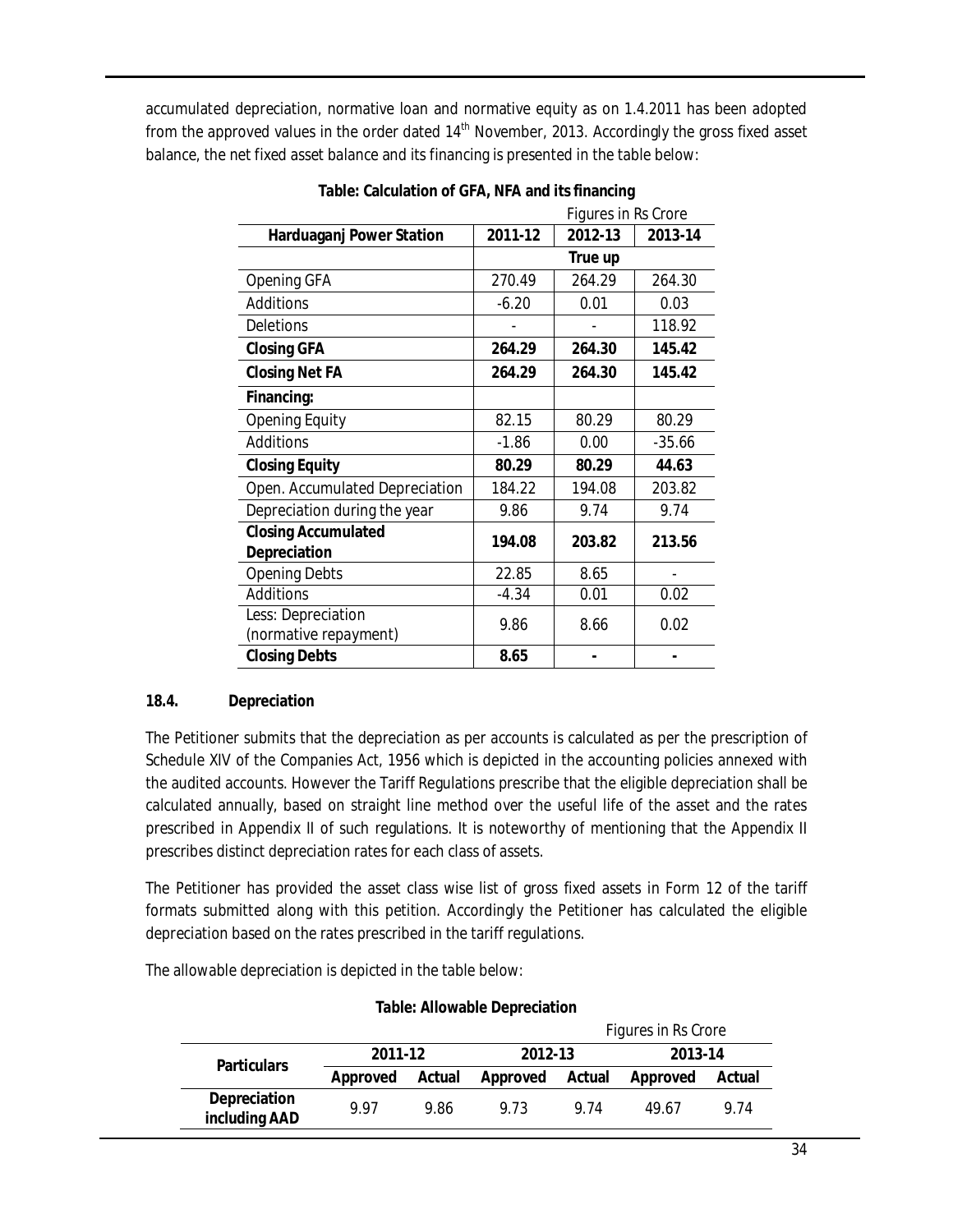accumulated depreciation, normative loan and normative equity as on 1.4.2011 has been adopted from the approved values in the order dated 14th November, 2013. Accordingly the gross fixed asset balance, the net fixed asset balance and its financing is presented in the table below:

**Table: Calculation of GFA, NFA and its financing**

Figures in Rs Crore

| Harduaganj Power Station | 2011-12 | 2012-13 | 2013-14 |
|---|---|---|---|
| | | True up | |
| Opening GFA | 270.49 | 264.29 | 264.30 |
| Additions | -6.20 | 0.01 | 0.03 |
| Deletions | - | - | 118.92 |
| **Closing GFA** | **264.29** | **264.30** | **145.42** |
| **Closing Net FA** | **264.29** | **264.30** | **145.42** |
| **Financing:** | | | |
| Opening Equity | 82.15 | 80.29 | 80.29 |
| Additions | -1.86 | 0.00 | -35.66 |
| **Closing Equity** | **80.29** | **80.29** | **44.63** |
| Open. Accumulated Depreciation | 184.22 | 194.08 | 203.82 |
| Depreciation during the year | 9.86 | 9.74 | 9.74 |
| **Closing Accumulated Depreciation** | **194.08** | **203.82** | **213.56** |
| Opening Debts | 22.85 | 8.65 | - |
| Additions | -4.34 | 0.01 | 0.02 |
| Less: Depreciation (normative repayment) | 9.86 | 8.66 | 0.02 |
| **Closing Debts** | **8.65** | **-** | **-** |

### 18.4. Depreciation

The Petitioner submits that the depreciation as per accounts is calculated as per the prescription of Schedule XIV of the Companies Act, 1956 which is depicted in the accounting policies annexed with the audited accounts. However the Tariff Regulations prescribe that the eligible depreciation shall be calculated annually, based on straight line method over the useful life of the asset and the rates prescribed in Appendix II of such regulations. It is noteworthy of mentioning that the Appendix II prescribes distinct depreciation rates for each class of assets.

The Petitioner has provided the asset class wise list of gross fixed assets in Form 12 of the tariff formats submitted along with this petition. Accordingly the Petitioner has calculated the eligible depreciation based on the rates prescribed in the tariff regulations.

The allowable depreciation is depicted in the table below:

**Table: Allowable Depreciation**

Figures in Rs Crore

| Particulars | 2011-12 | | 2012-13 | | 2013-14 | |
|---|---|---|---|---|---|---|
| | Approved | Actual | Approved | Actual | Approved | Actual |
| **Depreciation including AAD** | 9.97 | 9.86 | 9.73 | 9.74 | 49.67 | 9.74 |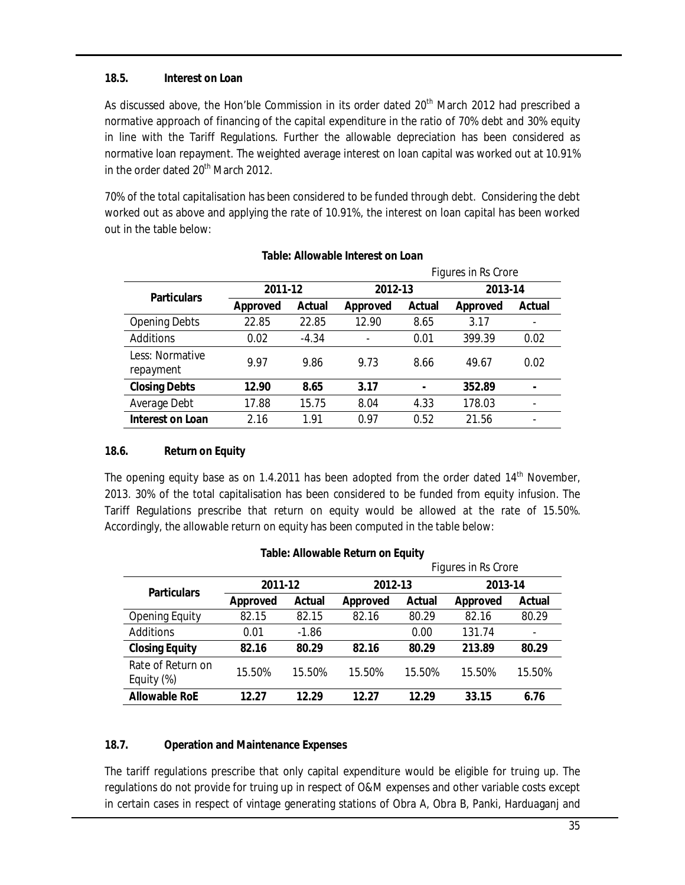### 18.5. Interest on Loan

As discussed above, the Hon'ble Commission in its order dated 20th March 2012 had prescribed a normative approach of financing of the capital expenditure in the ratio of 70% debt and 30% equity in line with the Tariff Regulations. Further the allowable depreciation has been considered as normative loan repayment. The weighted average interest on loan capital was worked out at 10.91% in the order dated 20th March 2012.

70% of the total capitalisation has been considered to be funded through debt. Considering the debt worked out as above and applying the rate of 10.91%, the interest on loan capital has been worked out in the table below:

**Table: Allowable Interest on Loan**

Figures in Rs Crore

| Particulars | 2011-12 | | 2012-13 | | 2013-14 | |
|---|---|---|---|---|---|---|
| | Approved | Actual | Approved | Actual | Approved | Actual |
| Opening Debts | 22.85 | 22.85 | 12.90 | 8.65 | 3.17 | - |
| Additions | 0.02 | -4.34 | - | 0.01 | 399.39 | 0.02 |
| Less: Normative repayment | 9.97 | 9.86 | 9.73 | 8.66 | 49.67 | 0.02 |
| **Closing Debts** | **12.90** | **8.65** | **3.17** | **-** | **352.89** | **-** |
| Average Debt | 17.88 | 15.75 | 8.04 | 4.33 | 178.03 | - |
| **Interest on Loan** | 2.16 | 1.91 | 0.97 | 0.52 | 21.56 | - |

### 18.6. Return on Equity

The opening equity base as on 1.4.2011 has been adopted from the order dated 14th November, 2013. 30% of the total capitalisation has been considered to be funded from equity infusion. The Tariff Regulations prescribe that return on equity would be allowed at the rate of 15.50%. Accordingly, the allowable return on equity has been computed in the table below:

**Table: Allowable Return on Equity**

Figures in Rs Crore

| Particulars | 2011-12 | | 2012-13 | | 2013-14 | |
|---|---|---|---|---|---|---|
| | Approved | Actual | Approved | Actual | Approved | Actual |
| Opening Equity | 82.15 | 82.15 | 82.16 | 80.29 | 82.16 | 80.29 |
| Additions | 0.01 | -1.86 | | 0.00 | 131.74 | - |
| **Closing Equity** | **82.16** | **80.29** | **82.16** | **80.29** | **213.89** | **80.29** |
| Rate of Return on Equity (%) | 15.50% | 15.50% | 15.50% | 15.50% | 15.50% | 15.50% |
| **Allowable RoE** | **12.27** | **12.29** | **12.27** | **12.29** | **33.15** | **6.76** |

### 18.7. Operation and Maintenance Expenses

The tariff regulations prescribe that only capital expenditure would be eligible for truing up. The regulations do not provide for truing up in respect of O&M expenses and other variable costs except in certain cases in respect of vintage generating stations of Obra A, Obra B, Panki, Harduaganj and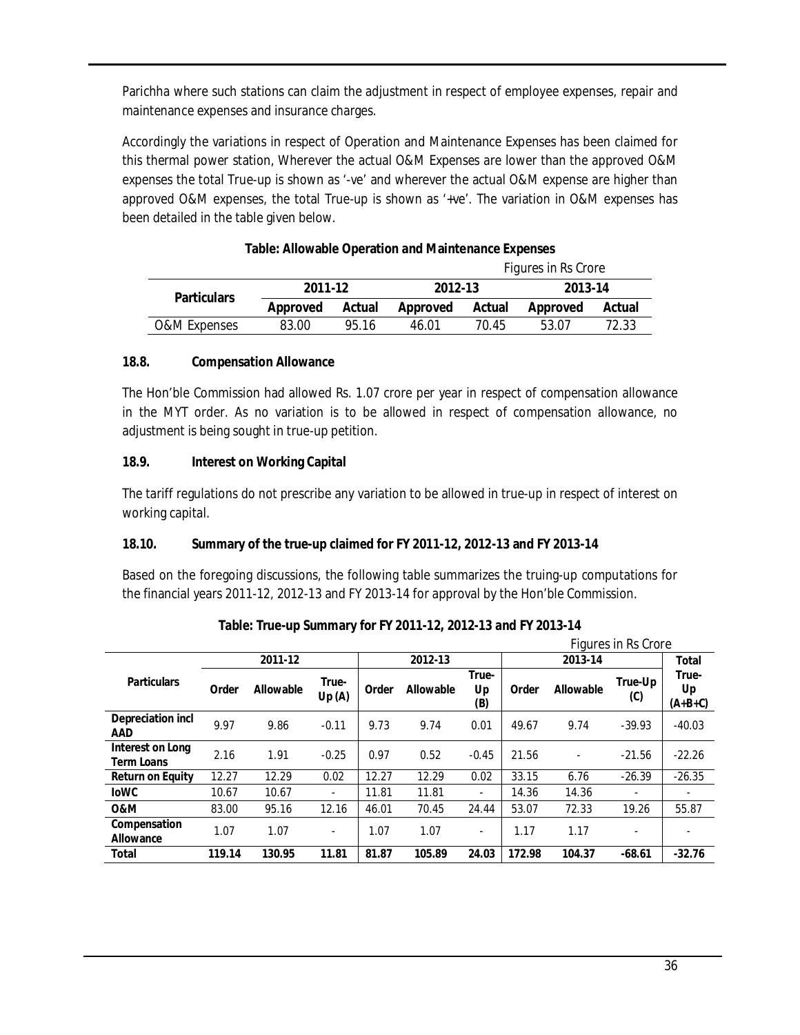Parichha where such stations can claim the adjustment in respect of employee expenses, repair and maintenance expenses and insurance charges.

Accordingly the variations in respect of Operation and Maintenance Expenses has been claimed for this thermal power station, Wherever the actual O&M Expenses are lower than the approved O&M expenses the total True-up is shown as '-ve' and wherever the actual O&M expense are higher than approved O&M expenses, the total True-up is shown as '+ve'. The variation in O&M expenses has been detailed in the table given below.

**Table: Allowable Operation and Maintenance Expenses**

Figures in Rs Crore

| Particulars | 2011-12 | | 2012-13 | | 2013-14 | |
|---|---|---|---|---|---|---|
| | Approved | Actual | Approved | Actual | Approved | Actual |
| O&M Expenses | 83.00 | 95.16 | 46.01 | 70.45 | 53.07 | 72.33 |

### 18.8. Compensation Allowance

The Hon'ble Commission had allowed Rs. 1.07 crore per year in respect of compensation allowance in the MYT order. As no variation is to be allowed in respect of compensation allowance, no adjustment is being sought in true-up petition.

### 18.9. Interest on Working Capital

The tariff regulations do not prescribe any variation to be allowed in true-up in respect of interest on working capital.

### 18.10. Summary of the true-up claimed for FY 2011-12, 2012-13 and FY 2013-14

Based on the foregoing discussions, the following table summarizes the truing-up computations for the financial years 2011-12, 2012-13 and FY 2013-14 for approval by the Hon'ble Commission.

**Table: True-up Summary for FY 2011-12, 2012-13 and FY 2013-14**

Figures in Rs Crore

| Particulars | 2011-12 | | | 2012-13 | | | 2013-14 | | | Total |
|---|---|---|---|---|---|---|---|---|---|---|
| | Order | Allowable | True-Up (A) | Order | Allowable | True-Up (B) | Order | Allowable | True-Up (C) | True-Up (A+B+C) |
| **Depreciation incl AAD** | 9.97 | 9.86 | -0.11 | 9.73 | 9.74 | 0.01 | 49.67 | 9.74 | -39.93 | -40.03 |
| **Interest on Long Term Loans** | 2.16 | 1.91 | -0.25 | 0.97 | 0.52 | -0.45 | 21.56 | - | -21.56 | -22.26 |
| **Return on Equity** | 12.27 | 12.29 | 0.02 | 12.27 | 12.29 | 0.02 | 33.15 | 6.76 | -26.39 | -26.35 |
| **IoWC** | 10.67 | 10.67 | - | 11.81 | 11.81 | - | 14.36 | 14.36 | - | - |
| **O&M** | 83.00 | 95.16 | 12.16 | 46.01 | 70.45 | 24.44 | 53.07 | 72.33 | 19.26 | 55.87 |
| **Compensation Allowance** | 1.07 | 1.07 | - | 1.07 | 1.07 | - | 1.17 | 1.17 | - | - |
| **Total** | **119.14** | **130.95** | **11.81** | **81.87** | **105.89** | **24.03** | **172.98** | **104.37** | **-68.61** | **-32.76** |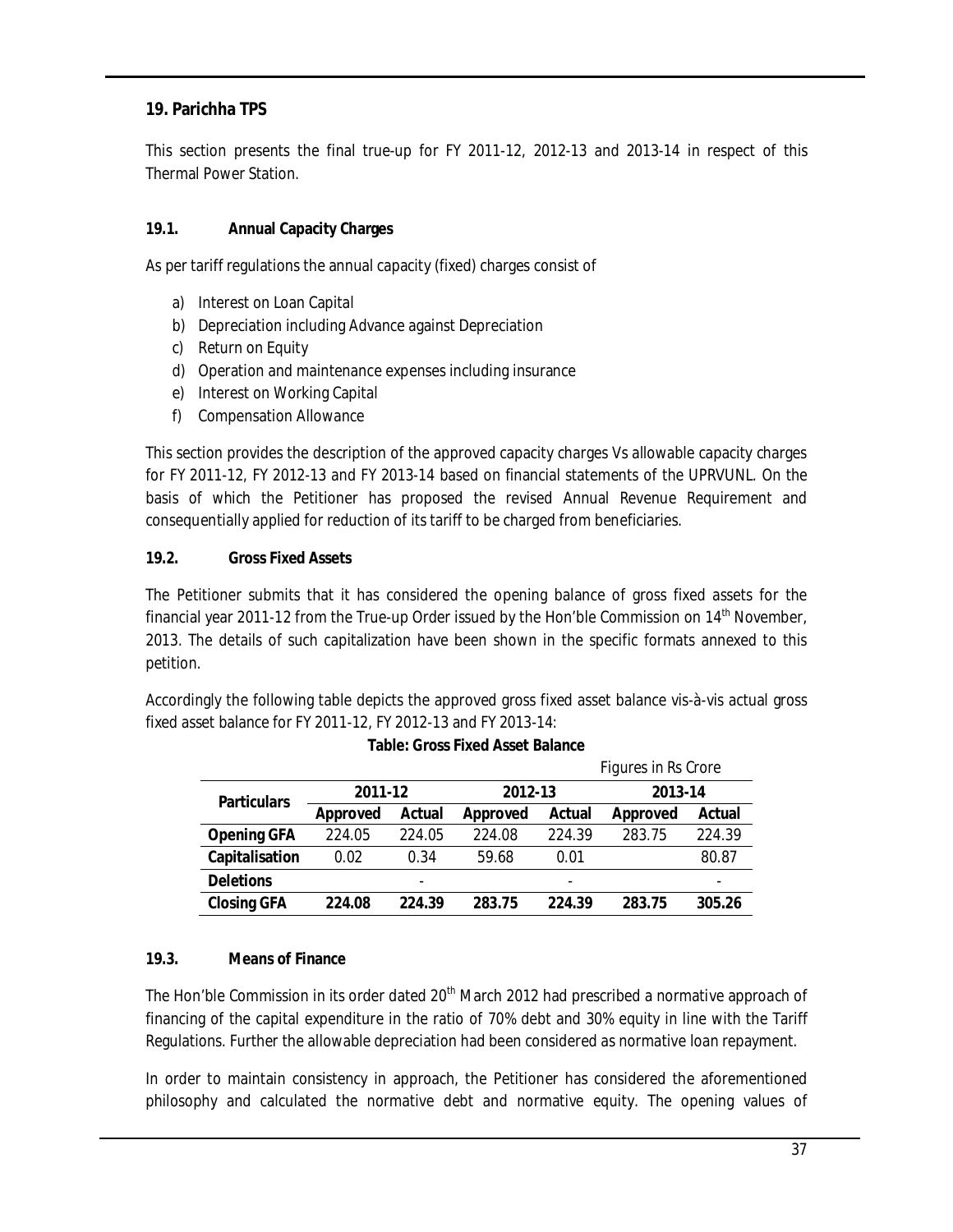## 19. Parichha TPS

This section presents the final true-up for FY 2011-12, 2012-13 and 2013-14 in respect of this Thermal Power Station.

### 19.1. Annual Capacity Charges

As per tariff regulations the annual capacity (fixed) charges consist of

a) Interest on Loan Capital
b) Depreciation including Advance against Depreciation
c) Return on Equity
d) Operation and maintenance expenses including insurance
e) Interest on Working Capital
f) Compensation Allowance

This section provides the description of the approved capacity charges Vs allowable capacity charges for FY 2011-12, FY 2012-13 and FY 2013-14 based on financial statements of the UPRVUNL. On the basis of which the Petitioner has proposed the revised Annual Revenue Requirement and consequentially applied for reduction of its tariff to be charged from beneficiaries.

### 19.2. Gross Fixed Assets

The Petitioner submits that it has considered the opening balance of gross fixed assets for the financial year 2011-12 from the True-up Order issued by the Hon'ble Commission on 14th November, 2013. The details of such capitalization have been shown in the specific formats annexed to this petition.

Accordingly the following table depicts the approved gross fixed asset balance vis-à-vis actual gross fixed asset balance for FY 2011-12, FY 2012-13 and FY 2013-14:

**Table: Gross Fixed Asset Balance**

Figures in Rs Crore

| Particulars | 2011-12 | | 2012-13 | | 2013-14 | |
|---|---|---|---|---|---|---|
| | Approved | Actual | Approved | Actual | Approved | Actual |
| **Opening GFA** | 224.05 | 224.05 | 224.08 | 224.39 | 283.75 | 224.39 |
| **Capitalisation** | 0.02 | 0.34 | 59.68 | 0.01 | | 80.87 |
| **Deletions** | | - | | - | | - |
| **Closing GFA** | **224.08** | **224.39** | **283.75** | **224.39** | **283.75** | **305.26** |

### 19.3. Means of Finance

The Hon'ble Commission in its order dated 20th March 2012 had prescribed a normative approach of financing of the capital expenditure in the ratio of 70% debt and 30% equity in line with the Tariff Regulations. Further the allowable depreciation had been considered as normative loan repayment.

In order to maintain consistency in approach, the Petitioner has considered the aforementioned philosophy and calculated the normative debt and normative equity. The opening values of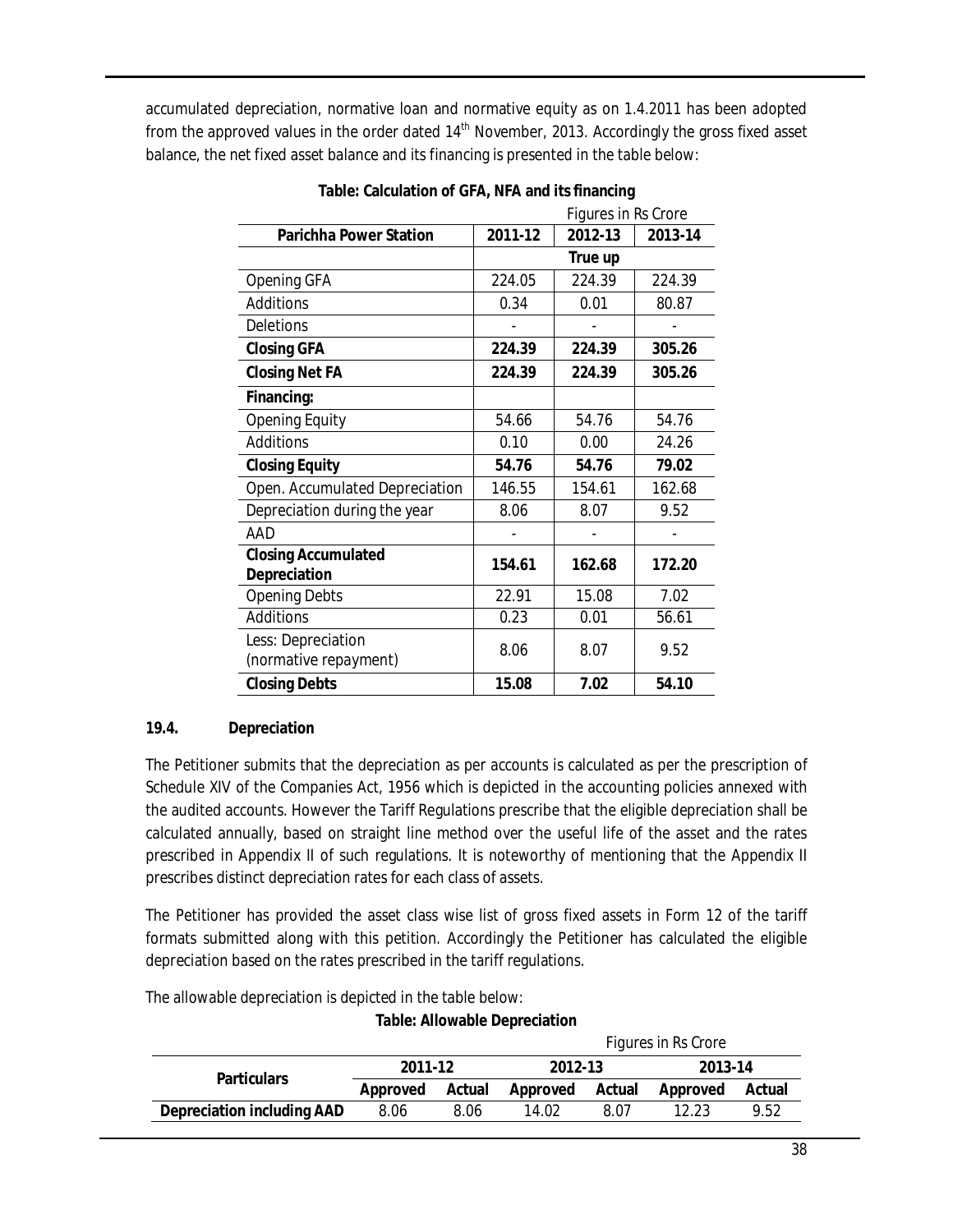accumulated depreciation, normative loan and normative equity as on 1.4.2011 has been adopted from the approved values in the order dated 14th November, 2013. Accordingly the gross fixed asset balance, the net fixed asset balance and its financing is presented in the table below:

**Table: Calculation of GFA, NFA and its financing**

Figures in Rs Crore

| Parichha Power Station | 2011-12 | 2012-13 | 2013-14 |
|---|---|---|---|
| | | True up | |
| Opening GFA | 224.05 | 224.39 | 224.39 |
| Additions | 0.34 | 0.01 | 80.87 |
| Deletions | - | - | - |
| **Closing GFA** | **224.39** | **224.39** | **305.26** |
| **Closing Net FA** | **224.39** | **224.39** | **305.26** |
| **Financing:** | | | |
| Opening Equity | 54.66 | 54.76 | 54.76 |
| Additions | 0.10 | 0.00 | 24.26 |
| **Closing Equity** | **54.76** | **54.76** | **79.02** |
| Open. Accumulated Depreciation | 146.55 | 154.61 | 162.68 |
| Depreciation during the year | 8.06 | 8.07 | 9.52 |
| AAD | - | - | - |
| **Closing Accumulated Depreciation** | **154.61** | **162.68** | **172.20** |
| Opening Debts | 22.91 | 15.08 | 7.02 |
| Additions | 0.23 | 0.01 | 56.61 |
| Less: Depreciation (normative repayment) | 8.06 | 8.07 | 9.52 |
| **Closing Debts** | **15.08** | **7.02** | **54.10** |

### 19.4. Depreciation

The Petitioner submits that the depreciation as per accounts is calculated as per the prescription of Schedule XIV of the Companies Act, 1956 which is depicted in the accounting policies annexed with the audited accounts. However the Tariff Regulations prescribe that the eligible depreciation shall be calculated annually, based on straight line method over the useful life of the asset and the rates prescribed in Appendix II of such regulations. It is noteworthy of mentioning that the Appendix II prescribes distinct depreciation rates for each class of assets.

The Petitioner has provided the asset class wise list of gross fixed assets in Form 12 of the tariff formats submitted along with this petition. Accordingly the Petitioner has calculated the eligible depreciation based on the rates prescribed in the tariff regulations.

The allowable depreciation is depicted in the table below:

**Table: Allowable Depreciation**

Figures in Rs Crore

| Particulars | 2011-12 | | 2012-13 | | 2013-14 | |
|---|---|---|---|---|---|---|
| | Approved | Actual | Approved | Actual | Approved | Actual |
| **Depreciation including AAD** | 8.06 | 8.06 | 14.02 | 8.07 | 12.23 | 9.52 |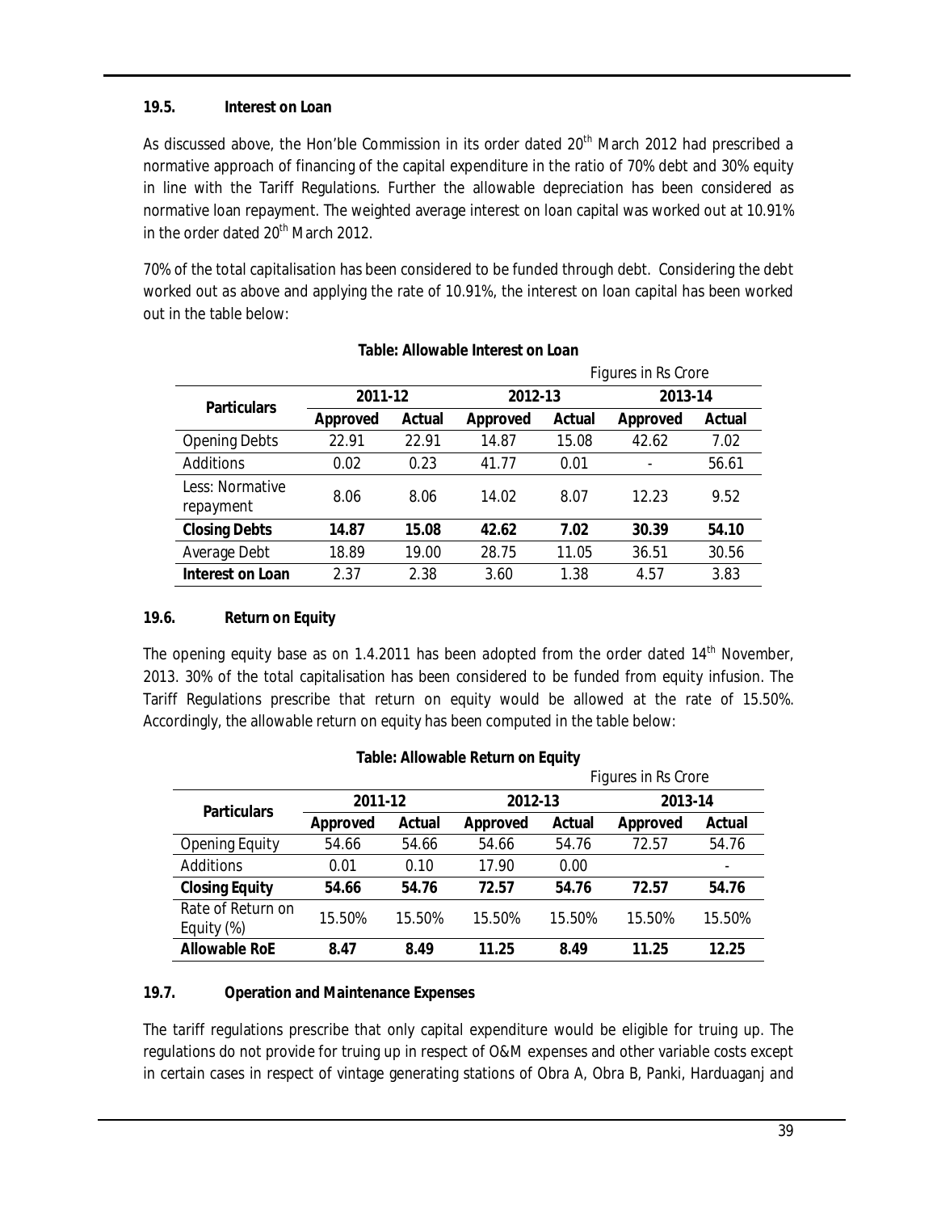### 19.5. Interest on Loan

As discussed above, the Hon'ble Commission in its order dated 20th March 2012 had prescribed a normative approach of financing of the capital expenditure in the ratio of 70% debt and 30% equity in line with the Tariff Regulations. Further the allowable depreciation has been considered as normative loan repayment. The weighted average interest on loan capital was worked out at 10.91% in the order dated 20th March 2012.

70% of the total capitalisation has been considered to be funded through debt. Considering the debt worked out as above and applying the rate of 10.91%, the interest on loan capital has been worked out in the table below:

**Table: Allowable Interest on Loan**

Figures in Rs Crore

| Particulars | 2011-12 | | 2012-13 | | 2013-14 | |
|---|---|---|---|---|---|---|
| | Approved | Actual | Approved | Actual | Approved | Actual |
| Opening Debts | 22.91 | 22.91 | 14.87 | 15.08 | 42.62 | 7.02 |
| Additions | 0.02 | 0.23 | 41.77 | 0.01 | - | 56.61 |
| Less: Normative repayment | 8.06 | 8.06 | 14.02 | 8.07 | 12.23 | 9.52 |
| **Closing Debts** | **14.87** | **15.08** | **42.62** | **7.02** | **30.39** | **54.10** |
| Average Debt | 18.89 | 19.00 | 28.75 | 11.05 | 36.51 | 30.56 |
| **Interest on Loan** | 2.37 | 2.38 | 3.60 | 1.38 | 4.57 | 3.83 |

### 19.6. Return on Equity

The opening equity base as on 1.4.2011 has been adopted from the order dated 14th November, 2013. 30% of the total capitalisation has been considered to be funded from equity infusion. The Tariff Regulations prescribe that return on equity would be allowed at the rate of 15.50%. Accordingly, the allowable return on equity has been computed in the table below:

**Table: Allowable Return on Equity**

Figures in Rs Crore

| Particulars | 2011-12 | | 2012-13 | | 2013-14 | |
|---|---|---|---|---|---|---|
| | Approved | Actual | Approved | Actual | Approved | Actual |
| Opening Equity | 54.66 | 54.66 | 54.66 | 54.76 | 72.57 | 54.76 |
| Additions | 0.01 | 0.10 | 17.90 | 0.00 | | - |
| **Closing Equity** | **54.66** | **54.76** | **72.57** | **54.76** | **72.57** | **54.76** |
| Rate of Return on Equity (%) | 15.50% | 15.50% | 15.50% | 15.50% | 15.50% | 15.50% |
| **Allowable RoE** | **8.47** | **8.49** | **11.25** | **8.49** | **11.25** | **12.25** |

### 19.7. Operation and Maintenance Expenses

The tariff regulations prescribe that only capital expenditure would be eligible for truing up. The regulations do not provide for truing up in respect of O&M expenses and other variable costs except in certain cases in respect of vintage generating stations of Obra A, Obra B, Panki, Harduaganj and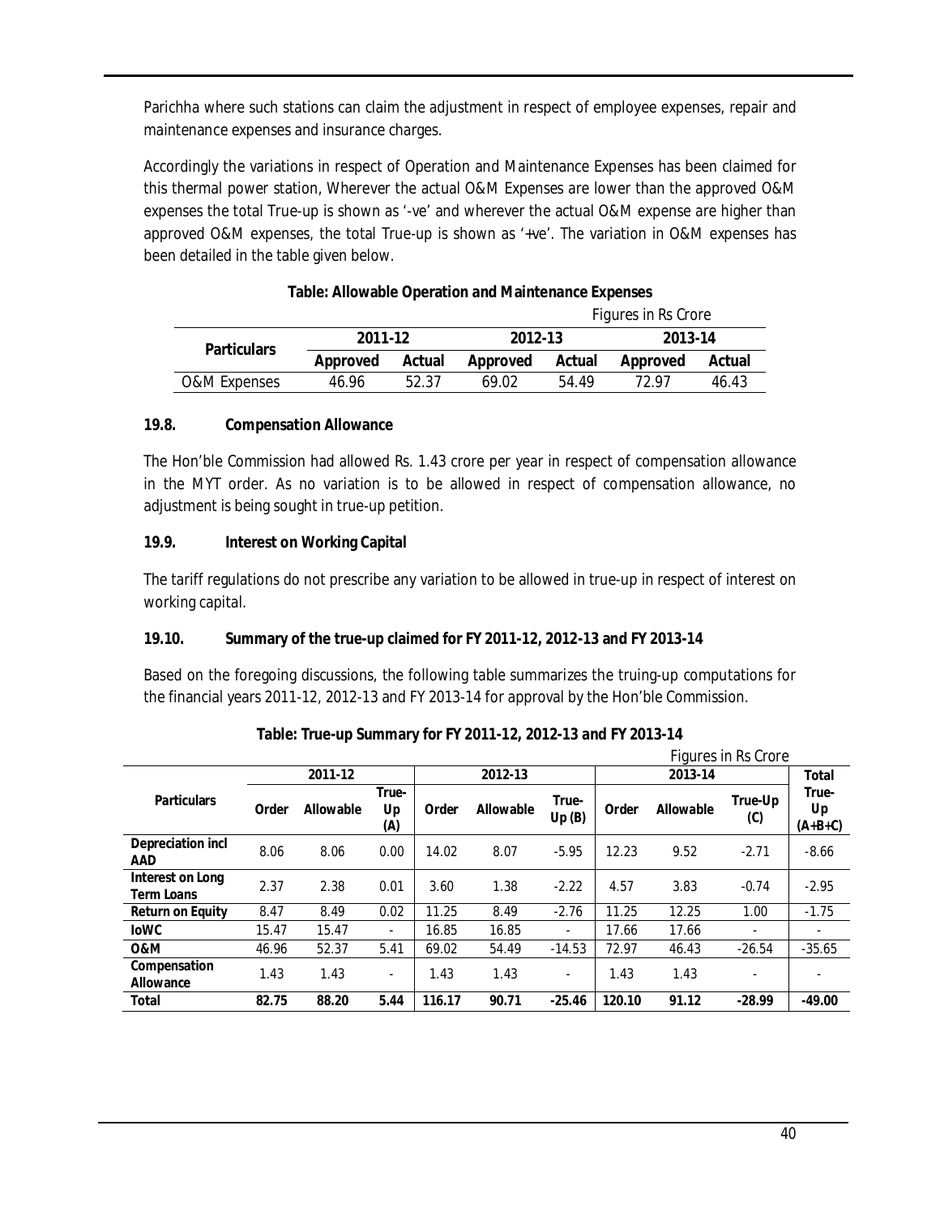Parichha where such stations can claim the adjustment in respect of employee expenses, repair and maintenance expenses and insurance charges.

Accordingly the variations in respect of Operation and Maintenance Expenses has been claimed for this thermal power station, Wherever the actual O&M Expenses are lower than the approved O&M expenses the total True-up is shown as '-ve' and wherever the actual O&M expense are higher than approved O&M expenses, the total True-up is shown as '+ve'. The variation in O&M expenses has been detailed in the table given below.

**Table: Allowable Operation and Maintenance Expenses**

Figures in Rs Crore

| Particulars | 2011-12 | | 2012-13 | | 2013-14 | |
|---|---|---|---|---|---|---|
| | Approved | Actual | Approved | Actual | Approved | Actual |
| O&M Expenses | 46.96 | 52.37 | 69.02 | 54.49 | 72.97 | 46.43 |

### 19.8. Compensation Allowance

The Hon'ble Commission had allowed Rs. 1.43 crore per year in respect of compensation allowance in the MYT order. As no variation is to be allowed in respect of compensation allowance, no adjustment is being sought in true-up petition.

### 19.9. Interest on Working Capital

The tariff regulations do not prescribe any variation to be allowed in true-up in respect of interest on working capital.

### 19.10. Summary of the true-up claimed for FY 2011-12, 2012-13 and FY 2013-14

Based on the foregoing discussions, the following table summarizes the truing-up computations for the financial years 2011-12, 2012-13 and FY 2013-14 for approval by the Hon'ble Commission.

**Table: True-up Summary for FY 2011-12, 2012-13 and FY 2013-14**

Figures in Rs Crore

| Particulars | 2011-12 | | | 2012-13 | | | 2013-14 | | | Total |
|---|---|---|---|---|---|---|---|---|---|---|
| | Order | Allowable | True-Up (A) | Order | Allowable | True-Up (B) | Order | Allowable | True-Up (C) | True-Up (A+B+C) |
| **Depreciation incl AAD** | 8.06 | 8.06 | 0.00 | 14.02 | 8.07 | -5.95 | 12.23 | 9.52 | -2.71 | -8.66 |
| **Interest on Long Term Loans** | 2.37 | 2.38 | 0.01 | 3.60 | 1.38 | -2.22 | 4.57 | 3.83 | -0.74 | -2.95 |
| **Return on Equity** | 8.47 | 8.49 | 0.02 | 11.25 | 8.49 | -2.76 | 11.25 | 12.25 | 1.00 | -1.75 |
| **IoWC** | 15.47 | 15.47 | - | 16.85 | 16.85 | - | 17.66 | 17.66 | - | - |
| **O&M** | 46.96 | 52.37 | 5.41 | 69.02 | 54.49 | -14.53 | 72.97 | 46.43 | -26.54 | -35.65 |
| **Compensation Allowance** | 1.43 | 1.43 | - | 1.43 | 1.43 | - | 1.43 | 1.43 | - | - |
| **Total** | **82.75** | **88.20** | **5.44** | **116.17** | **90.71** | **-25.46** | **120.10** | **91.12** | **-28.99** | **-49.00** |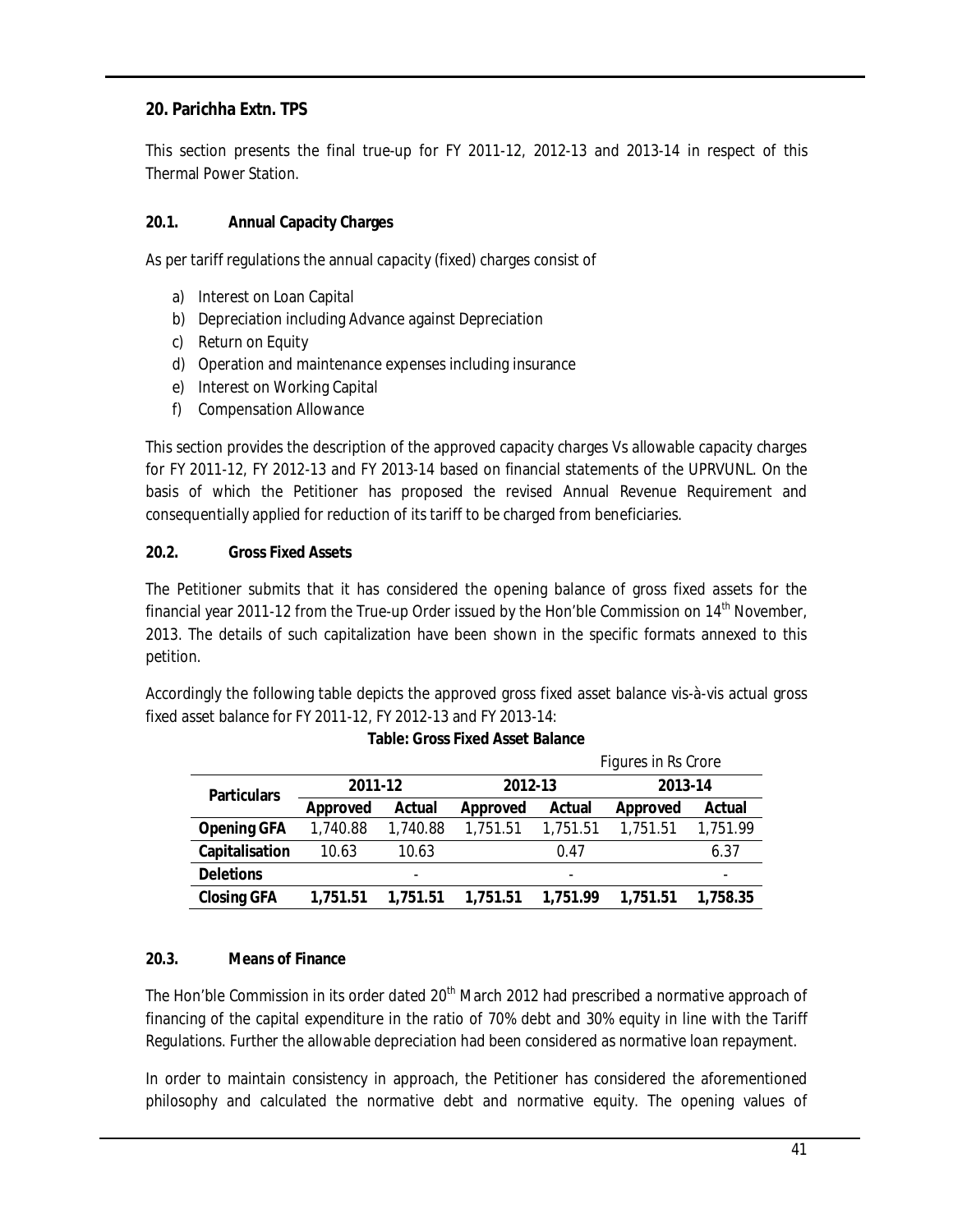## 20. Parichha Extn. TPS

This section presents the final true-up for FY 2011-12, 2012-13 and 2013-14 in respect of this Thermal Power Station.

### 20.1. Annual Capacity Charges

As per tariff regulations the annual capacity (fixed) charges consist of

a) Interest on Loan Capital
b) Depreciation including Advance against Depreciation
c) Return on Equity
d) Operation and maintenance expenses including insurance
e) Interest on Working Capital
f) Compensation Allowance

This section provides the description of the approved capacity charges Vs allowable capacity charges for FY 2011-12, FY 2012-13 and FY 2013-14 based on financial statements of the UPRVUNL. On the basis of which the Petitioner has proposed the revised Annual Revenue Requirement and consequentially applied for reduction of its tariff to be charged from beneficiaries.

### 20.2. Gross Fixed Assets

The Petitioner submits that it has considered the opening balance of gross fixed assets for the financial year 2011-12 from the True-up Order issued by the Hon'ble Commission on 14th November, 2013. The details of such capitalization have been shown in the specific formats annexed to this petition.

Accordingly the following table depicts the approved gross fixed asset balance vis-à-vis actual gross fixed asset balance for FY 2011-12, FY 2012-13 and FY 2013-14:

**Table: Gross Fixed Asset Balance**

Figures in Rs Crore

| Particulars | 2011-12 | | 2012-13 | | 2013-14 | |
|---|---|---|---|---|---|---|
| | Approved | Actual | Approved | Actual | Approved | Actual |
| **Opening GFA** | 1,740.88 | 1,740.88 | 1,751.51 | 1,751.51 | 1,751.51 | 1,751.99 |
| **Capitalisation** | 10.63 | 10.63 | | 0.47 | | 6.37 |
| **Deletions** | | - | | - | | - |
| **Closing GFA** | **1,751.51** | **1,751.51** | **1,751.51** | **1,751.99** | **1,751.51** | **1,758.35** |

### 20.3. Means of Finance

The Hon'ble Commission in its order dated 20th March 2012 had prescribed a normative approach of financing of the capital expenditure in the ratio of 70% debt and 30% equity in line with the Tariff Regulations. Further the allowable depreciation had been considered as normative loan repayment.

In order to maintain consistency in approach, the Petitioner has considered the aforementioned philosophy and calculated the normative debt and normative equity. The opening values of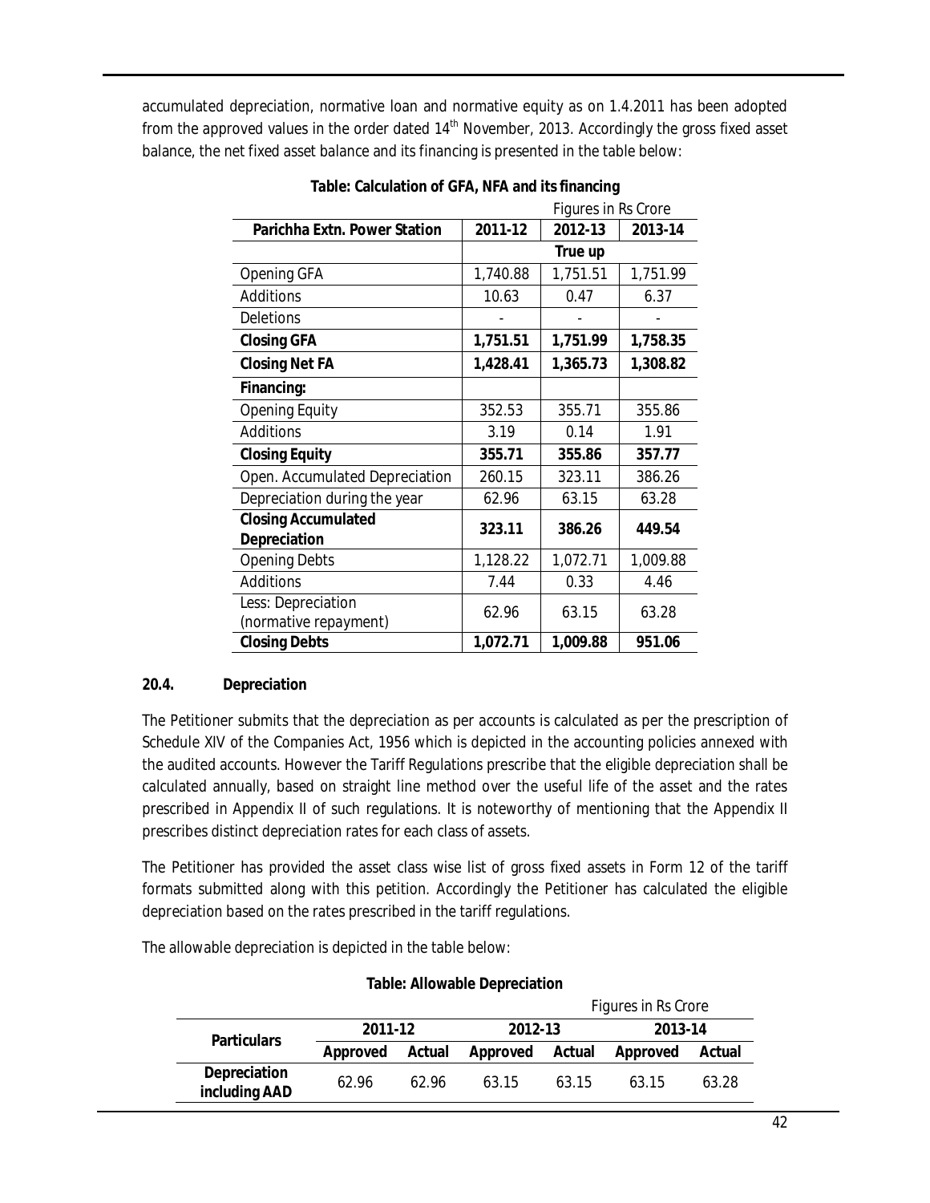accumulated depreciation, normative loan and normative equity as on 1.4.2011 has been adopted from the approved values in the order dated 14th November, 2013. Accordingly the gross fixed asset balance, the net fixed asset balance and its financing is presented in the table below:

**Table: Calculation of GFA, NFA and its financing**

Figures in Rs Crore

| Parichha Extn. Power Station | 2011-12 | 2012-13 | 2013-14 |
|---|---|---|---|
| | True up | | |
| Opening GFA | 1,740.88 | 1,751.51 | 1,751.99 |
| Additions | 10.63 | 0.47 | 6.37 |
| Deletions | - | - | - |
| **Closing GFA** | **1,751.51** | **1,751.99** | **1,758.35** |
| **Closing Net FA** | **1,428.41** | **1,365.73** | **1,308.82** |
| **Financing:** | | | |
| Opening Equity | 352.53 | 355.71 | 355.86 |
| Additions | 3.19 | 0.14 | 1.91 |
| **Closing Equity** | **355.71** | **355.86** | **357.77** |
| Open. Accumulated Depreciation | 260.15 | 323.11 | 386.26 |
| Depreciation during the year | 62.96 | 63.15 | 63.28 |
| **Closing Accumulated Depreciation** | **323.11** | **386.26** | **449.54** |
| Opening Debts | 1,128.22 | 1,072.71 | 1,009.88 |
| Additions | 7.44 | 0.33 | 4.46 |
| Less: Depreciation (normative repayment) | 62.96 | 63.15 | 63.28 |
| **Closing Debts** | **1,072.71** | **1,009.88** | **951.06** |

### 20.4. Depreciation

The Petitioner submits that the depreciation as per accounts is calculated as per the prescription of Schedule XIV of the Companies Act, 1956 which is depicted in the accounting policies annexed with the audited accounts. However the Tariff Regulations prescribe that the eligible depreciation shall be calculated annually, based on straight line method over the useful life of the asset and the rates prescribed in Appendix II of such regulations. It is noteworthy of mentioning that the Appendix II prescribes distinct depreciation rates for each class of assets.

The Petitioner has provided the asset class wise list of gross fixed assets in Form 12 of the tariff formats submitted along with this petition. Accordingly the Petitioner has calculated the eligible depreciation based on the rates prescribed in the tariff regulations.

The allowable depreciation is depicted in the table below:

**Table: Allowable Depreciation**

Figures in Rs Crore

| Particulars | 2011-12 | | 2012-13 | | 2013-14 | |
|---|---|---|---|---|---|---|
| | Approved | Actual | Approved | Actual | Approved | Actual |
| Depreciation including AAD | 62.96 | 62.96 | 63.15 | 63.15 | 63.15 | 63.28 |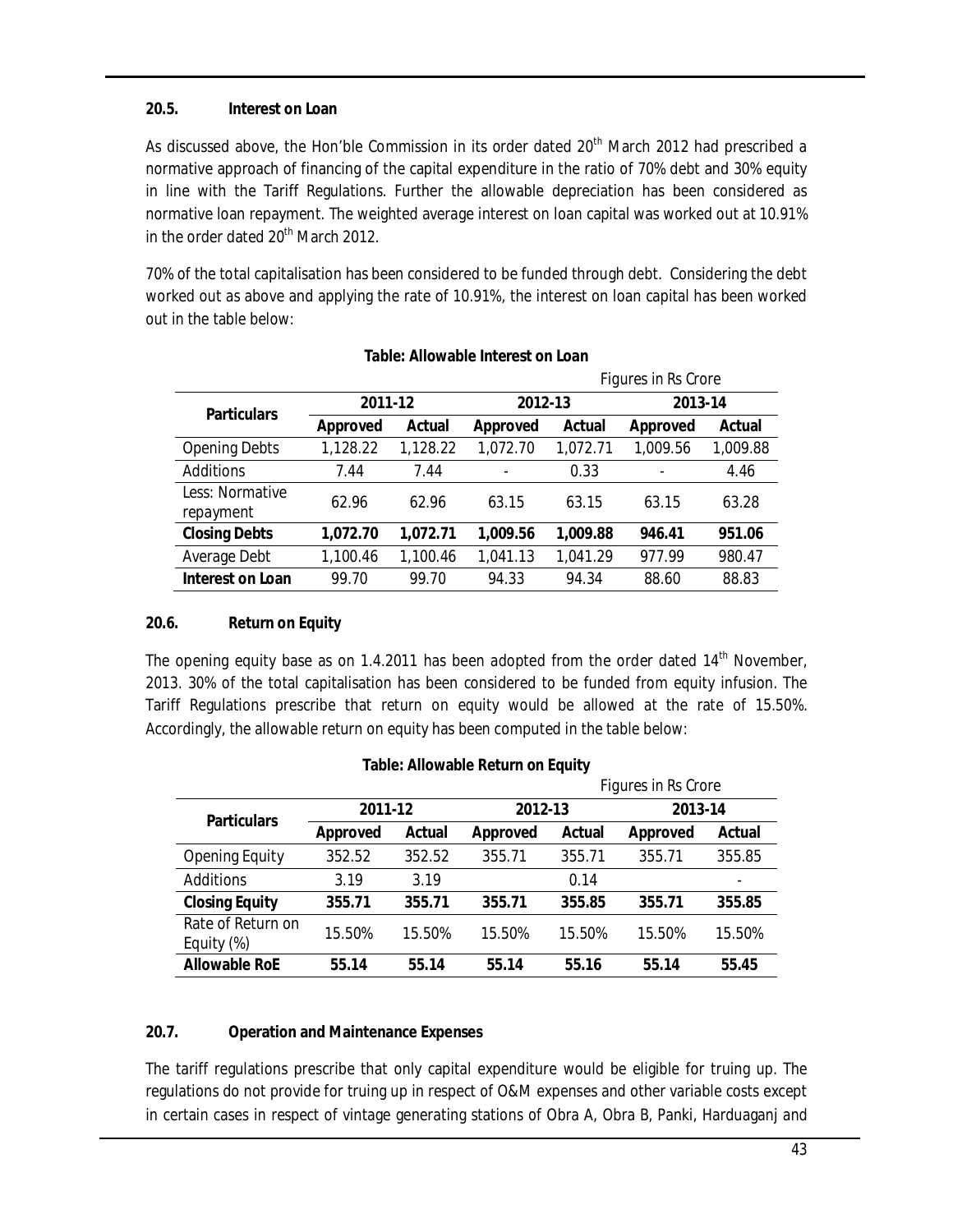### 20.5. Interest on Loan

As discussed above, the Hon'ble Commission in its order dated 20th March 2012 had prescribed a normative approach of financing of the capital expenditure in the ratio of 70% debt and 30% equity in line with the Tariff Regulations. Further the allowable depreciation has been considered as normative loan repayment. The weighted average interest on loan capital was worked out at 10.91% in the order dated 20th March 2012.

70% of the total capitalisation has been considered to be funded through debt. Considering the debt worked out as above and applying the rate of 10.91%, the interest on loan capital has been worked out in the table below:

**Table: Allowable Interest on Loan**

Figures in Rs Crore

| Particulars | 2011-12 | | 2012-13 | | 2013-14 | |
|---|---|---|---|---|---|---|
| | Approved | Actual | Approved | Actual | Approved | Actual |
| Opening Debts | 1,128.22 | 1,128.22 | 1,072.70 | 1,072.71 | 1,009.56 | 1,009.88 |
| Additions | 7.44 | 7.44 | - | 0.33 | - | 4.46 |
| Less: Normative repayment | 62.96 | 62.96 | 63.15 | 63.15 | 63.15 | 63.28 |
| **Closing Debts** | **1,072.70** | **1,072.71** | **1,009.56** | **1,009.88** | **946.41** | **951.06** |
| Average Debt | 1,100.46 | 1,100.46 | 1,041.13 | 1,041.29 | 977.99 | 980.47 |
| **Interest on Loan** | 99.70 | 99.70 | 94.33 | 94.34 | 88.60 | 88.83 |

### 20.6. Return on Equity

The opening equity base as on 1.4.2011 has been adopted from the order dated 14th November, 2013. 30% of the total capitalisation has been considered to be funded from equity infusion. The Tariff Regulations prescribe that return on equity would be allowed at the rate of 15.50%. Accordingly, the allowable return on equity has been computed in the table below:

**Table: Allowable Return on Equity**

Figures in Rs Crore

| Particulars | 2011-12 | | 2012-13 | | 2013-14 | |
|---|---|---|---|---|---|---|
| | Approved | Actual | Approved | Actual | Approved | Actual |
| Opening Equity | 352.52 | 352.52 | 355.71 | 355.71 | 355.71 | 355.85 |
| Additions | 3.19 | 3.19 | | 0.14 | | - |
| **Closing Equity** | **355.71** | **355.71** | **355.71** | **355.85** | **355.71** | **355.85** |
| Rate of Return on Equity (%) | 15.50% | 15.50% | 15.50% | 15.50% | 15.50% | 15.50% |
| **Allowable RoE** | **55.14** | **55.14** | **55.14** | **55.16** | **55.14** | **55.45** |

### 20.7. Operation and Maintenance Expenses

The tariff regulations prescribe that only capital expenditure would be eligible for truing up. The regulations do not provide for truing up in respect of O&M expenses and other variable costs except in certain cases in respect of vintage generating stations of Obra A, Obra B, Panki, Harduaganj and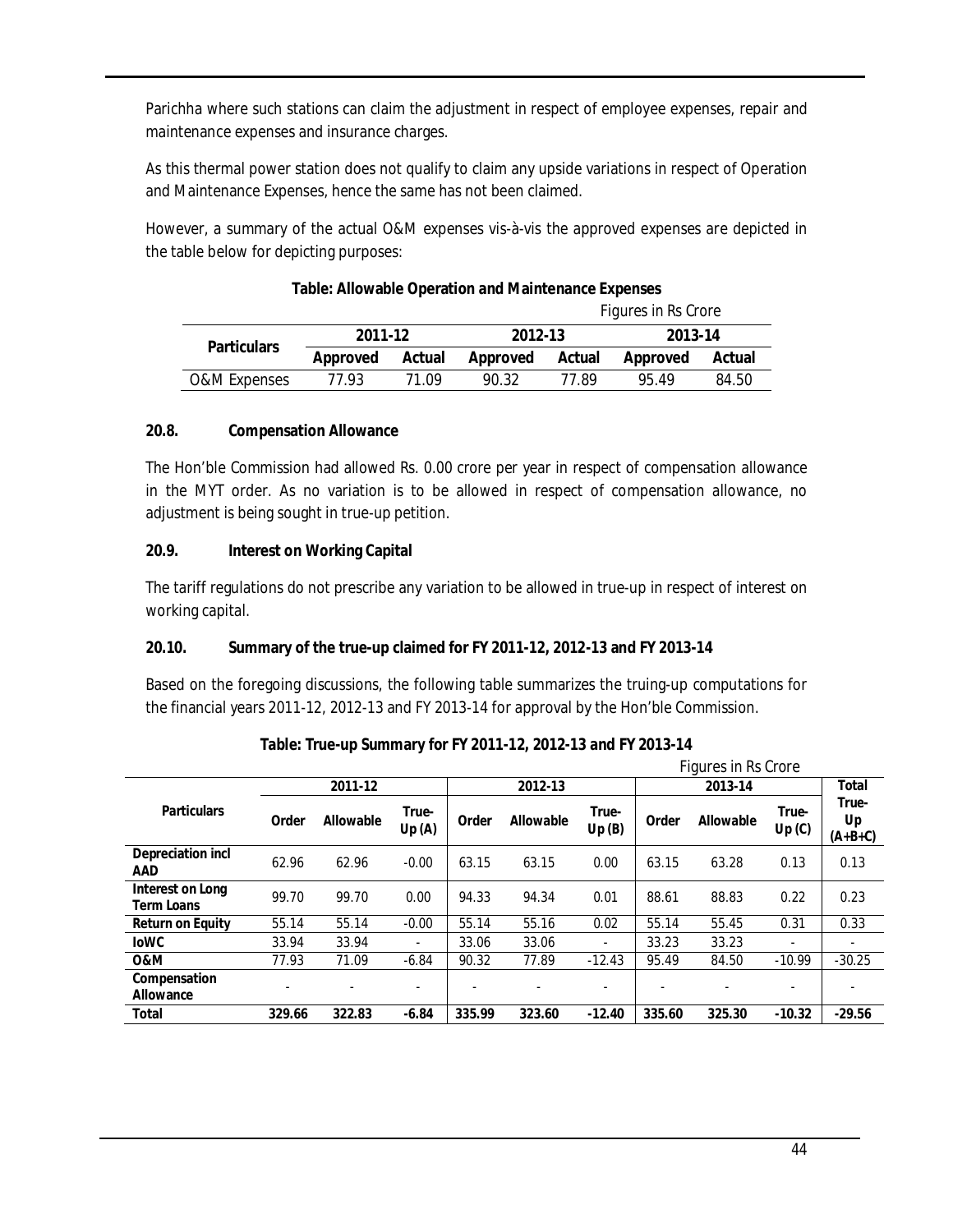Parichha where such stations can claim the adjustment in respect of employee expenses, repair and maintenance expenses and insurance charges.

As this thermal power station does not qualify to claim any upside variations in respect of Operation and Maintenance Expenses, hence the same has not been claimed.

However, a summary of the actual O&M expenses vis-à-vis the approved expenses are depicted in the table below for depicting purposes:

**Table: Allowable Operation and Maintenance Expenses**

Figures in Rs Crore

| Particulars | 2011-12 | | 2012-13 | | 2013-14 | |
|---|---|---|---|---|---|---|
| | Approved | Actual | Approved | Actual | Approved | Actual |
| O&M Expenses | 77.93 | 71.09 | 90.32 | 77.89 | 95.49 | 84.50 |

### 20.8. Compensation Allowance

The Hon'ble Commission had allowed Rs. 0.00 crore per year in respect of compensation allowance in the MYT order. As no variation is to be allowed in respect of compensation allowance, no adjustment is being sought in true-up petition.

### 20.9. Interest on Working Capital

The tariff regulations do not prescribe any variation to be allowed in true-up in respect of interest on working capital.

### 20.10. Summary of the true-up claimed for FY 2011-12, 2012-13 and FY 2013-14

Based on the foregoing discussions, the following table summarizes the truing-up computations for the financial years 2011-12, 2012-13 and FY 2013-14 for approval by the Hon'ble Commission.

**Table: True-up Summary for FY 2011-12, 2012-13 and FY 2013-14**

Figures in Rs Crore

| Particulars | 2011-12 | | | 2012-13 | | | 2013-14 | | | Total |
|---|---|---|---|---|---|---|---|---|---|---|
| | Order | Allowable | True-Up (A) | Order | Allowable | True-Up (B) | Order | Allowable | True-Up (C) | True-Up (A+B+C) |
| Depreciation incl AAD | 62.96 | 62.96 | -0.00 | 63.15 | 63.15 | 0.00 | 63.15 | 63.28 | 0.13 | 0.13 |
| Interest on Long Term Loans | 99.70 | 99.70 | 0.00 | 94.33 | 94.34 | 0.01 | 88.61 | 88.83 | 0.22 | 0.23 |
| Return on Equity | 55.14 | 55.14 | -0.00 | 55.14 | 55.16 | 0.02 | 55.14 | 55.45 | 0.31 | 0.33 |
| IoWC | 33.94 | 33.94 | - | 33.06 | 33.06 | - | 33.23 | 33.23 | - | - |
| O&M | 77.93 | 71.09 | -6.84 | 90.32 | 77.89 | -12.43 | 95.49 | 84.50 | -10.99 | -30.25 |
| Compensation Allowance | - | - | - | - | - | - | - | - | - | - |
| **Total** | **329.66** | **322.83** | **-6.84** | **335.99** | **323.60** | **-12.40** | **335.60** | **325.30** | **-10.32** | **-29.56** |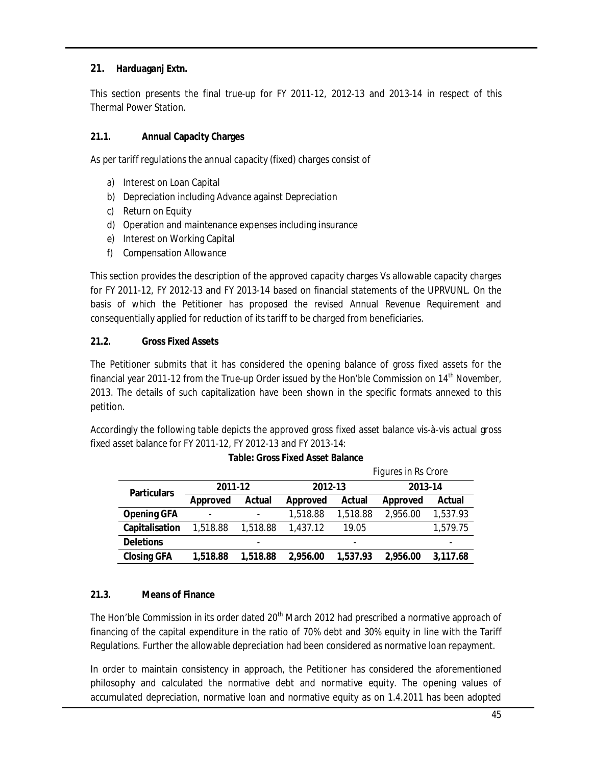## 21. Harduaganj Extn.

This section presents the final true-up for FY 2011-12, 2012-13 and 2013-14 in respect of this Thermal Power Station.

### 21.1. Annual Capacity Charges

As per tariff regulations the annual capacity (fixed) charges consist of

a) Interest on Loan Capital
b) Depreciation including Advance against Depreciation
c) Return on Equity
d) Operation and maintenance expenses including insurance
e) Interest on Working Capital
f) Compensation Allowance

This section provides the description of the approved capacity charges Vs allowable capacity charges for FY 2011-12, FY 2012-13 and FY 2013-14 based on financial statements of the UPRVUNL. On the basis of which the Petitioner has proposed the revised Annual Revenue Requirement and consequentially applied for reduction of its tariff to be charged from beneficiaries.

### 21.2. Gross Fixed Assets

The Petitioner submits that it has considered the opening balance of gross fixed assets for the financial year 2011-12 from the True-up Order issued by the Hon'ble Commission on 14th November, 2013. The details of such capitalization have been shown in the specific formats annexed to this petition.

Accordingly the following table depicts the approved gross fixed asset balance vis-à-vis actual gross fixed asset balance for FY 2011-12, FY 2012-13 and FY 2013-14:

**Table: Gross Fixed Asset Balance**

Figures in Rs Crore

| Particulars | 2011-12 | | 2012-13 | | 2013-14 | |
|---|---|---|---|---|---|---|
| | Approved | Actual | Approved | Actual | Approved | Actual |
| **Opening GFA** | - | - | 1,518.88 | 1,518.88 | 2,956.00 | 1,537.93 |
| **Capitalisation** | 1,518.88 | 1,518.88 | 1,437.12 | 19.05 | | 1,579.75 |
| **Deletions** | | - | | - | | - |
| **Closing GFA** | **1,518.88** | **1,518.88** | **2,956.00** | **1,537.93** | **2,956.00** | **3,117.68** |

### 21.3. Means of Finance

The Hon'ble Commission in its order dated 20th March 2012 had prescribed a normative approach of financing of the capital expenditure in the ratio of 70% debt and 30% equity in line with the Tariff Regulations. Further the allowable depreciation had been considered as normative loan repayment.

In order to maintain consistency in approach, the Petitioner has considered the aforementioned philosophy and calculated the normative debt and normative equity. The opening values of accumulated depreciation, normative loan and normative equity as on 1.4.2011 has been adopted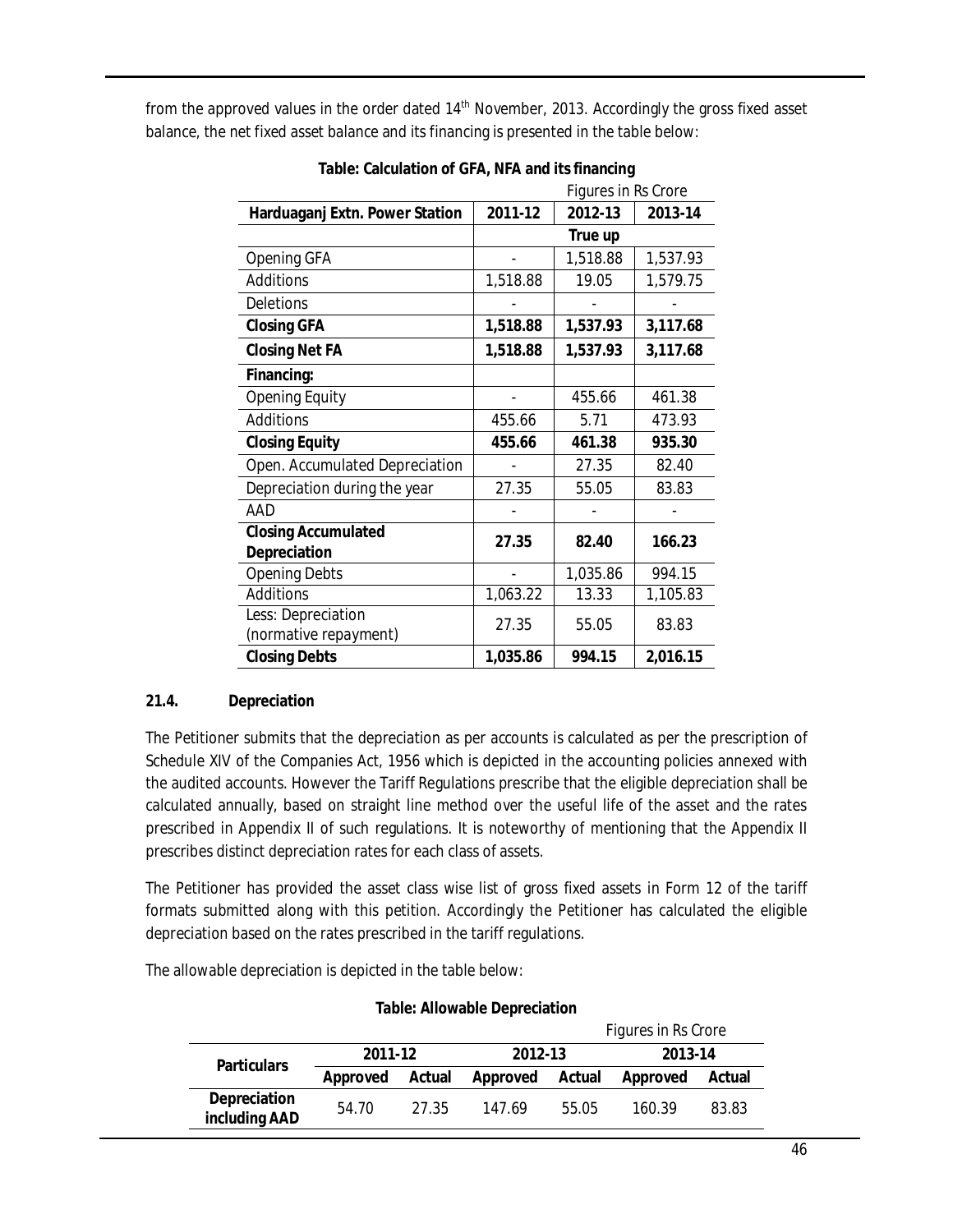from the approved values in the order dated 14th November, 2013. Accordingly the gross fixed asset balance, the net fixed asset balance and its financing is presented in the table below:

**Table: Calculation of GFA, NFA and its financing**

Figures in Rs Crore

| Harduaganj Extn. Power Station | 2011-12 | 2012-13 | 2013-14 |
|---|---|---|---|
| | True up | | |
| Opening GFA | - | 1,518.88 | 1,537.93 |
| Additions | 1,518.88 | 19.05 | 1,579.75 |
| Deletions | - | - | - |
| **Closing GFA** | **1,518.88** | **1,537.93** | **3,117.68** |
| **Closing Net FA** | **1,518.88** | **1,537.93** | **3,117.68** |
| **Financing:** | | | |
| Opening Equity | - | 455.66 | 461.38 |
| Additions | 455.66 | 5.71 | 473.93 |
| **Closing Equity** | **455.66** | **461.38** | **935.30** |
| Open. Accumulated Depreciation | - | 27.35 | 82.40 |
| Depreciation during the year | 27.35 | 55.05 | 83.83 |
| AAD | - | - | - |
| **Closing Accumulated Depreciation** | **27.35** | **82.40** | **166.23** |
| Opening Debts | - | 1,035.86 | 994.15 |
| Additions | 1,063.22 | 13.33 | 1,105.83 |
| Less: Depreciation (normative repayment) | 27.35 | 55.05 | 83.83 |
| **Closing Debts** | **1,035.86** | **994.15** | **2,016.15** |

**21.4. Depreciation**

The Petitioner submits that the depreciation as per accounts is calculated as per the prescription of Schedule XIV of the Companies Act, 1956 which is depicted in the accounting policies annexed with the audited accounts. However the Tariff Regulations prescribe that the eligible depreciation shall be calculated annually, based on straight line method over the useful life of the asset and the rates prescribed in Appendix II of such regulations. It is noteworthy of mentioning that the Appendix II prescribes distinct depreciation rates for each class of assets.

The Petitioner has provided the asset class wise list of gross fixed assets in Form 12 of the tariff formats submitted along with this petition. Accordingly the Petitioner has calculated the eligible depreciation based on the rates prescribed in the tariff regulations.

The allowable depreciation is depicted in the table below:

**Table: Allowable Depreciation**

Figures in Rs Crore

| Particulars | 2011-12 | | 2012-13 | | 2013-14 | |
|---|---|---|---|---|---|---|
| | Approved | Actual | Approved | Actual | Approved | Actual |
| **Depreciation including AAD** | 54.70 | 27.35 | 147.69 | 55.05 | 160.39 | 83.83 |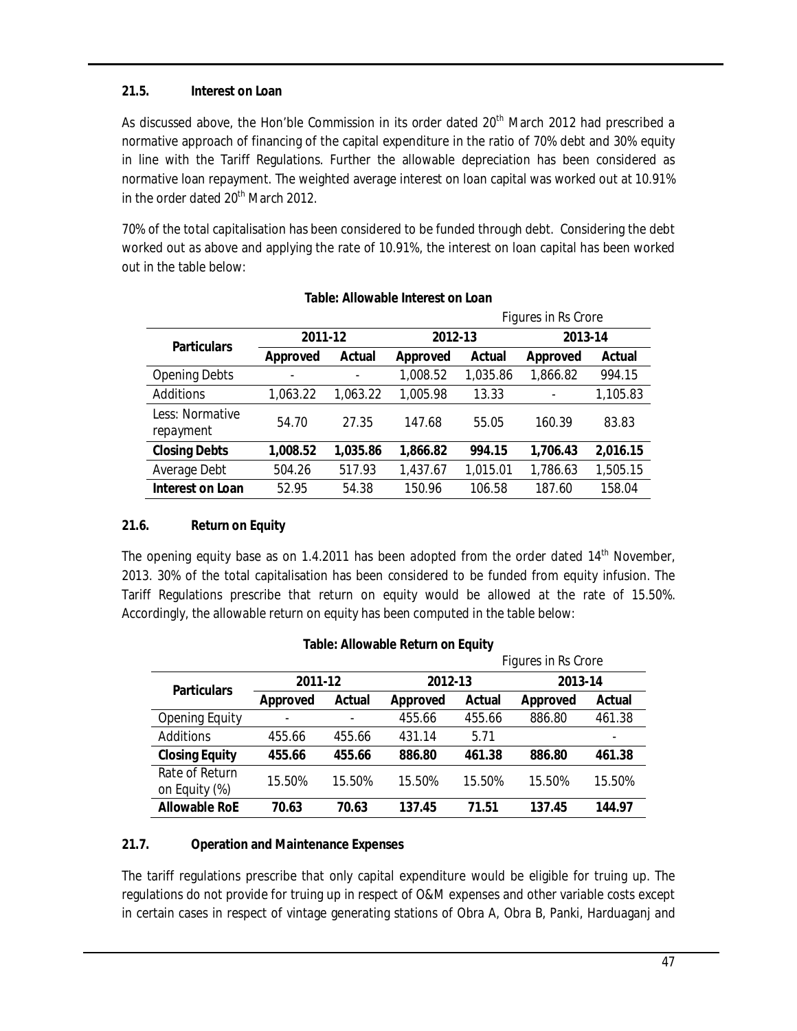### 21.5. Interest on Loan

As discussed above, the Hon'ble Commission in its order dated 20th March 2012 had prescribed a normative approach of financing of the capital expenditure in the ratio of 70% debt and 30% equity in line with the Tariff Regulations. Further the allowable depreciation has been considered as normative loan repayment. The weighted average interest on loan capital was worked out at 10.91% in the order dated 20th March 2012.

70% of the total capitalisation has been considered to be funded through debt. Considering the debt worked out as above and applying the rate of 10.91%, the interest on loan capital has been worked out in the table below:

**Table: Allowable Interest on Loan**

Figures in Rs Crore

| Particulars | 2011-12 | | 2012-13 | | 2013-14 | |
|---|---|---|---|---|---|---|
| | Approved | Actual | Approved | Actual | Approved | Actual |
| Opening Debts | - | - | 1,008.52 | 1,035.86 | 1,866.82 | 994.15 |
| Additions | 1,063.22 | 1,063.22 | 1,005.98 | 13.33 | - | 1,105.83 |
| Less: Normative repayment | 54.70 | 27.35 | 147.68 | 55.05 | 160.39 | 83.83 |
| **Closing Debts** | **1,008.52** | **1,035.86** | **1,866.82** | **994.15** | **1,706.43** | **2,016.15** |
| Average Debt | 504.26 | 517.93 | 1,437.67 | 1,015.01 | 1,786.63 | 1,505.15 |
| **Interest on Loan** | 52.95 | 54.38 | 150.96 | 106.58 | 187.60 | 158.04 |

### 21.6. Return on Equity

The opening equity base as on 1.4.2011 has been adopted from the order dated 14th November, 2013. 30% of the total capitalisation has been considered to be funded from equity infusion. The Tariff Regulations prescribe that return on equity would be allowed at the rate of 15.50%. Accordingly, the allowable return on equity has been computed in the table below:

**Table: Allowable Return on Equity**

Figures in Rs Crore

| Particulars | 2011-12 | | 2012-13 | | 2013-14 | |
|---|---|---|---|---|---|---|
| | Approved | Actual | Approved | Actual | Approved | Actual |
| Opening Equity | - | - | 455.66 | 455.66 | 886.80 | 461.38 |
| Additions | 455.66 | 455.66 | 431.14 | 5.71 | | - |
| **Closing Equity** | **455.66** | **455.66** | **886.80** | **461.38** | **886.80** | **461.38** |
| Rate of Return on Equity (%) | 15.50% | 15.50% | 15.50% | 15.50% | 15.50% | 15.50% |
| **Allowable RoE** | **70.63** | **70.63** | **137.45** | **71.51** | **137.45** | **144.97** |

### 21.7. Operation and Maintenance Expenses

The tariff regulations prescribe that only capital expenditure would be eligible for truing up. The regulations do not provide for truing up in respect of O&M expenses and other variable costs except in certain cases in respect of vintage generating stations of Obra A, Obra B, Panki, Harduaganj and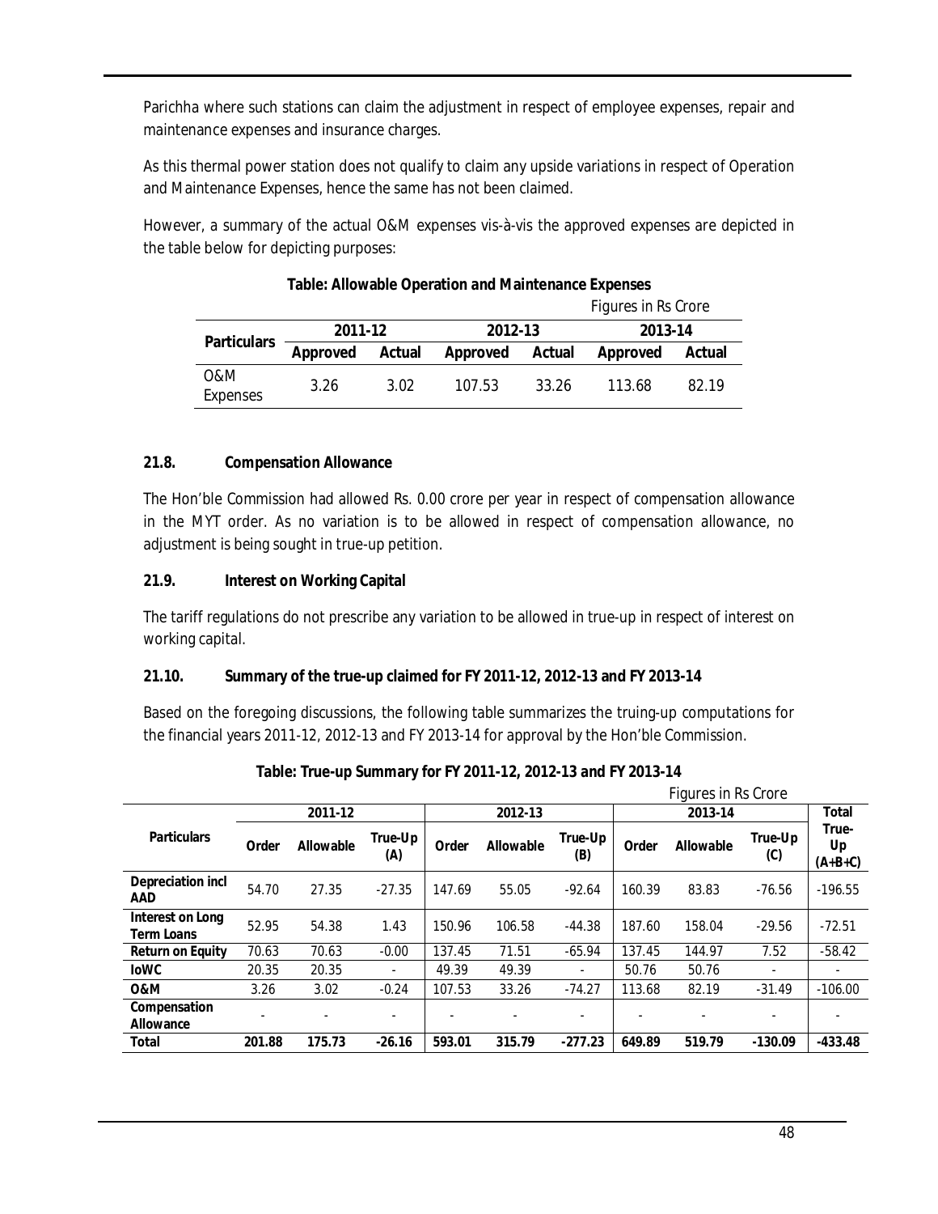Parichha where such stations can claim the adjustment in respect of employee expenses, repair and maintenance expenses and insurance charges.

As this thermal power station does not qualify to claim any upside variations in respect of Operation and Maintenance Expenses, hence the same has not been claimed.

However, a summary of the actual O&M expenses vis-à-vis the approved expenses are depicted in the table below for depicting purposes:

**Table: Allowable Operation and Maintenance Expenses**

Figures in Rs Crore

| Particulars | 2011-12 | | 2012-13 | | 2013-14 | |
|---|---|---|---|---|---|---|
| | Approved | Actual | Approved | Actual | Approved | Actual |
| O&M Expenses | 3.26 | 3.02 | 107.53 | 33.26 | 113.68 | 82.19 |

### 21.8. Compensation Allowance

The Hon'ble Commission had allowed Rs. 0.00 crore per year in respect of compensation allowance in the MYT order. As no variation is to be allowed in respect of compensation allowance, no adjustment is being sought in true-up petition.

### 21.9. Interest on Working Capital

The tariff regulations do not prescribe any variation to be allowed in true-up in respect of interest on working capital.

### 21.10. Summary of the true-up claimed for FY 2011-12, 2012-13 and FY 2013-14

Based on the foregoing discussions, the following table summarizes the truing-up computations for the financial years 2011-12, 2012-13 and FY 2013-14 for approval by the Hon'ble Commission.

**Table: True-up Summary for FY 2011-12, 2012-13 and FY 2013-14**

Figures in Rs Crore

| Particulars | 2011-12 | | | 2012-13 | | | 2013-14 | | | Total |
|---|---|---|---|---|---|---|---|---|---|---|
| | Order | Allowable | True-Up (A) | Order | Allowable | True-Up (B) | Order | Allowable | True-Up (C) | True-Up (A+B+C) |
| **Depreciation incl AAD** | 54.70 | 27.35 | -27.35 | 147.69 | 55.05 | -92.64 | 160.39 | 83.83 | -76.56 | -196.55 |
| **Interest on Long Term Loans** | 52.95 | 54.38 | 1.43 | 150.96 | 106.58 | -44.38 | 187.60 | 158.04 | -29.56 | -72.51 |
| **Return on Equity** | 70.63 | 70.63 | -0.00 | 137.45 | 71.51 | -65.94 | 137.45 | 144.97 | 7.52 | -58.42 |
| **IoWC** | 20.35 | 20.35 | - | 49.39 | 49.39 | - | 50.76 | 50.76 | - | - |
| **O&M** | 3.26 | 3.02 | -0.24 | 107.53 | 33.26 | -74.27 | 113.68 | 82.19 | -31.49 | -106.00 |
| **Compensation Allowance** | - | - | - | - | - | - | - | - | - | - |
| **Total** | **201.88** | **175.73** | **-26.16** | **593.01** | **315.79** | **-277.23** | **649.89** | **519.79** | **-130.09** | **-433.48** |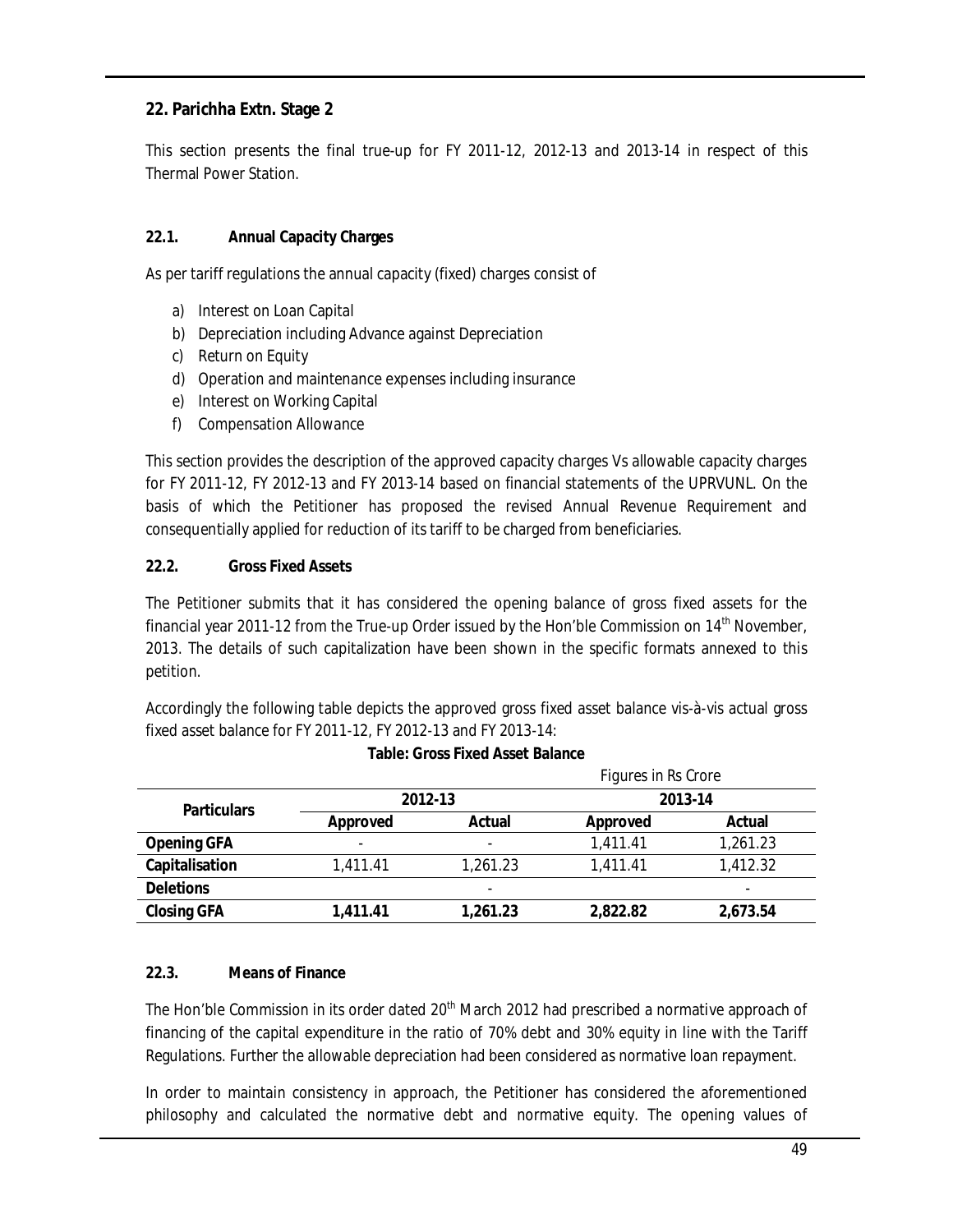## 22. Parichha Extn. Stage 2

This section presents the final true-up for FY 2011-12, 2012-13 and 2013-14 in respect of this Thermal Power Station.

### 22.1. Annual Capacity Charges

As per tariff regulations the annual capacity (fixed) charges consist of

a) Interest on Loan Capital
b) Depreciation including Advance against Depreciation
c) Return on Equity
d) Operation and maintenance expenses including insurance
e) Interest on Working Capital
f) Compensation Allowance

This section provides the description of the approved capacity charges Vs allowable capacity charges for FY 2011-12, FY 2012-13 and FY 2013-14 based on financial statements of the UPRVUNL. On the basis of which the Petitioner has proposed the revised Annual Revenue Requirement and consequentially applied for reduction of its tariff to be charged from beneficiaries.

### 22.2. Gross Fixed Assets

The Petitioner submits that it has considered the opening balance of gross fixed assets for the financial year 2011-12 from the True-up Order issued by the Hon'ble Commission on 14th November, 2013. The details of such capitalization have been shown in the specific formats annexed to this petition.

Accordingly the following table depicts the approved gross fixed asset balance vis-à-vis actual gross fixed asset balance for FY 2011-12, FY 2012-13 and FY 2013-14:

**Table: Gross Fixed Asset Balance**

Figures in Rs Crore

| Particulars | 2012-13 | | 2013-14 | |
|---|---|---|---|---|
| | Approved | Actual | Approved | Actual |
| **Opening GFA** | - | - | 1,411.41 | 1,261.23 |
| **Capitalisation** | 1,411.41 | 1,261.23 | 1,411.41 | 1,412.32 |
| **Deletions** | | - | | - |
| **Closing GFA** | **1,411.41** | **1,261.23** | **2,822.82** | **2,673.54** |

### 22.3. Means of Finance

The Hon'ble Commission in its order dated 20th March 2012 had prescribed a normative approach of financing of the capital expenditure in the ratio of 70% debt and 30% equity in line with the Tariff Regulations. Further the allowable depreciation had been considered as normative loan repayment.

In order to maintain consistency in approach, the Petitioner has considered the aforementioned philosophy and calculated the normative debt and normative equity. The opening values of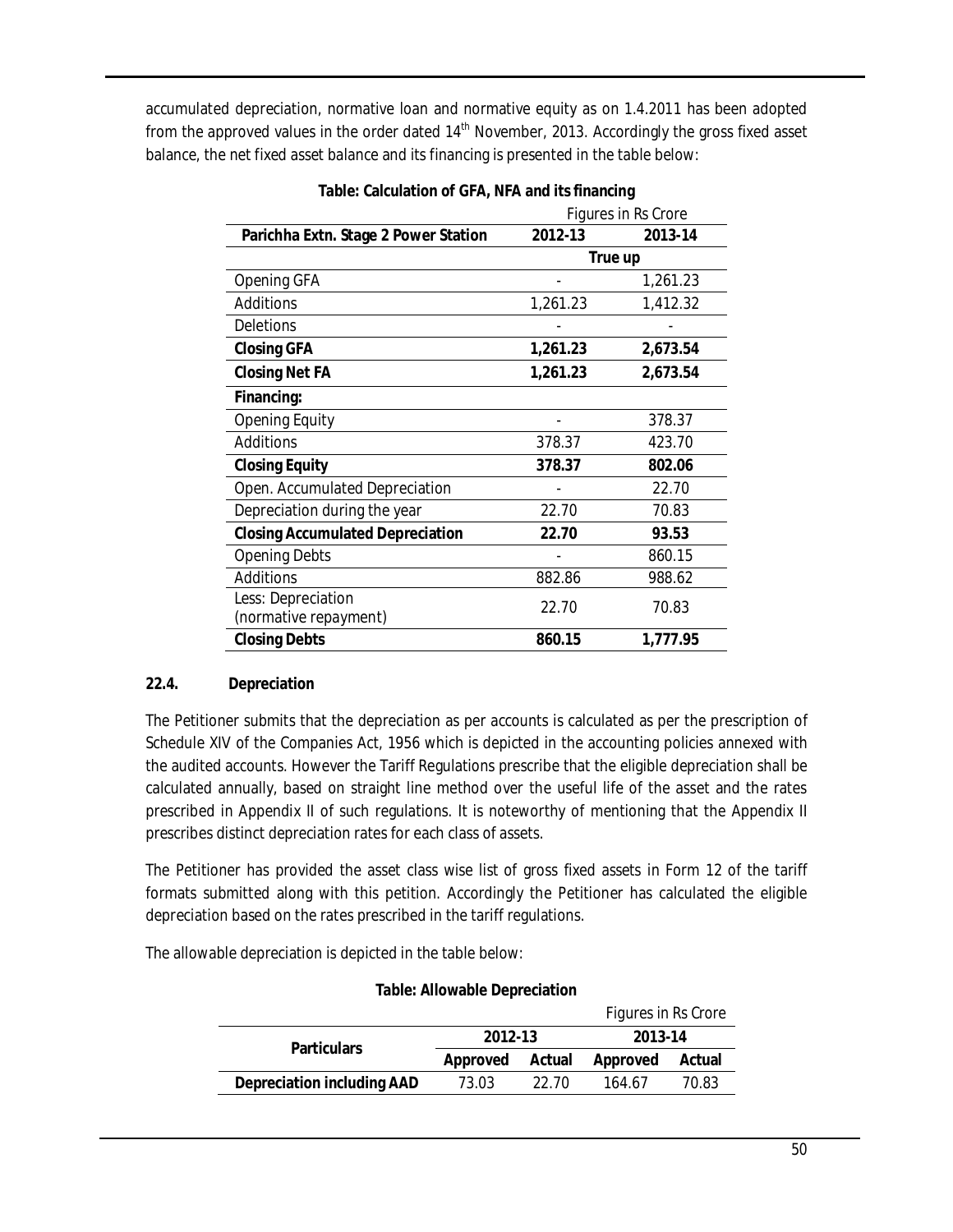accumulated depreciation, normative loan and normative equity as on 1.4.2011 has been adopted from the approved values in the order dated 14th November, 2013. Accordingly the gross fixed asset balance, the net fixed asset balance and its financing is presented in the table below:

**Table: Calculation of GFA, NFA and its financing**

Figures in Rs Crore

| Parichha Extn. Stage 2 Power Station | 2012-13 | 2013-14 |
|---|---|---|
| | True up | |
| Opening GFA | - | 1,261.23 |
| Additions | 1,261.23 | 1,412.32 |
| Deletions | - | - |
| **Closing GFA** | **1,261.23** | **2,673.54** |
| **Closing Net FA** | **1,261.23** | **2,673.54** |
| **Financing:** | | |
| Opening Equity | - | 378.37 |
| Additions | 378.37 | 423.70 |
| **Closing Equity** | **378.37** | **802.06** |
| Open. Accumulated Depreciation | - | 22.70 |
| Depreciation during the year | 22.70 | 70.83 |
| **Closing Accumulated Depreciation** | **22.70** | **93.53** |
| Opening Debts | - | 860.15 |
| Additions | 882.86 | 988.62 |
| Less: Depreciation (normative repayment) | 22.70 | 70.83 |
| **Closing Debts** | **860.15** | **1,777.95** |

**22.4. Depreciation**

The Petitioner submits that the depreciation as per accounts is calculated as per the prescription of Schedule XIV of the Companies Act, 1956 which is depicted in the accounting policies annexed with the audited accounts. However the Tariff Regulations prescribe that the eligible depreciation shall be calculated annually, based on straight line method over the useful life of the asset and the rates prescribed in Appendix II of such regulations. It is noteworthy of mentioning that the Appendix II prescribes distinct depreciation rates for each class of assets.

The Petitioner has provided the asset class wise list of gross fixed assets in Form 12 of the tariff formats submitted along with this petition. Accordingly the Petitioner has calculated the eligible depreciation based on the rates prescribed in the tariff regulations.

The allowable depreciation is depicted in the table below:

**Table: Allowable Depreciation**

Figures in Rs Crore

| Particulars | 2012-13 | | 2013-14 | |
|---|---|---|---|---|
| | Approved | Actual | Approved | Actual |
| **Depreciation including AAD** | 73.03 | 22.70 | 164.67 | 70.83 |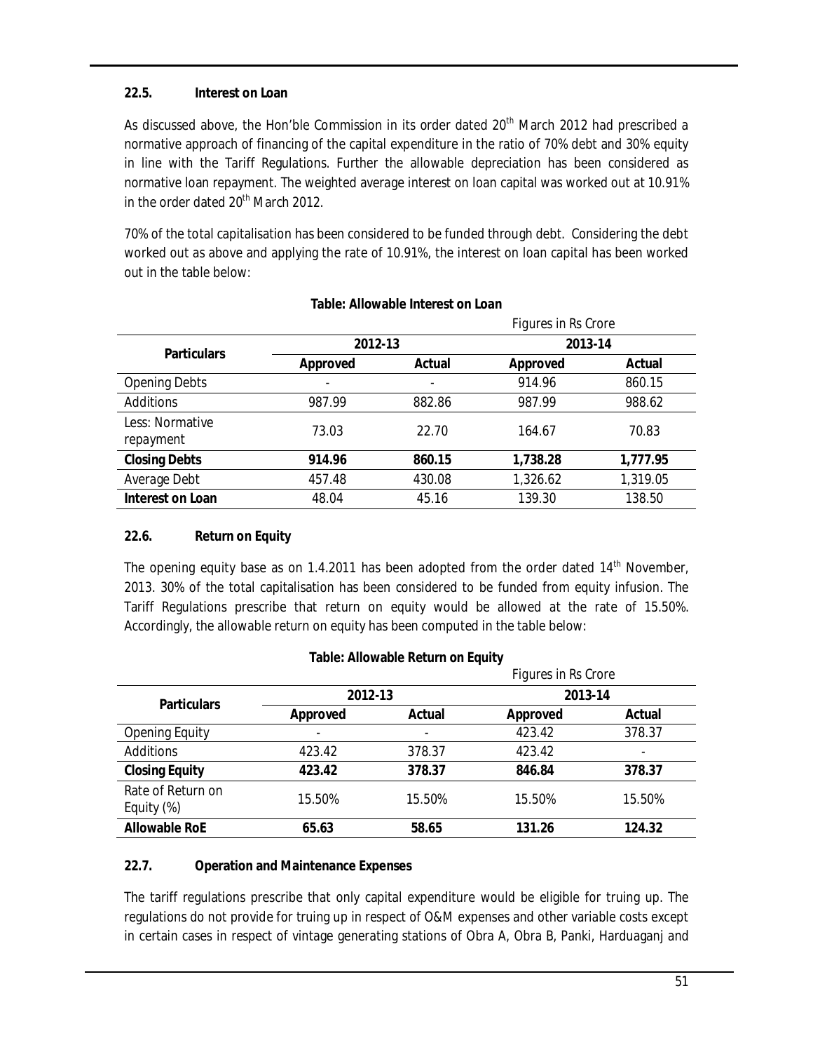### 22.5. Interest on Loan

As discussed above, the Hon'ble Commission in its order dated 20th March 2012 had prescribed a normative approach of financing of the capital expenditure in the ratio of 70% debt and 30% equity in line with the Tariff Regulations. Further the allowable depreciation has been considered as normative loan repayment. The weighted average interest on loan capital was worked out at 10.91% in the order dated 20th March 2012.

70% of the total capitalisation has been considered to be funded through debt. Considering the debt worked out as above and applying the rate of 10.91%, the interest on loan capital has been worked out in the table below:

**Table: Allowable Interest on Loan**

Figures in Rs Crore

| Particulars | 2012-13 | | 2013-14 | |
|---|---|---|---|---|
| | Approved | Actual | Approved | Actual |
| Opening Debts | - | - | 914.96 | 860.15 |
| Additions | 987.99 | 882.86 | 987.99 | 988.62 |
| Less: Normative repayment | 73.03 | 22.70 | 164.67 | 70.83 |
| **Closing Debts** | **914.96** | **860.15** | **1,738.28** | **1,777.95** |
| Average Debt | 457.48 | 430.08 | 1,326.62 | 1,319.05 |
| **Interest on Loan** | 48.04 | 45.16 | 139.30 | 138.50 |

### 22.6. Return on Equity

The opening equity base as on 1.4.2011 has been adopted from the order dated 14th November, 2013. 30% of the total capitalisation has been considered to be funded from equity infusion. The Tariff Regulations prescribe that return on equity would be allowed at the rate of 15.50%. Accordingly, the allowable return on equity has been computed in the table below:

**Table: Allowable Return on Equity**

Figures in Rs Crore

| Particulars | 2012-13 | | 2013-14 | |
|---|---|---|---|---|
| | Approved | Actual | Approved | Actual |
| Opening Equity | - | - | 423.42 | 378.37 |
| Additions | 423.42 | 378.37 | 423.42 | - |
| **Closing Equity** | **423.42** | **378.37** | **846.84** | **378.37** |
| Rate of Return on Equity (%) | 15.50% | 15.50% | 15.50% | 15.50% |
| **Allowable RoE** | **65.63** | **58.65** | **131.26** | **124.32** |

### 22.7. Operation and Maintenance Expenses

The tariff regulations prescribe that only capital expenditure would be eligible for truing up. The regulations do not provide for truing up in respect of O&M expenses and other variable costs except in certain cases in respect of vintage generating stations of Obra A, Obra B, Panki, Harduaganj and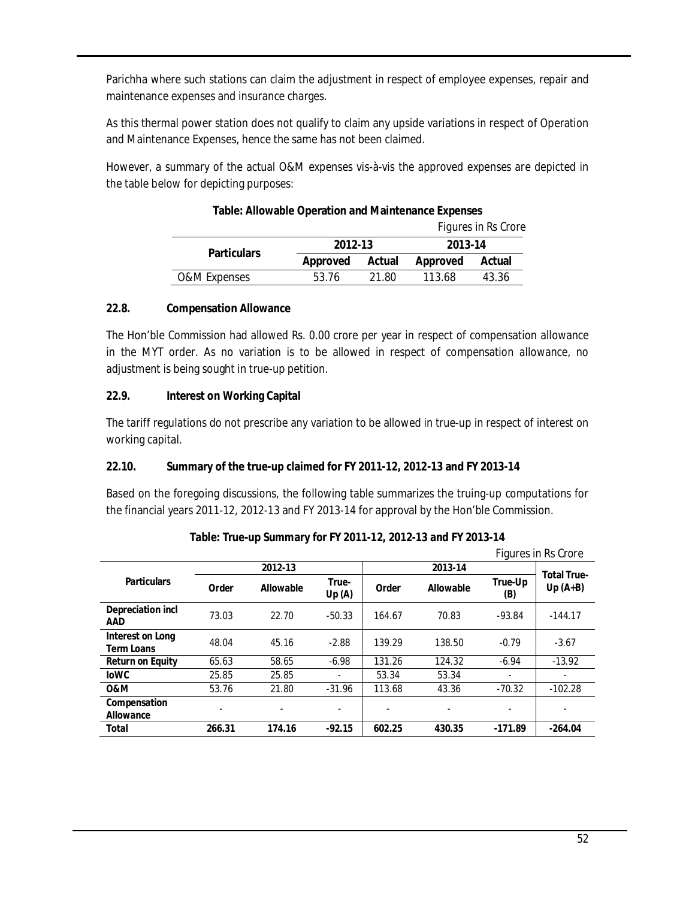Parichha where such stations can claim the adjustment in respect of employee expenses, repair and maintenance expenses and insurance charges.

As this thermal power station does not qualify to claim any upside variations in respect of Operation and Maintenance Expenses, hence the same has not been claimed.

However, a summary of the actual O&M expenses vis-à-vis the approved expenses are depicted in the table below for depicting purposes:

**Table: Allowable Operation and Maintenance Expenses**

Figures in Rs Crore

| Particulars | 2012-13 | | 2013-14 | |
|---|---|---|---|---|
| | Approved | Actual | Approved | Actual |
| O&M Expenses | 53.76 | 21.80 | 113.68 | 43.36 |

### 22.8. Compensation Allowance

The Hon'ble Commission had allowed Rs. 0.00 crore per year in respect of compensation allowance in the MYT order. As no variation is to be allowed in respect of compensation allowance, no adjustment is being sought in true-up petition.

### 22.9. Interest on Working Capital

The tariff regulations do not prescribe any variation to be allowed in true-up in respect of interest on working capital.

### 22.10. Summary of the true-up claimed for FY 2011-12, 2012-13 and FY 2013-14

Based on the foregoing discussions, the following table summarizes the truing-up computations for the financial years 2011-12, 2012-13 and FY 2013-14 for approval by the Hon'ble Commission.

**Table: True-up Summary for FY 2011-12, 2012-13 and FY 2013-14**

Figures in Rs Crore

| Particulars | 2012-13 | | | 2013-14 | | | Total True-Up (A+B) |
|---|---|---|---|---|---|---|---|
| | Order | Allowable | True-Up (A) | Order | Allowable | True-Up (B) | |
| **Depreciation incl AAD** | 73.03 | 22.70 | -50.33 | 164.67 | 70.83 | -93.84 | -144.17 |
| **Interest on Long Term Loans** | 48.04 | 45.16 | -2.88 | 139.29 | 138.50 | -0.79 | -3.67 |
| **Return on Equity** | 65.63 | 58.65 | -6.98 | 131.26 | 124.32 | -6.94 | -13.92 |
| **IoWC** | 25.85 | 25.85 | - | 53.34 | 53.34 | - | - |
| **O&M** | 53.76 | 21.80 | -31.96 | 113.68 | 43.36 | -70.32 | -102.28 |
| **Compensation Allowance** | - | - | - | - | - | - | - |
| **Total** | **266.31** | **174.16** | **-92.15** | **602.25** | **430.35** | **-171.89** | **-264.04** |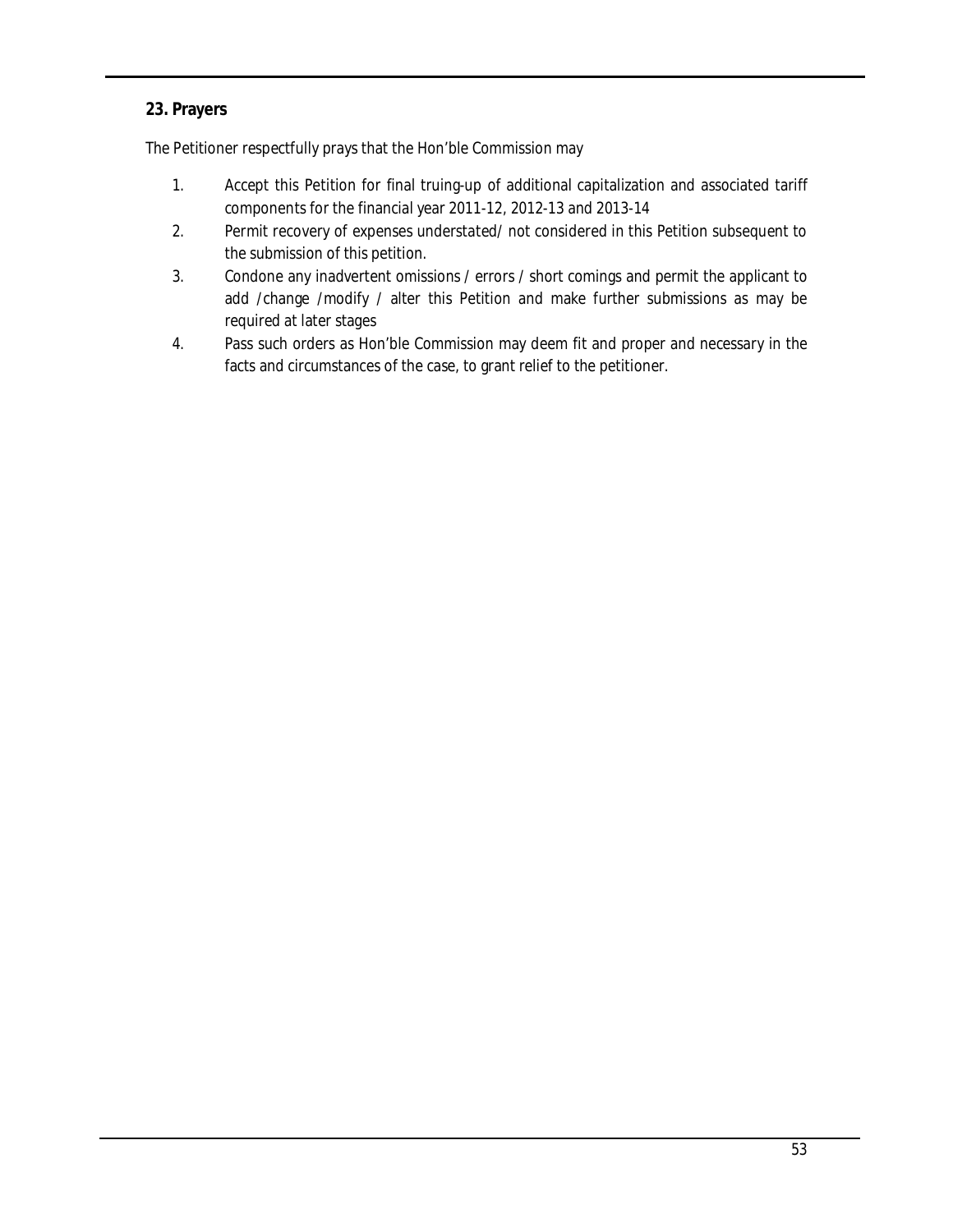## 23. Prayers

The Petitioner respectfully prays that the Hon'ble Commission may

1. Accept this Petition for final truing-up of additional capitalization and associated tariff components for the financial year 2011-12, 2012-13 and 2013-14
2. Permit recovery of expenses understated/ not considered in this Petition subsequent to the submission of this petition.
3. Condone any inadvertent omissions / errors / short comings and permit the applicant to add /change /modify / alter this Petition and make further submissions as may be required at later stages
4. Pass such orders as Hon'ble Commission may deem fit and proper and necessary in the facts and circumstances of the case, to grant relief to the petitioner.